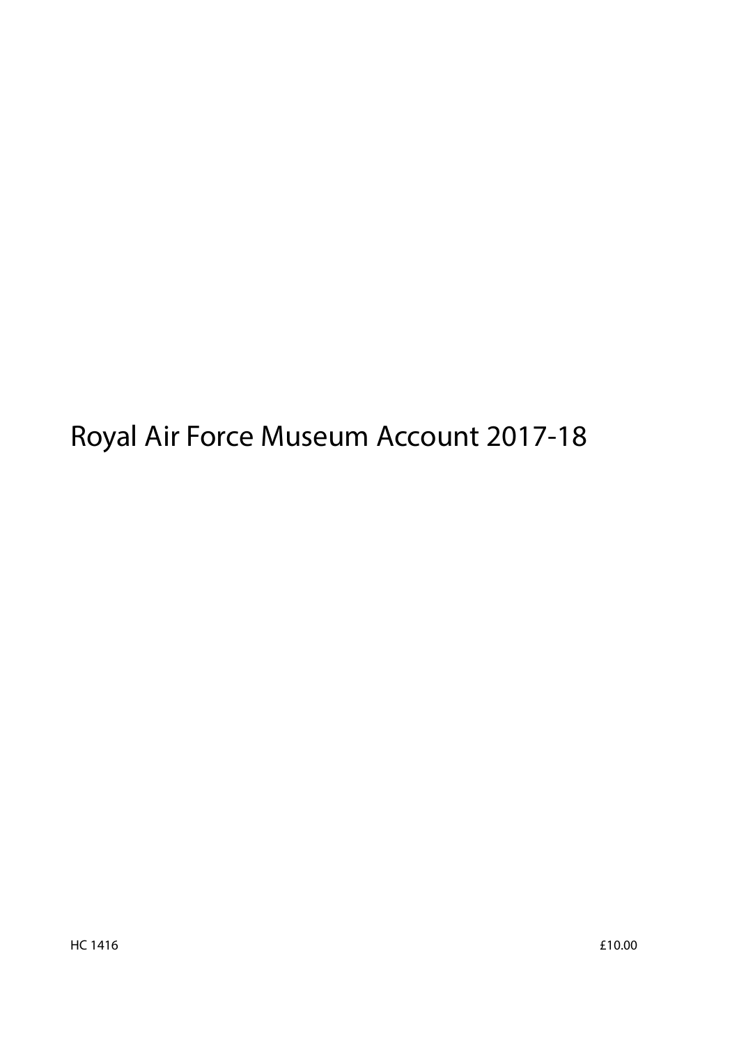# Royal Air Force Museum Account 2017-18

HC 1416

£10.00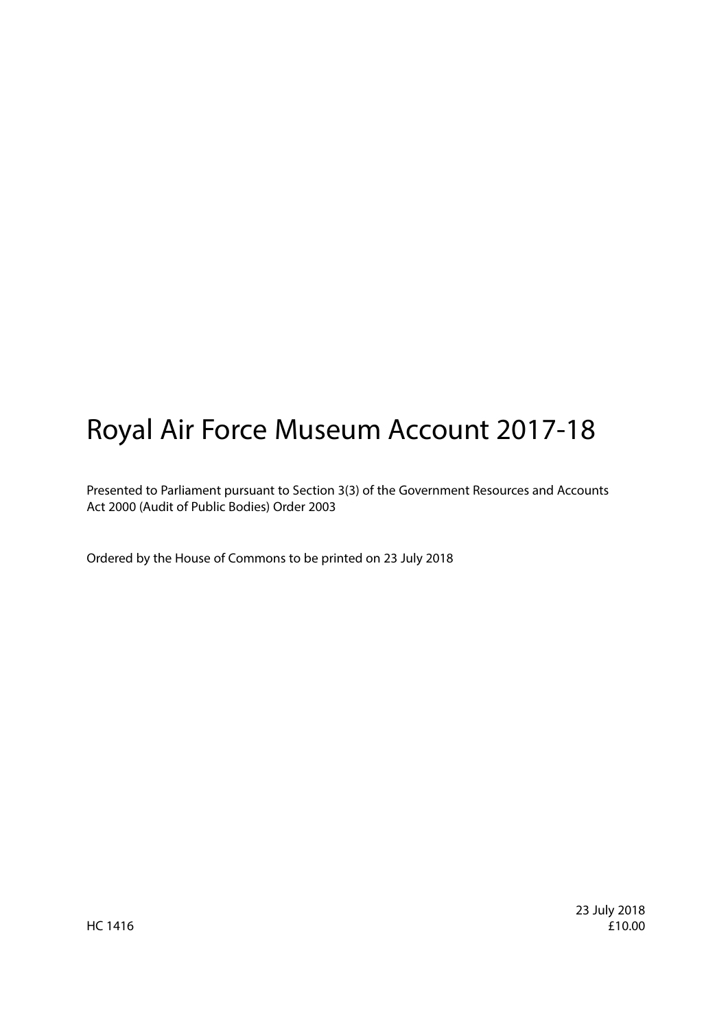# Royal Air Force Museum Account 2017-18

Presented to Parliament pursuant to Section 3(3) of the Government Resources and Accounts Act 2000 (Audit of Public Bodies) Order 2003

Ordered by the House of Commons to be printed on 23 July 2018

HC 1416

23 July 2018
£10.00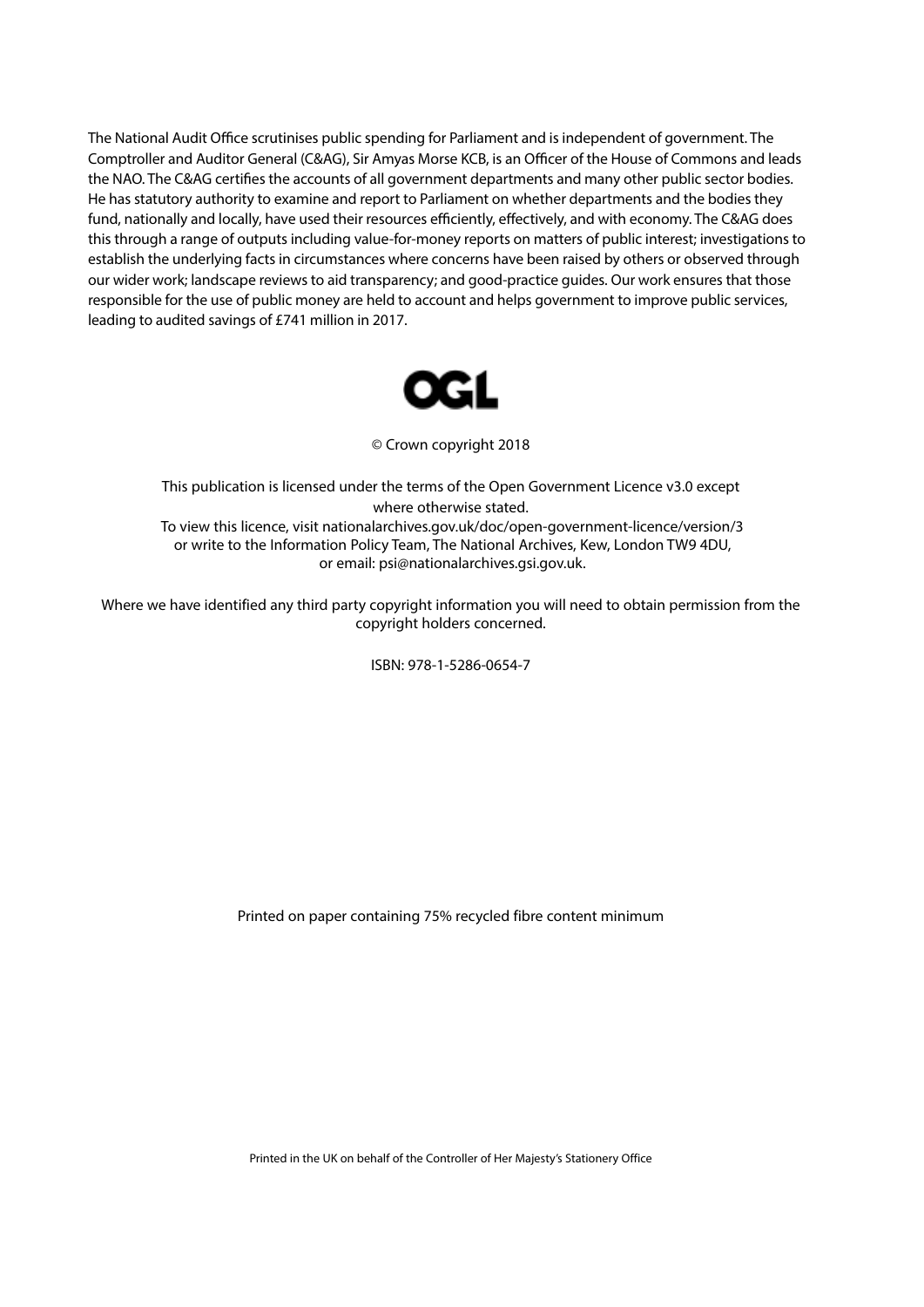The National Audit Office scrutinises public spending for Parliament and is independent of government. The Comptroller and Auditor General (C&AG), Sir Amyas Morse KCB, is an Officer of the House of Commons and leads the NAO. The C&AG certifies the accounts of all government departments and many other public sector bodies. He has statutory authority to examine and report to Parliament on whether departments and the bodies they fund, nationally and locally, have used their resources efficiently, effectively, and with economy. The C&AG does this through a range of outputs including value-for-money reports on matters of public interest; investigations to establish the underlying facts in circumstances where concerns have been raised by others or observed through our wider work; landscape reviews to aid transparency; and good-practice guides. Our work ensures that those responsible for the use of public money are held to account and helps government to improve public services, leading to audited savings of £741 million in 2017.

OGL

© Crown copyright 2018

This publication is licensed under the terms of the Open Government Licence v3.0 except where otherwise stated.
To view this licence, visit nationalarchives.gov.uk/doc/open-government-licence/version/3 or write to the Information Policy Team, The National Archives, Kew, London TW9 4DU, or email: psi@nationalarchives.gsi.gov.uk.

Where we have identified any third party copyright information you will need to obtain permission from the copyright holders concerned.

ISBN: 978-1-5286-0654-7

Printed on paper containing 75% recycled fibre content minimum

Printed in the UK on behalf of the Controller of Her Majesty's Stationery Office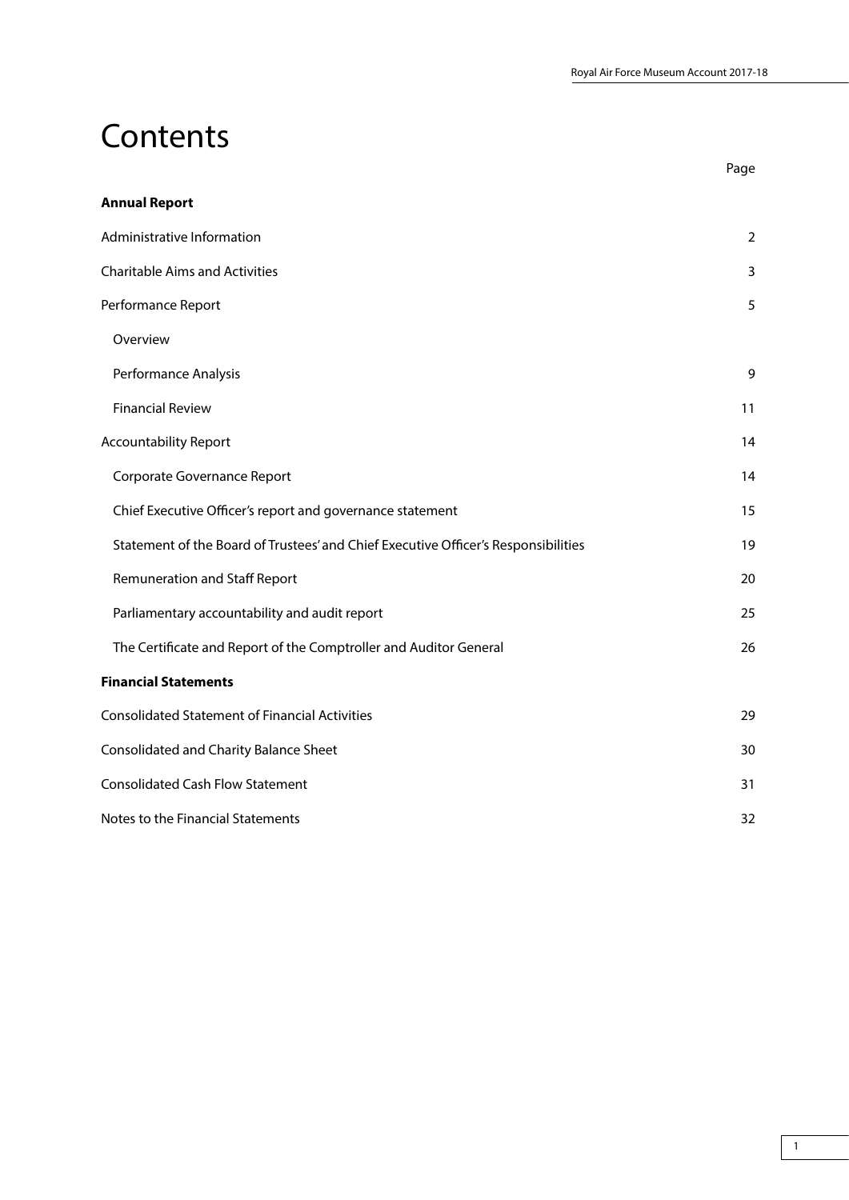# Contents

| | Page |
|---|---|
| **Annual Report** | |
| Administrative Information | 2 |
| Charitable Aims and Activities | 3 |
| Performance Report | 5 |
| Overview | |
| Performance Analysis | 9 |
| Financial Review | 11 |
| Accountability Report | 14 |
| Corporate Governance Report | 14 |
| Chief Executive Officer's report and governance statement | 15 |
| Statement of the Board of Trustees' and Chief Executive Officer's Responsibilities | 19 |
| Remuneration and Staff Report | 20 |
| Parliamentary accountability and audit report | 25 |
| The Certificate and Report of the Comptroller and Auditor General | 26 |
| **Financial Statements** | |
| Consolidated Statement of Financial Activities | 29 |
| Consolidated and Charity Balance Sheet | 30 |
| Consolidated Cash Flow Statement | 31 |
| Notes to the Financial Statements | 32 |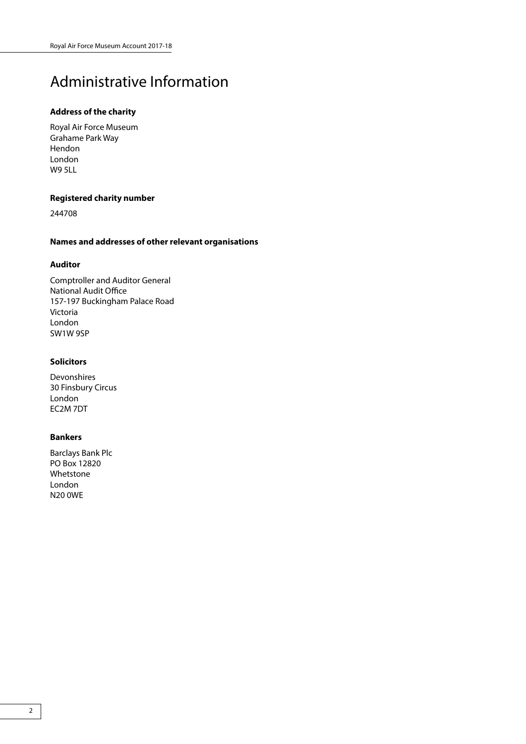# Administrative Information

**Address of the charity**

Royal Air Force Museum
Grahame Park Way
Hendon
London
W9 5LL

**Registered charity number**

244708

**Names and addresses of other relevant organisations**

**Auditor**

Comptroller and Auditor General
National Audit Office
157-197 Buckingham Palace Road
Victoria
London
SW1W 9SP

**Solicitors**

Devonshires
30 Finsbury Circus
London
EC2M 7DT

**Bankers**

Barclays Bank Plc
PO Box 12820
Whetstone
London
N20 0WE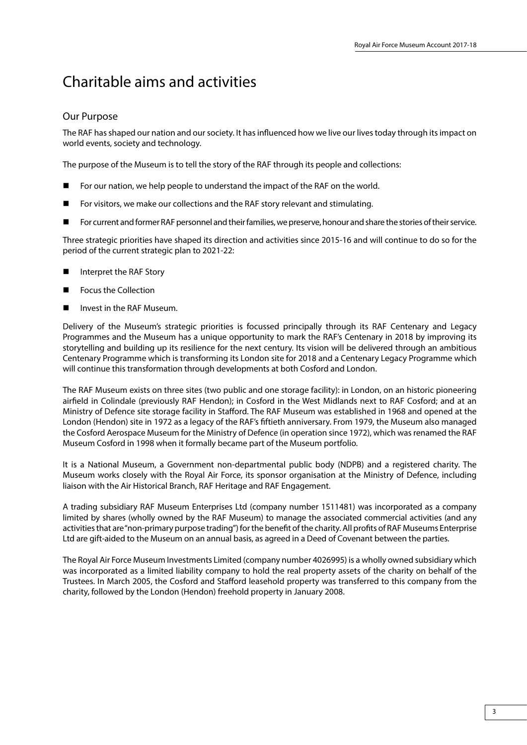# Charitable aims and activities

## Our Purpose

The RAF has shaped our nation and our society. It has influenced how we live our lives today through its impact on world events, society and technology.

The purpose of the Museum is to tell the story of the RAF through its people and collections:

- For our nation, we help people to understand the impact of the RAF on the world.
- For visitors, we make our collections and the RAF story relevant and stimulating.
- For current and former RAF personnel and their families, we preserve, honour and share the stories of their service.

Three strategic priorities have shaped its direction and activities since 2015-16 and will continue to do so for the period of the current strategic plan to 2021-22:

- Interpret the RAF Story
- Focus the Collection
- Invest in the RAF Museum.

Delivery of the Museum's strategic priorities is focussed principally through its RAF Centenary and Legacy Programmes and the Museum has a unique opportunity to mark the RAF's Centenary in 2018 by improving its storytelling and building up its resilience for the next century. Its vision will be delivered through an ambitious Centenary Programme which is transforming its London site for 2018 and a Centenary Legacy Programme which will continue this transformation through developments at both Cosford and London.

The RAF Museum exists on three sites (two public and one storage facility): in London, on an historic pioneering airfield in Colindale (previously RAF Hendon); in Cosford in the West Midlands next to RAF Cosford; and at an Ministry of Defence site storage facility in Stafford. The RAF Museum was established in 1968 and opened at the London (Hendon) site in 1972 as a legacy of the RAF's fiftieth anniversary. From 1979, the Museum also managed the Cosford Aerospace Museum for the Ministry of Defence (in operation since 1972), which was renamed the RAF Museum Cosford in 1998 when it formally became part of the Museum portfolio.

It is a National Museum, a Government non-departmental public body (NDPB) and a registered charity. The Museum works closely with the Royal Air Force, its sponsor organisation at the Ministry of Defence, including liaison with the Air Historical Branch, RAF Heritage and RAF Engagement.

A trading subsidiary RAF Museum Enterprises Ltd (company number 1511481) was incorporated as a company limited by shares (wholly owned by the RAF Museum) to manage the associated commercial activities (and any activities that are "non-primary purpose trading") for the benefit of the charity. All profits of RAF Museums Enterprise Ltd are gift-aided to the Museum on an annual basis, as agreed in a Deed of Covenant between the parties.

The Royal Air Force Museum Investments Limited (company number 4026995) is a wholly owned subsidiary which was incorporated as a limited liability company to hold the real property assets of the charity on behalf of the Trustees. In March 2005, the Cosford and Stafford leasehold property was transferred to this company from the charity, followed by the London (Hendon) freehold property in January 2008.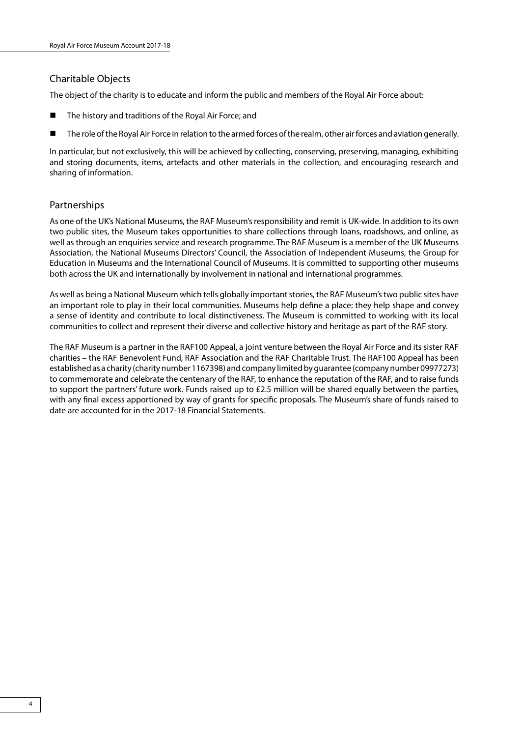## Charitable Objects

The object of the charity is to educate and inform the public and members of the Royal Air Force about:

- The history and traditions of the Royal Air Force; and
- The role of the Royal Air Force in relation to the armed forces of the realm, other air forces and aviation generally.

In particular, but not exclusively, this will be achieved by collecting, conserving, preserving, managing, exhibiting and storing documents, items, artefacts and other materials in the collection, and encouraging research and sharing of information.

## Partnerships

As one of the UK's National Museums, the RAF Museum's responsibility and remit is UK-wide. In addition to its own two public sites, the Museum takes opportunities to share collections through loans, roadshows, and online, as well as through an enquiries service and research programme. The RAF Museum is a member of the UK Museums Association, the National Museums Directors' Council, the Association of Independent Museums, the Group for Education in Museums and the International Council of Museums. It is committed to supporting other museums both across the UK and internationally by involvement in national and international programmes.

As well as being a National Museum which tells globally important stories, the RAF Museum's two public sites have an important role to play in their local communities. Museums help define a place: they help shape and convey a sense of identity and contribute to local distinctiveness. The Museum is committed to working with its local communities to collect and represent their diverse and collective history and heritage as part of the RAF story.

The RAF Museum is a partner in the RAF100 Appeal, a joint venture between the Royal Air Force and its sister RAF charities – the RAF Benevolent Fund, RAF Association and the RAF Charitable Trust. The RAF100 Appeal has been established as a charity (charity number 1167398) and company limited by guarantee (company number 09977273) to commemorate and celebrate the centenary of the RAF, to enhance the reputation of the RAF, and to raise funds to support the partners' future work. Funds raised up to £2.5 million will be shared equally between the parties, with any final excess apportioned by way of grants for specific proposals. The Museum's share of funds raised to date are accounted for in the 2017-18 Financial Statements.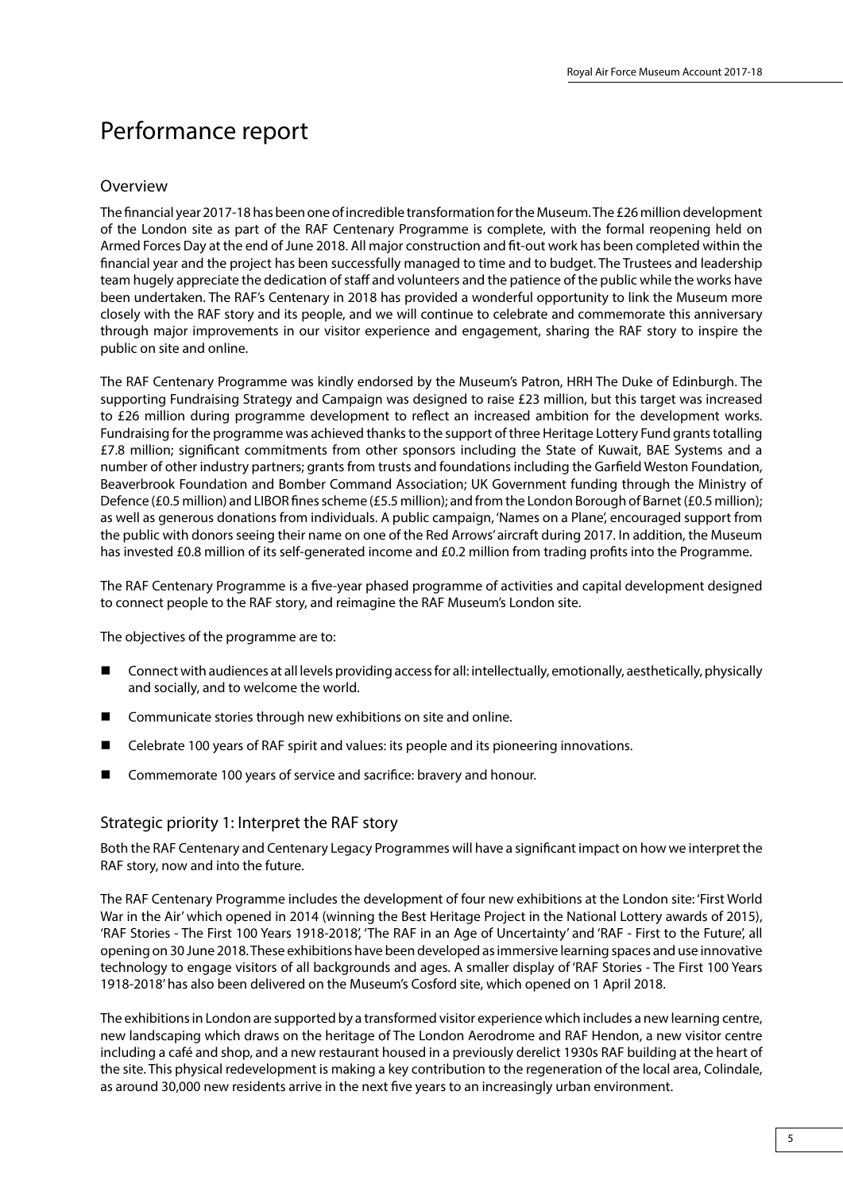# Performance report

## Overview

The financial year 2017-18 has been one of incredible transformation for the Museum. The £26 million development of the London site as part of the RAF Centenary Programme is complete, with the formal reopening held on Armed Forces Day at the end of June 2018. All major construction and fit-out work has been completed within the financial year and the project has been successfully managed to time and to budget. The Trustees and leadership team hugely appreciate the dedication of staff and volunteers and the patience of the public while the works have been undertaken. The RAF's Centenary in 2018 has provided a wonderful opportunity to link the Museum more closely with the RAF story and its people, and we will continue to celebrate and commemorate this anniversary through major improvements in our visitor experience and engagement, sharing the RAF story to inspire the public on site and online.

The RAF Centenary Programme was kindly endorsed by the Museum's Patron, HRH The Duke of Edinburgh. The supporting Fundraising Strategy and Campaign was designed to raise £23 million, but this target was increased to £26 million during programme development to reflect an increased ambition for the development works. Fundraising for the programme was achieved thanks to the support of three Heritage Lottery Fund grants totalling £7.8 million; significant commitments from other sponsors including the State of Kuwait, BAE Systems and a number of other industry partners; grants from trusts and foundations including the Garfield Weston Foundation, Beaverbrook Foundation and Bomber Command Association; UK Government funding through the Ministry of Defence (£0.5 million) and LIBOR fines scheme (£5.5 million); and from the London Borough of Barnet (£0.5 million); as well as generous donations from individuals. A public campaign, 'Names on a Plane', encouraged support from the public with donors seeing their name on one of the Red Arrows' aircraft during 2017. In addition, the Museum has invested £0.8 million of its self-generated income and £0.2 million from trading profits into the Programme.

The RAF Centenary Programme is a five-year phased programme of activities and capital development designed to connect people to the RAF story, and reimagine the RAF Museum's London site.

The objectives of the programme are to:

- Connect with audiences at all levels providing access for all: intellectually, emotionally, aesthetically, physically and socially, and to welcome the world.
- Communicate stories through new exhibitions on site and online.
- Celebrate 100 years of RAF spirit and values: its people and its pioneering innovations.
- Commemorate 100 years of service and sacrifice: bravery and honour.

## Strategic priority 1: Interpret the RAF story

Both the RAF Centenary and Centenary Legacy Programmes will have a significant impact on how we interpret the RAF story, now and into the future.

The RAF Centenary Programme includes the development of four new exhibitions at the London site: 'First World War in the Air' which opened in 2014 (winning the Best Heritage Project in the National Lottery awards of 2015), 'RAF Stories - The First 100 Years 1918-2018', 'The RAF in an Age of Uncertainty' and 'RAF - First to the Future', all opening on 30 June 2018. These exhibitions have been developed as immersive learning spaces and use innovative technology to engage visitors of all backgrounds and ages. A smaller display of 'RAF Stories - The First 100 Years 1918-2018' has also been delivered on the Museum's Cosford site, which opened on 1 April 2018.

The exhibitions in London are supported by a transformed visitor experience which includes a new learning centre, new landscaping which draws on the heritage of The London Aerodrome and RAF Hendon, a new visitor centre including a café and shop, and a new restaurant housed in a previously derelict 1930s RAF building at the heart of the site. This physical redevelopment is making a key contribution to the regeneration of the local area, Colindale, as around 30,000 new residents arrive in the next five years to an increasingly urban environment.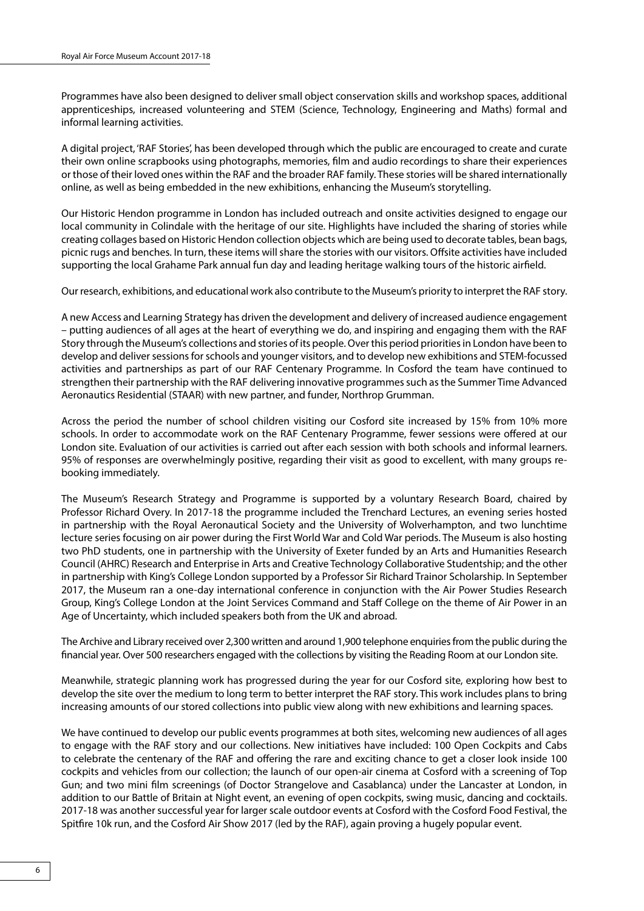Programmes have also been designed to deliver small object conservation skills and workshop spaces, additional apprenticeships, increased volunteering and STEM (Science, Technology, Engineering and Maths) formal and informal learning activities.

A digital project, 'RAF Stories', has been developed through which the public are encouraged to create and curate their own online scrapbooks using photographs, memories, film and audio recordings to share their experiences or those of their loved ones within the RAF and the broader RAF family. These stories will be shared internationally online, as well as being embedded in the new exhibitions, enhancing the Museum's storytelling.

Our Historic Hendon programme in London has included outreach and onsite activities designed to engage our local community in Colindale with the heritage of our site. Highlights have included the sharing of stories while creating collages based on Historic Hendon collection objects which are being used to decorate tables, bean bags, picnic rugs and benches. In turn, these items will share the stories with our visitors. Offsite activities have included supporting the local Grahame Park annual fun day and leading heritage walking tours of the historic airfield.

Our research, exhibitions, and educational work also contribute to the Museum's priority to interpret the RAF story.

A new Access and Learning Strategy has driven the development and delivery of increased audience engagement – putting audiences of all ages at the heart of everything we do, and inspiring and engaging them with the RAF Story through the Museum's collections and stories of its people. Over this period priorities in London have been to develop and deliver sessions for schools and younger visitors, and to develop new exhibitions and STEM-focussed activities and partnerships as part of our RAF Centenary Programme. In Cosford the team have continued to strengthen their partnership with the RAF delivering innovative programmes such as the Summer Time Advanced Aeronautics Residential (STAAR) with new partner, and funder, Northrop Grumman.

Across the period the number of school children visiting our Cosford site increased by 15% from 10% more schools. In order to accommodate work on the RAF Centenary Programme, fewer sessions were offered at our London site. Evaluation of our activities is carried out after each session with both schools and informal learners. 95% of responses are overwhelmingly positive, regarding their visit as good to excellent, with many groups re-booking immediately.

The Museum's Research Strategy and Programme is supported by a voluntary Research Board, chaired by Professor Richard Overy. In 2017-18 the programme included the Trenchard Lectures, an evening series hosted in partnership with the Royal Aeronautical Society and the University of Wolverhampton, and two lunchtime lecture series focusing on air power during the First World War and Cold War periods. The Museum is also hosting two PhD students, one in partnership with the University of Exeter funded by an Arts and Humanities Research Council (AHRC) Research and Enterprise in Arts and Creative Technology Collaborative Studentship; and the other in partnership with King's College London supported by a Professor Sir Richard Trainor Scholarship. In September 2017, the Museum ran a one-day international conference in conjunction with the Air Power Studies Research Group, King's College London at the Joint Services Command and Staff College on the theme of Air Power in an Age of Uncertainty, which included speakers both from the UK and abroad.

The Archive and Library received over 2,300 written and around 1,900 telephone enquiries from the public during the financial year. Over 500 researchers engaged with the collections by visiting the Reading Room at our London site.

Meanwhile, strategic planning work has progressed during the year for our Cosford site, exploring how best to develop the site over the medium to long term to better interpret the RAF story. This work includes plans to bring increasing amounts of our stored collections into public view along with new exhibitions and learning spaces.

We have continued to develop our public events programmes at both sites, welcoming new audiences of all ages to engage with the RAF story and our collections. New initiatives have included: 100 Open Cockpits and Cabs to celebrate the centenary of the RAF and offering the rare and exciting chance to get a closer look inside 100 cockpits and vehicles from our collection; the launch of our open-air cinema at Cosford with a screening of Top Gun; and two mini film screenings (of Doctor Strangelove and Casablanca) under the Lancaster at London, in addition to our Battle of Britain at Night event, an evening of open cockpits, swing music, dancing and cocktails. 2017-18 was another successful year for larger scale outdoor events at Cosford with the Cosford Food Festival, the Spitfire 10k run, and the Cosford Air Show 2017 (led by the RAF), again proving a hugely popular event.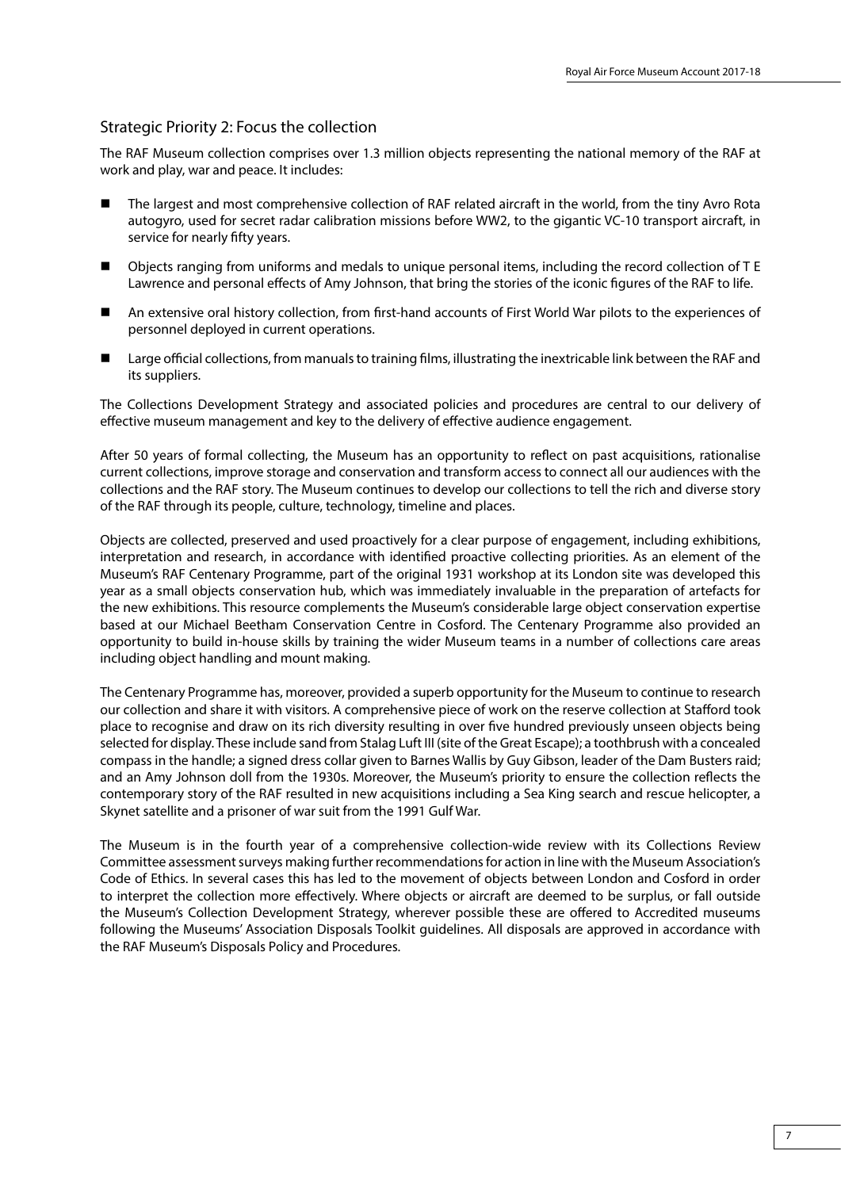## Strategic Priority 2: Focus the collection

The RAF Museum collection comprises over 1.3 million objects representing the national memory of the RAF at work and play, war and peace. It includes:

- The largest and most comprehensive collection of RAF related aircraft in the world, from the tiny Avro Rota autogyro, used for secret radar calibration missions before WW2, to the gigantic VC-10 transport aircraft, in service for nearly fifty years.
- Objects ranging from uniforms and medals to unique personal items, including the record collection of T E Lawrence and personal effects of Amy Johnson, that bring the stories of the iconic figures of the RAF to life.
- An extensive oral history collection, from first-hand accounts of First World War pilots to the experiences of personnel deployed in current operations.
- Large official collections, from manuals to training films, illustrating the inextricable link between the RAF and its suppliers.

The Collections Development Strategy and associated policies and procedures are central to our delivery of effective museum management and key to the delivery of effective audience engagement.

After 50 years of formal collecting, the Museum has an opportunity to reflect on past acquisitions, rationalise current collections, improve storage and conservation and transform access to connect all our audiences with the collections and the RAF story. The Museum continues to develop our collections to tell the rich and diverse story of the RAF through its people, culture, technology, timeline and places.

Objects are collected, preserved and used proactively for a clear purpose of engagement, including exhibitions, interpretation and research, in accordance with identified proactive collecting priorities. As an element of the Museum's RAF Centenary Programme, part of the original 1931 workshop at its London site was developed this year as a small objects conservation hub, which was immediately invaluable in the preparation of artefacts for the new exhibitions. This resource complements the Museum's considerable large object conservation expertise based at our Michael Beetham Conservation Centre in Cosford. The Centenary Programme also provided an opportunity to build in-house skills by training the wider Museum teams in a number of collections care areas including object handling and mount making.

The Centenary Programme has, moreover, provided a superb opportunity for the Museum to continue to research our collection and share it with visitors. A comprehensive piece of work on the reserve collection at Stafford took place to recognise and draw on its rich diversity resulting in over five hundred previously unseen objects being selected for display. These include sand from Stalag Luft III (site of the Great Escape); a toothbrush with a concealed compass in the handle; a signed dress collar given to Barnes Wallis by Guy Gibson, leader of the Dam Busters raid; and an Amy Johnson doll from the 1930s. Moreover, the Museum's priority to ensure the collection reflects the contemporary story of the RAF resulted in new acquisitions including a Sea King search and rescue helicopter, a Skynet satellite and a prisoner of war suit from the 1991 Gulf War.

The Museum is in the fourth year of a comprehensive collection-wide review with its Collections Review Committee assessment surveys making further recommendations for action in line with the Museum Association's Code of Ethics. In several cases this has led to the movement of objects between London and Cosford in order to interpret the collection more effectively. Where objects or aircraft are deemed to be surplus, or fall outside the Museum's Collection Development Strategy, wherever possible these are offered to Accredited museums following the Museums' Association Disposals Toolkit guidelines. All disposals are approved in accordance with the RAF Museum's Disposals Policy and Procedures.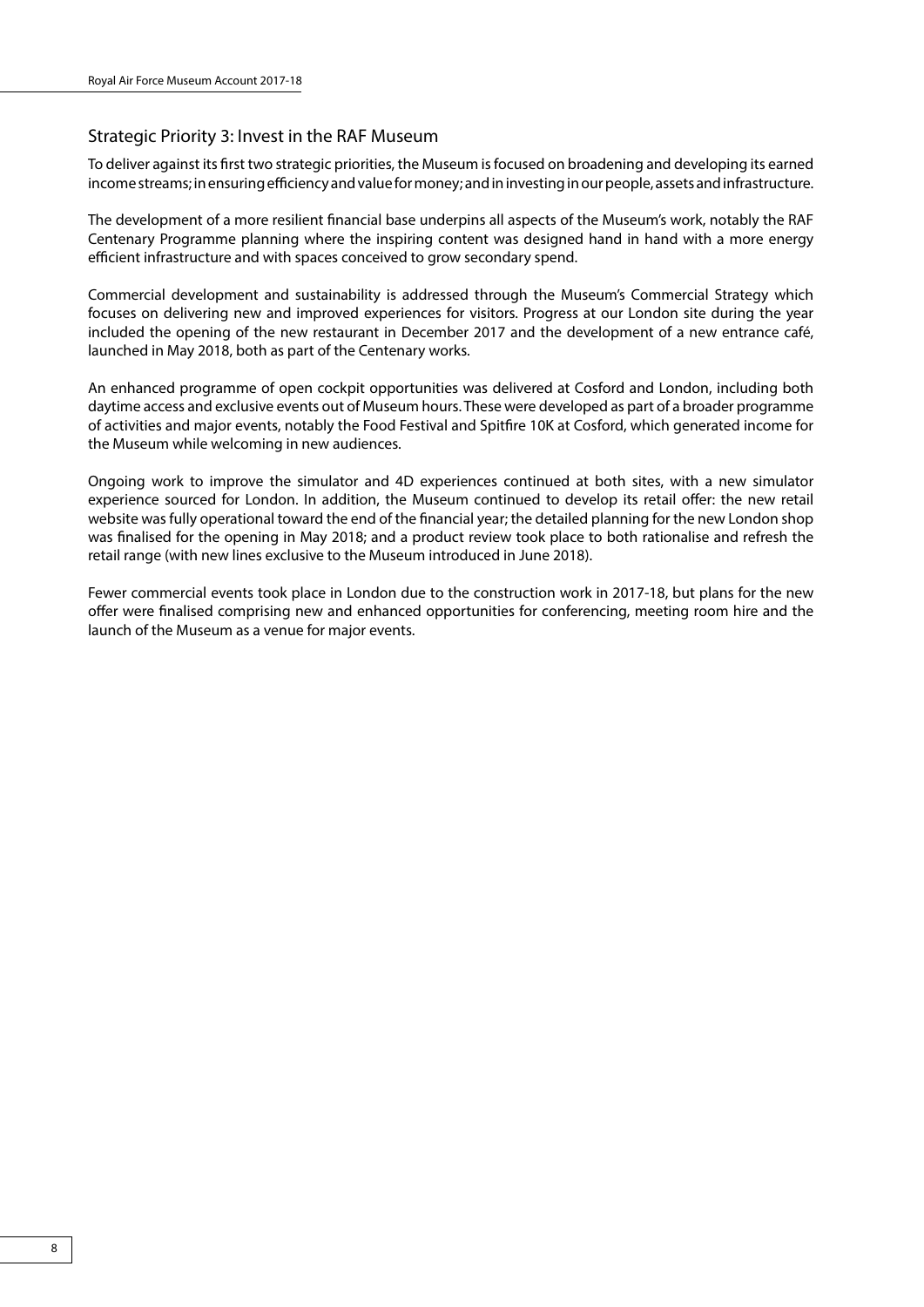## Strategic Priority 3: Invest in the RAF Museum

To deliver against its first two strategic priorities, the Museum is focused on broadening and developing its earned income streams; in ensuring efficiency and value for money; and in investing in our people, assets and infrastructure.

The development of a more resilient financial base underpins all aspects of the Museum's work, notably the RAF Centenary Programme planning where the inspiring content was designed hand in hand with a more energy efficient infrastructure and with spaces conceived to grow secondary spend.

Commercial development and sustainability is addressed through the Museum's Commercial Strategy which focuses on delivering new and improved experiences for visitors. Progress at our London site during the year included the opening of the new restaurant in December 2017 and the development of a new entrance café, launched in May 2018, both as part of the Centenary works.

An enhanced programme of open cockpit opportunities was delivered at Cosford and London, including both daytime access and exclusive events out of Museum hours. These were developed as part of a broader programme of activities and major events, notably the Food Festival and Spitfire 10K at Cosford, which generated income for the Museum while welcoming in new audiences.

Ongoing work to improve the simulator and 4D experiences continued at both sites, with a new simulator experience sourced for London. In addition, the Museum continued to develop its retail offer: the new retail website was fully operational toward the end of the financial year; the detailed planning for the new London shop was finalised for the opening in May 2018; and a product review took place to both rationalise and refresh the retail range (with new lines exclusive to the Museum introduced in June 2018).

Fewer commercial events took place in London due to the construction work in 2017-18, but plans for the new offer were finalised comprising new and enhanced opportunities for conferencing, meeting room hire and the launch of the Museum as a venue for major events.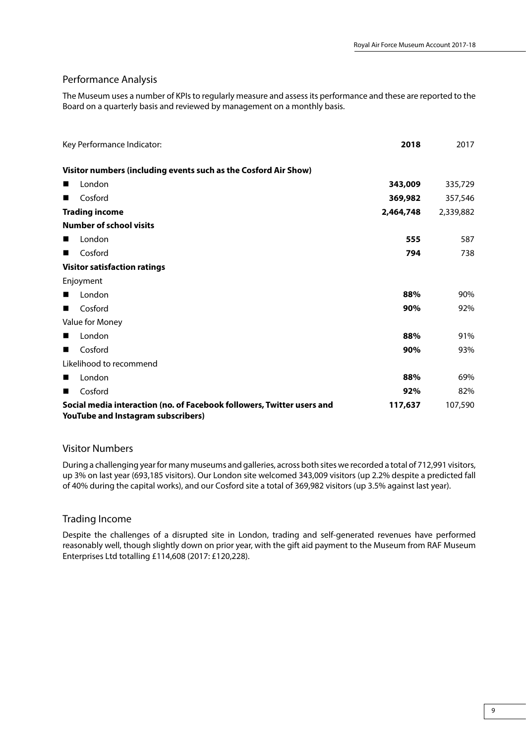## Performance Analysis

The Museum uses a number of KPIs to regularly measure and assess its performance and these are reported to the Board on a quarterly basis and reviewed by management on a monthly basis.

| Key Performance Indicator: | **2018** | 2017 |
|---|---|---|
| **Visitor numbers (including events such as the Cosford Air Show)** | | |
| ■ London | **343,009** | 335,729 |
| ■ Cosford | **369,982** | 357,546 |
| **Trading income** | **2,464,748** | 2,339,882 |
| **Number of school visits** | | |
| ■ London | **555** | 587 |
| ■ Cosford | **794** | 738 |
| **Visitor satisfaction ratings** | | |
| Enjoyment | | |
| ■ London | **88%** | 90% |
| ■ Cosford | **90%** | 92% |
| Value for Money | | |
| ■ London | **88%** | 91% |
| ■ Cosford | **90%** | 93% |
| Likelihood to recommend | | |
| ■ London | **88%** | 69% |
| ■ Cosford | **92%** | 82% |
| **Social media interaction (no. of Facebook followers, Twitter users and YouTube and Instagram subscribers)** | **117,637** | 107,590 |

## Visitor Numbers

During a challenging year for many museums and galleries, across both sites we recorded a total of 712,991 visitors, up 3% on last year (693,185 visitors). Our London site welcomed 343,009 visitors (up 2.2% despite a predicted fall of 40% during the capital works), and our Cosford site a total of 369,982 visitors (up 3.5% against last year).

## Trading Income

Despite the challenges of a disrupted site in London, trading and self-generated revenues have performed reasonably well, though slightly down on prior year, with the gift aid payment to the Museum from RAF Museum Enterprises Ltd totalling £114,608 (2017: £120,228).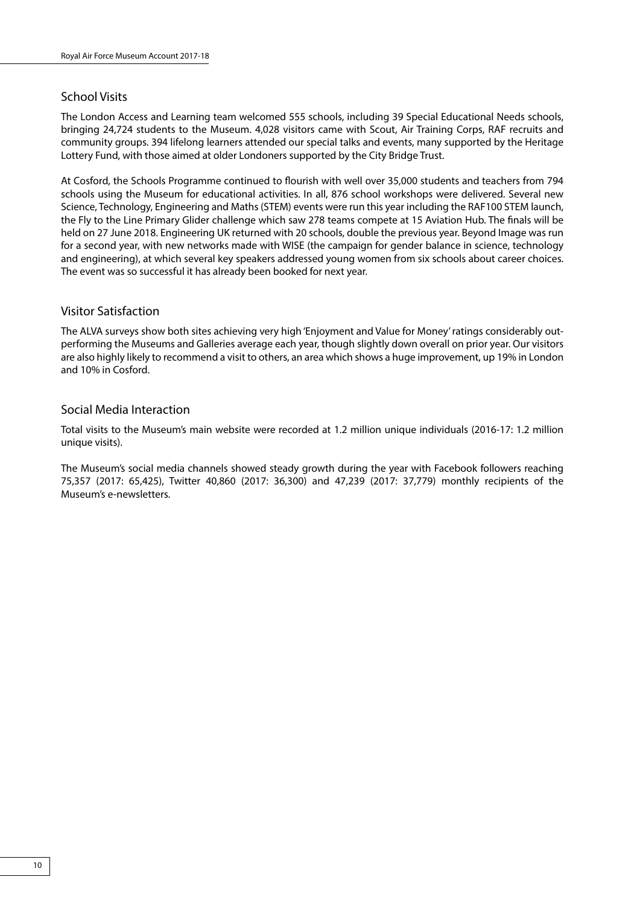## School Visits

The London Access and Learning team welcomed 555 schools, including 39 Special Educational Needs schools, bringing 24,724 students to the Museum. 4,028 visitors came with Scout, Air Training Corps, RAF recruits and community groups. 394 lifelong learners attended our special talks and events, many supported by the Heritage Lottery Fund, with those aimed at older Londoners supported by the City Bridge Trust.

At Cosford, the Schools Programme continued to flourish with well over 35,000 students and teachers from 794 schools using the Museum for educational activities. In all, 876 school workshops were delivered. Several new Science, Technology, Engineering and Maths (STEM) events were run this year including the RAF100 STEM launch, the Fly to the Line Primary Glider challenge which saw 278 teams compete at 15 Aviation Hub. The finals will be held on 27 June 2018. Engineering UK returned with 20 schools, double the previous year. Beyond Image was run for a second year, with new networks made with WISE (the campaign for gender balance in science, technology and engineering), at which several key speakers addressed young women from six schools about career choices. The event was so successful it has already been booked for next year.

## Visitor Satisfaction

The ALVA surveys show both sites achieving very high 'Enjoyment and Value for Money' ratings considerably out-performing the Museums and Galleries average each year, though slightly down overall on prior year. Our visitors are also highly likely to recommend a visit to others, an area which shows a huge improvement, up 19% in London and 10% in Cosford.

## Social Media Interaction

Total visits to the Museum's main website were recorded at 1.2 million unique individuals (2016-17: 1.2 million unique visits).

The Museum's social media channels showed steady growth during the year with Facebook followers reaching 75,357 (2017: 65,425), Twitter 40,860 (2017: 36,300) and 47,239 (2017: 37,779) monthly recipients of the Museum's e-newsletters.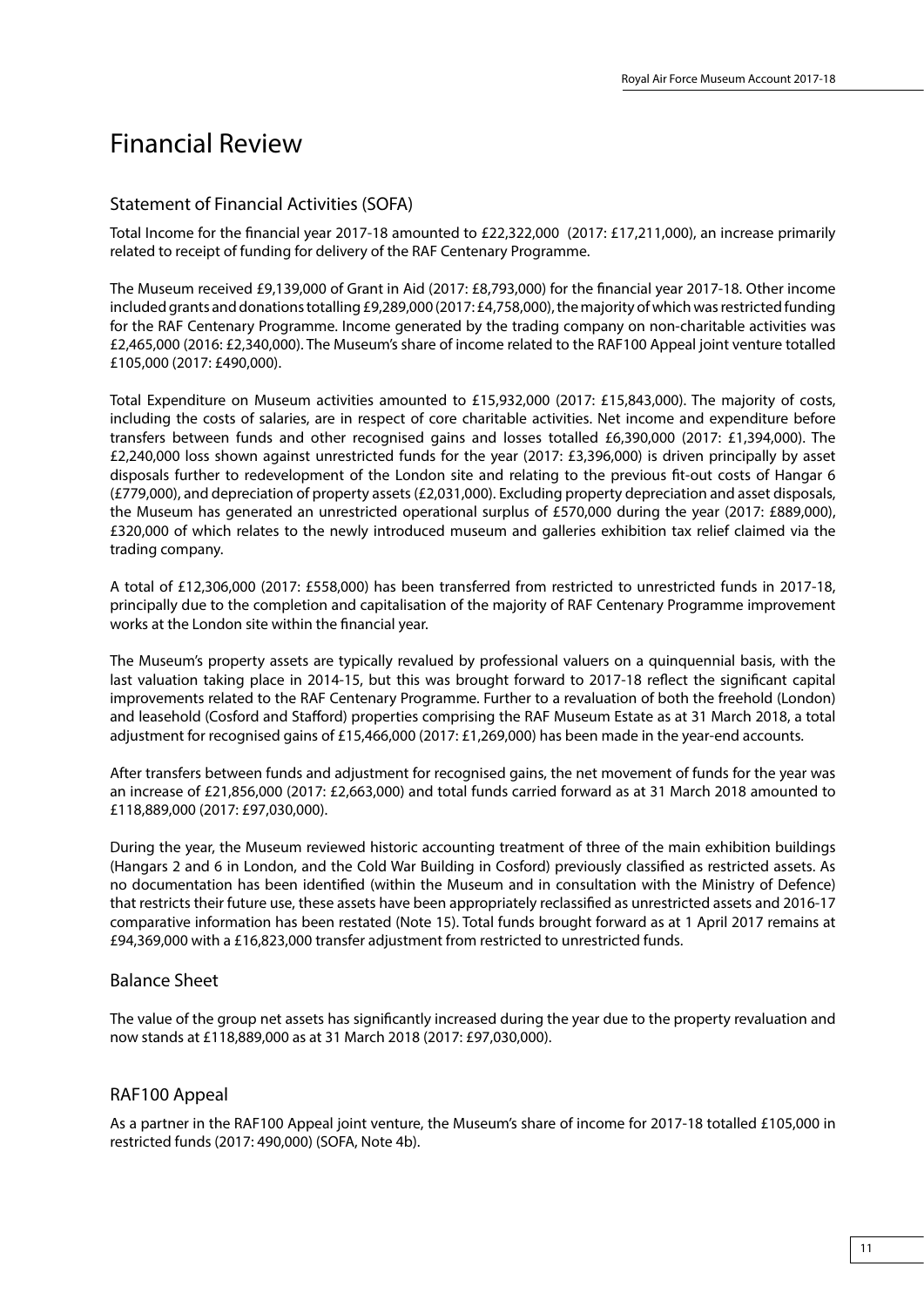# Financial Review

## Statement of Financial Activities (SOFA)

Total Income for the financial year 2017-18 amounted to £22,322,000 (2017: £17,211,000), an increase primarily related to receipt of funding for delivery of the RAF Centenary Programme.

The Museum received £9,139,000 of Grant in Aid (2017: £8,793,000) for the financial year 2017-18. Other income included grants and donations totalling £9,289,000 (2017: £4,758,000), the majority of which was restricted funding for the RAF Centenary Programme. Income generated by the trading company on non-charitable activities was £2,465,000 (2016: £2,340,000). The Museum's share of income related to the RAF100 Appeal joint venture totalled £105,000 (2017: £490,000).

Total Expenditure on Museum activities amounted to £15,932,000 (2017: £15,843,000). The majority of costs, including the costs of salaries, are in respect of core charitable activities. Net income and expenditure before transfers between funds and other recognised gains and losses totalled £6,390,000 (2017: £1,394,000). The £2,240,000 loss shown against unrestricted funds for the year (2017: £3,396,000) is driven principally by asset disposals further to redevelopment of the London site and relating to the previous fit-out costs of Hangar 6 (£779,000), and depreciation of property assets (£2,031,000). Excluding property depreciation and asset disposals, the Museum has generated an unrestricted operational surplus of £570,000 during the year (2017: £889,000), £320,000 of which relates to the newly introduced museum and galleries exhibition tax relief claimed via the trading company.

A total of £12,306,000 (2017: £558,000) has been transferred from restricted to unrestricted funds in 2017-18, principally due to the completion and capitalisation of the majority of RAF Centenary Programme improvement works at the London site within the financial year.

The Museum's property assets are typically revalued by professional valuers on a quinquennial basis, with the last valuation taking place in 2014-15, but this was brought forward to 2017-18 reflect the significant capital improvements related to the RAF Centenary Programme. Further to a revaluation of both the freehold (London) and leasehold (Cosford and Stafford) properties comprising the RAF Museum Estate as at 31 March 2018, a total adjustment for recognised gains of £15,466,000 (2017: £1,269,000) has been made in the year-end accounts.

After transfers between funds and adjustment for recognised gains, the net movement of funds for the year was an increase of £21,856,000 (2017: £2,663,000) and total funds carried forward as at 31 March 2018 amounted to £118,889,000 (2017: £97,030,000).

During the year, the Museum reviewed historic accounting treatment of three of the main exhibition buildings (Hangars 2 and 6 in London, and the Cold War Building in Cosford) previously classified as restricted assets. As no documentation has been identified (within the Museum and in consultation with the Ministry of Defence) that restricts their future use, these assets have been appropriately reclassified as unrestricted assets and 2016-17 comparative information has been restated (Note 15). Total funds brought forward as at 1 April 2017 remains at £94,369,000 with a £16,823,000 transfer adjustment from restricted to unrestricted funds.

## Balance Sheet

The value of the group net assets has significantly increased during the year due to the property revaluation and now stands at £118,889,000 as at 31 March 2018 (2017: £97,030,000).

## RAF100 Appeal

As a partner in the RAF100 Appeal joint venture, the Museum's share of income for 2017-18 totalled £105,000 in restricted funds (2017: 490,000) (SOFA, Note 4b).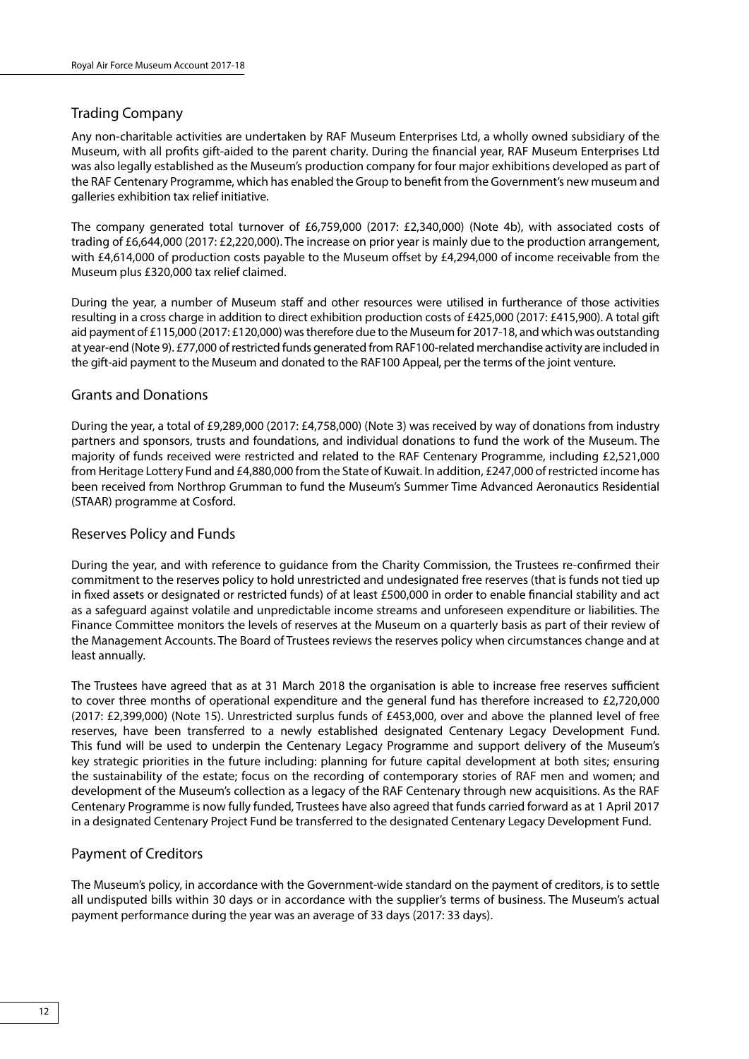## Trading Company

Any non-charitable activities are undertaken by RAF Museum Enterprises Ltd, a wholly owned subsidiary of the Museum, with all profits gift-aided to the parent charity. During the financial year, RAF Museum Enterprises Ltd was also legally established as the Museum's production company for four major exhibitions developed as part of the RAF Centenary Programme, which has enabled the Group to benefit from the Government's new museum and galleries exhibition tax relief initiative.

The company generated total turnover of £6,759,000 (2017: £2,340,000) (Note 4b), with associated costs of trading of £6,644,000 (2017: £2,220,000). The increase on prior year is mainly due to the production arrangement, with £4,614,000 of production costs payable to the Museum offset by £4,294,000 of income receivable from the Museum plus £320,000 tax relief claimed.

During the year, a number of Museum staff and other resources were utilised in furtherance of those activities resulting in a cross charge in addition to direct exhibition production costs of £425,000 (2017: £415,900). A total gift aid payment of £115,000 (2017: £120,000) was therefore due to the Museum for 2017-18, and which was outstanding at year-end (Note 9). £77,000 of restricted funds generated from RAF100-related merchandise activity are included in the gift-aid payment to the Museum and donated to the RAF100 Appeal, per the terms of the joint venture.

## Grants and Donations

During the year, a total of £9,289,000 (2017: £4,758,000) (Note 3) was received by way of donations from industry partners and sponsors, trusts and foundations, and individual donations to fund the work of the Museum. The majority of funds received were restricted and related to the RAF Centenary Programme, including £2,521,000 from Heritage Lottery Fund and £4,880,000 from the State of Kuwait. In addition, £247,000 of restricted income has been received from Northrop Grumman to fund the Museum's Summer Time Advanced Aeronautics Residential (STAAR) programme at Cosford.

## Reserves Policy and Funds

During the year, and with reference to guidance from the Charity Commission, the Trustees re-confirmed their commitment to the reserves policy to hold unrestricted and undesignated free reserves (that is funds not tied up in fixed assets or designated or restricted funds) of at least £500,000 in order to enable financial stability and act as a safeguard against volatile and unpredictable income streams and unforeseen expenditure or liabilities. The Finance Committee monitors the levels of reserves at the Museum on a quarterly basis as part of their review of the Management Accounts. The Board of Trustees reviews the reserves policy when circumstances change and at least annually.

The Trustees have agreed that as at 31 March 2018 the organisation is able to increase free reserves sufficient to cover three months of operational expenditure and the general fund has therefore increased to £2,720,000 (2017: £2,399,000) (Note 15). Unrestricted surplus funds of £453,000, over and above the planned level of free reserves, have been transferred to a newly established designated Centenary Legacy Development Fund. This fund will be used to underpin the Centenary Legacy Programme and support delivery of the Museum's key strategic priorities in the future including: planning for future capital development at both sites; ensuring the sustainability of the estate; focus on the recording of contemporary stories of RAF men and women; and development of the Museum's collection as a legacy of the RAF Centenary through new acquisitions. As the RAF Centenary Programme is now fully funded, Trustees have also agreed that funds carried forward as at 1 April 2017 in a designated Centenary Project Fund be transferred to the designated Centenary Legacy Development Fund.

## Payment of Creditors

The Museum's policy, in accordance with the Government-wide standard on the payment of creditors, is to settle all undisputed bills within 30 days or in accordance with the supplier's terms of business. The Museum's actual payment performance during the year was an average of 33 days (2017: 33 days).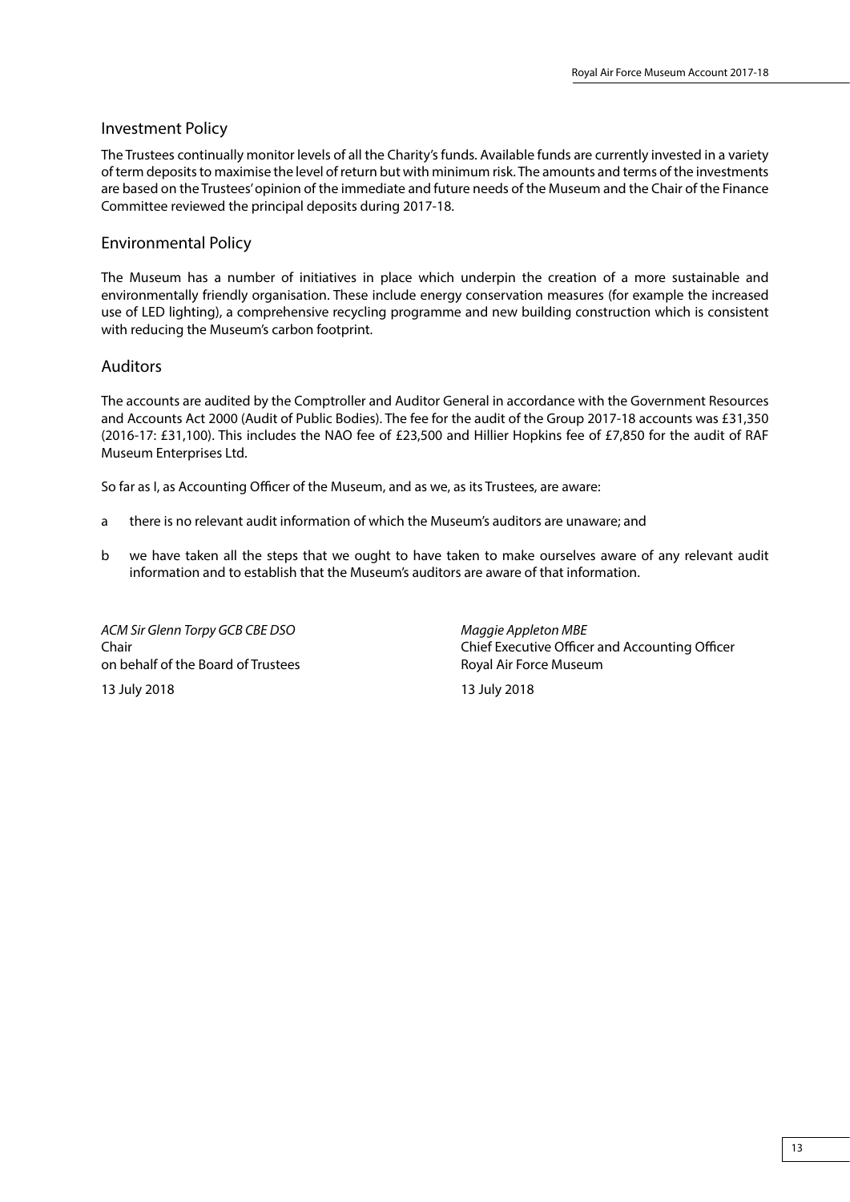## Investment Policy

The Trustees continually monitor levels of all the Charity's funds. Available funds are currently invested in a variety of term deposits to maximise the level of return but with minimum risk. The amounts and terms of the investments are based on the Trustees' opinion of the immediate and future needs of the Museum and the Chair of the Finance Committee reviewed the principal deposits during 2017-18.

## Environmental Policy

The Museum has a number of initiatives in place which underpin the creation of a more sustainable and environmentally friendly organisation. These include energy conservation measures (for example the increased use of LED lighting), a comprehensive recycling programme and new building construction which is consistent with reducing the Museum's carbon footprint.

## Auditors

The accounts are audited by the Comptroller and Auditor General in accordance with the Government Resources and Accounts Act 2000 (Audit of Public Bodies). The fee for the audit of the Group 2017-18 accounts was £31,350 (2016-17: £31,100). This includes the NAO fee of £23,500 and Hillier Hopkins fee of £7,850 for the audit of RAF Museum Enterprises Ltd.

So far as I, as Accounting Officer of the Museum, and as we, as its Trustees, are aware:

a there is no relevant audit information of which the Museum's auditors are unaware; and

b we have taken all the steps that we ought to have taken to make ourselves aware of any relevant audit information and to establish that the Museum's auditors are aware of that information.

*ACM Sir Glenn Torpy GCB CBE DSO*
Chair
on behalf of the Board of Trustees
13 July 2018

*Maggie Appleton MBE*
Chief Executive Officer and Accounting Officer
Royal Air Force Museum
13 July 2018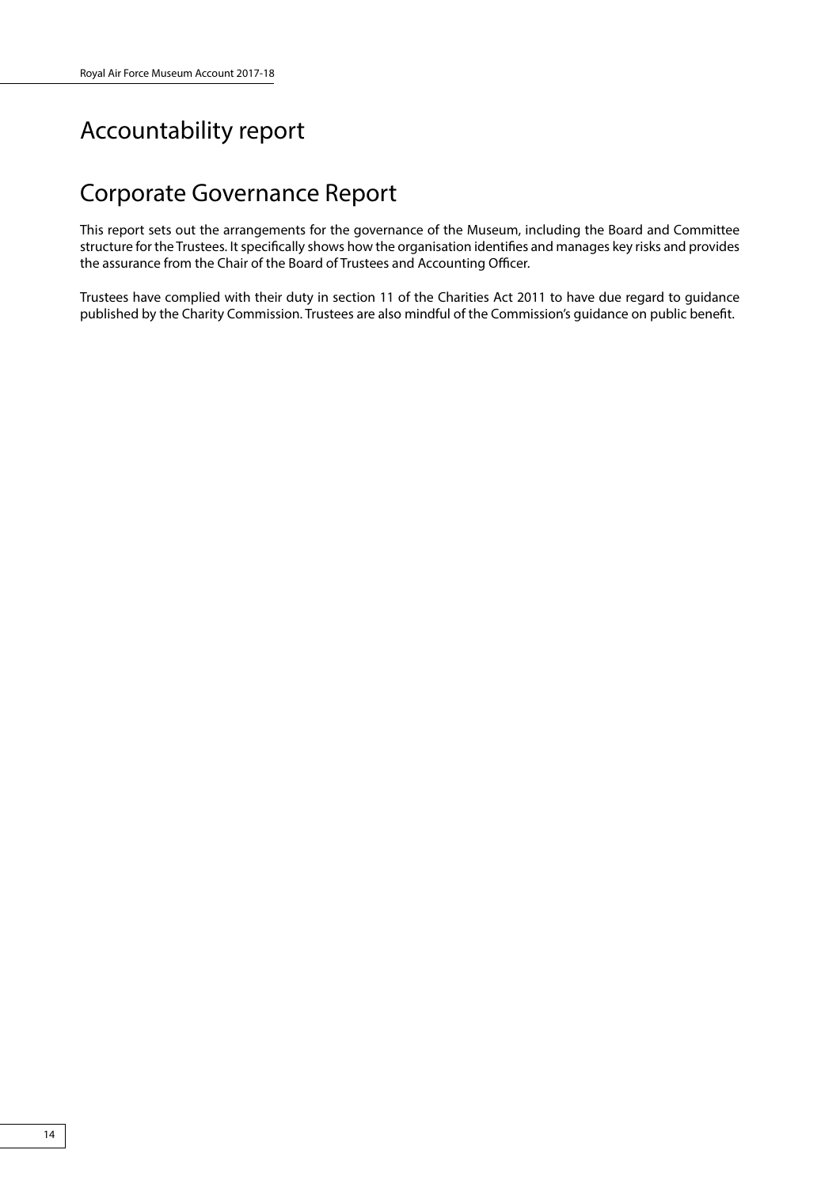# Accountability report

# Corporate Governance Report

This report sets out the arrangements for the governance of the Museum, including the Board and Committee structure for the Trustees. It specifically shows how the organisation identifies and manages key risks and provides the assurance from the Chair of the Board of Trustees and Accounting Officer.

Trustees have complied with their duty in section 11 of the Charities Act 2011 to have due regard to guidance published by the Charity Commission. Trustees are also mindful of the Commission's guidance on public benefit.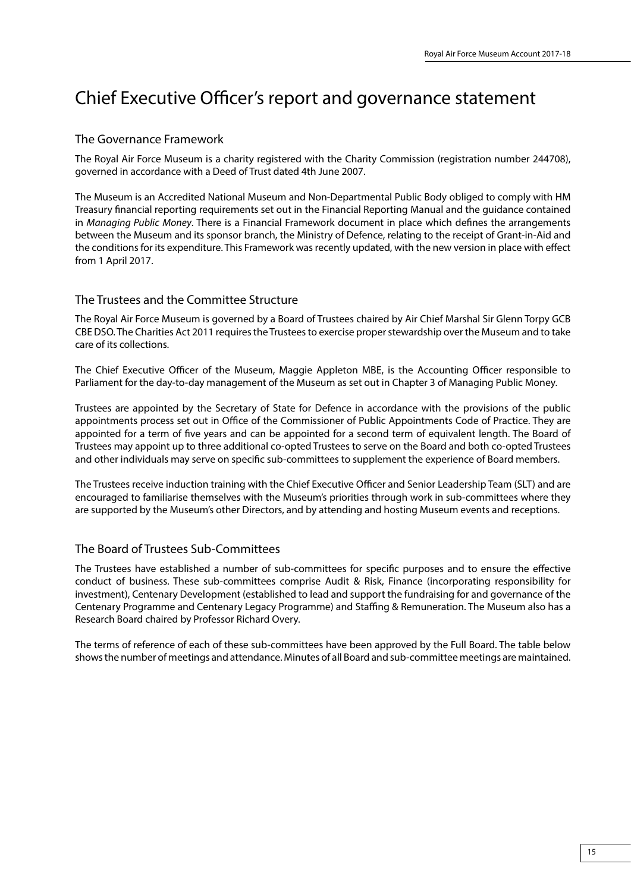# Chief Executive Officer's report and governance statement

## The Governance Framework

The Royal Air Force Museum is a charity registered with the Charity Commission (registration number 244708), governed in accordance with a Deed of Trust dated 4th June 2007.

The Museum is an Accredited National Museum and Non-Departmental Public Body obliged to comply with HM Treasury financial reporting requirements set out in the Financial Reporting Manual and the guidance contained in *Managing Public Money*. There is a Financial Framework document in place which defines the arrangements between the Museum and its sponsor branch, the Ministry of Defence, relating to the receipt of Grant-in-Aid and the conditions for its expenditure. This Framework was recently updated, with the new version in place with effect from 1 April 2017.

## The Trustees and the Committee Structure

The Royal Air Force Museum is governed by a Board of Trustees chaired by Air Chief Marshal Sir Glenn Torpy GCB CBE DSO. The Charities Act 2011 requires the Trustees to exercise proper stewardship over the Museum and to take care of its collections.

The Chief Executive Officer of the Museum, Maggie Appleton MBE, is the Accounting Officer responsible to Parliament for the day-to-day management of the Museum as set out in Chapter 3 of Managing Public Money.

Trustees are appointed by the Secretary of State for Defence in accordance with the provisions of the public appointments process set out in Office of the Commissioner of Public Appointments Code of Practice. They are appointed for a term of five years and can be appointed for a second term of equivalent length. The Board of Trustees may appoint up to three additional co-opted Trustees to serve on the Board and both co-opted Trustees and other individuals may serve on specific sub-committees to supplement the experience of Board members.

The Trustees receive induction training with the Chief Executive Officer and Senior Leadership Team (SLT) and are encouraged to familiarise themselves with the Museum's priorities through work in sub-committees where they are supported by the Museum's other Directors, and by attending and hosting Museum events and receptions.

## The Board of Trustees Sub-Committees

The Trustees have established a number of sub-committees for specific purposes and to ensure the effective conduct of business. These sub-committees comprise Audit & Risk, Finance (incorporating responsibility for investment), Centenary Development (established to lead and support the fundraising for and governance of the Centenary Programme and Centenary Legacy Programme) and Staffing & Remuneration. The Museum also has a Research Board chaired by Professor Richard Overy.

The terms of reference of each of these sub-committees have been approved by the Full Board. The table below shows the number of meetings and attendance. Minutes of all Board and sub-committee meetings are maintained.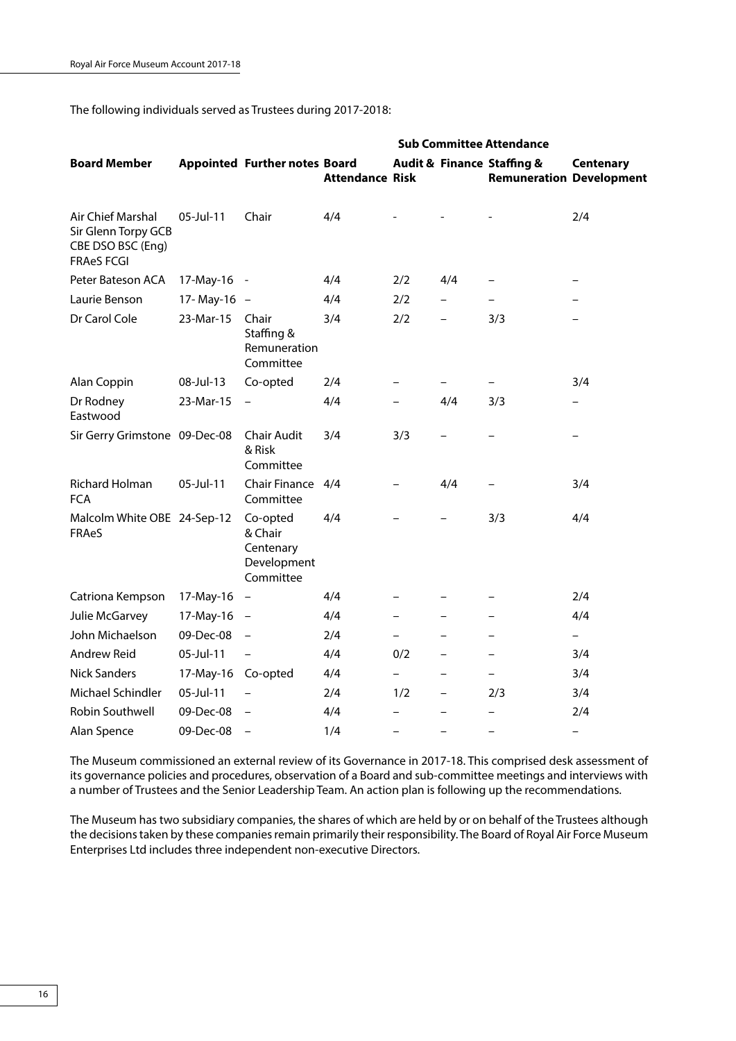The following individuals served as Trustees during 2017-2018:

| Board Member | Appointed | Further notes | Board Attendance | Sub Committee Attendance | | | |
|---|---|---|---|---|---|---|---|
| | | | | Audit & Risk | Finance | Staffing & Remuneration | Centenary Development |
| Air Chief Marshal Sir Glenn Torpy GCB CBE DSO BSC (Eng) FRAeS FCGI | 05-Jul-11 | Chair | 4/4 | - | - | - | 2/4 |
| Peter Bateson ACA | 17-May-16 | - | 4/4 | 2/2 | 4/4 | – | – |
| Laurie Benson | 17- May-16 | – | 4/4 | 2/2 | – | – | – |
| Dr Carol Cole | 23-Mar-15 | Chair Staffing & Remuneration Committee | 3/4 | 2/2 | – | 3/3 | – |
| Alan Coppin | 08-Jul-13 | Co-opted | 2/4 | – | – | – | 3/4 |
| Dr Rodney Eastwood | 23-Mar-15 | – | 4/4 | – | 4/4 | 3/3 | – |
| Sir Gerry Grimstone | 09-Dec-08 | Chair Audit & Risk Committee | 3/4 | 3/3 | – | – | – |
| Richard Holman FCA | 05-Jul-11 | Chair Finance Committee | 4/4 | – | 4/4 | – | 3/4 |
| Malcolm White OBE FRAeS | 24-Sep-12 | Co-opted & Chair Centenary Development Committee | 4/4 | – | – | 3/3 | 4/4 |
| Catriona Kempson | 17-May-16 | – | 4/4 | – | – | – | 2/4 |
| Julie McGarvey | 17-May-16 | – | 4/4 | – | – | – | 4/4 |
| John Michaelson | 09-Dec-08 | – | 2/4 | – | – | – | – |
| Andrew Reid | 05-Jul-11 | – | 4/4 | 0/2 | – | – | 3/4 |
| Nick Sanders | 17-May-16 | Co-opted | 4/4 | – | – | – | 3/4 |
| Michael Schindler | 05-Jul-11 | – | 2/4 | 1/2 | – | 2/3 | 3/4 |
| Robin Southwell | 09-Dec-08 | – | 4/4 | – | – | – | 2/4 |
| Alan Spence | 09-Dec-08 | – | 1/4 | – | – | – | – |

The Museum commissioned an external review of its Governance in 2017-18. This comprised desk assessment of its governance policies and procedures, observation of a Board and sub-committee meetings and interviews with a number of Trustees and the Senior Leadership Team. An action plan is following up the recommendations.

The Museum has two subsidiary companies, the shares of which are held by or on behalf of the Trustees although the decisions taken by these companies remain primarily their responsibility. The Board of Royal Air Force Museum Enterprises Ltd includes three independent non-executive Directors.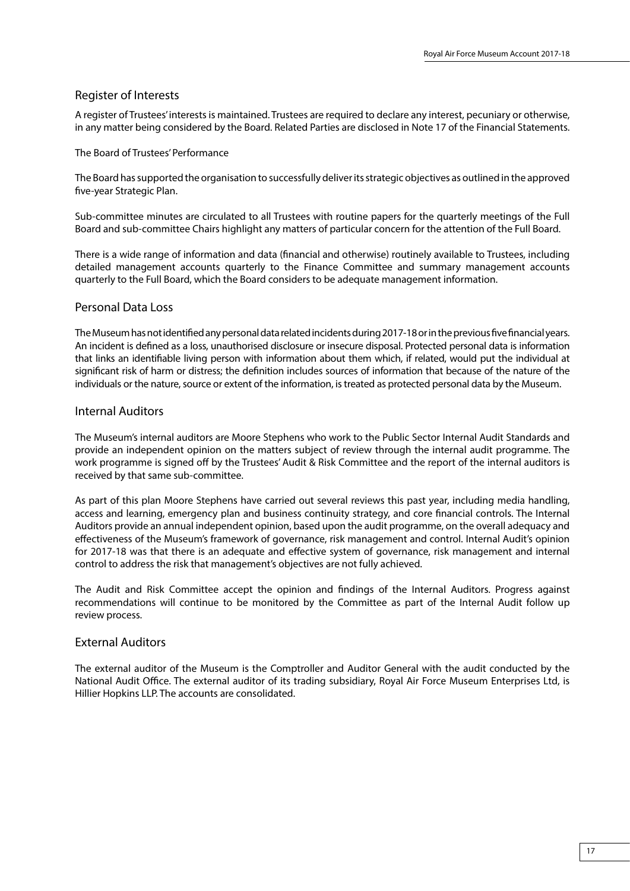## Register of Interests

A register of Trustees' interests is maintained. Trustees are required to declare any interest, pecuniary or otherwise, in any matter being considered by the Board. Related Parties are disclosed in Note 17 of the Financial Statements.

The Board of Trustees' Performance

The Board has supported the organisation to successfully deliver its strategic objectives as outlined in the approved five-year Strategic Plan.

Sub-committee minutes are circulated to all Trustees with routine papers for the quarterly meetings of the Full Board and sub-committee Chairs highlight any matters of particular concern for the attention of the Full Board.

There is a wide range of information and data (financial and otherwise) routinely available to Trustees, including detailed management accounts quarterly to the Finance Committee and summary management accounts quarterly to the Full Board, which the Board considers to be adequate management information.

## Personal Data Loss

The Museum has not identified any personal data related incidents during 2017-18 or in the previous five financial years. An incident is defined as a loss, unauthorised disclosure or insecure disposal. Protected personal data is information that links an identifiable living person with information about them which, if related, would put the individual at significant risk of harm or distress; the definition includes sources of information that because of the nature of the individuals or the nature, source or extent of the information, is treated as protected personal data by the Museum.

## Internal Auditors

The Museum's internal auditors are Moore Stephens who work to the Public Sector Internal Audit Standards and provide an independent opinion on the matters subject of review through the internal audit programme. The work programme is signed off by the Trustees' Audit & Risk Committee and the report of the internal auditors is received by that same sub-committee.

As part of this plan Moore Stephens have carried out several reviews this past year, including media handling, access and learning, emergency plan and business continuity strategy, and core financial controls. The Internal Auditors provide an annual independent opinion, based upon the audit programme, on the overall adequacy and effectiveness of the Museum's framework of governance, risk management and control. Internal Audit's opinion for 2017-18 was that there is an adequate and effective system of governance, risk management and internal control to address the risk that management's objectives are not fully achieved.

The Audit and Risk Committee accept the opinion and findings of the Internal Auditors. Progress against recommendations will continue to be monitored by the Committee as part of the Internal Audit follow up review process.

## External Auditors

The external auditor of the Museum is the Comptroller and Auditor General with the audit conducted by the National Audit Office. The external auditor of its trading subsidiary, Royal Air Force Museum Enterprises Ltd, is Hillier Hopkins LLP. The accounts are consolidated.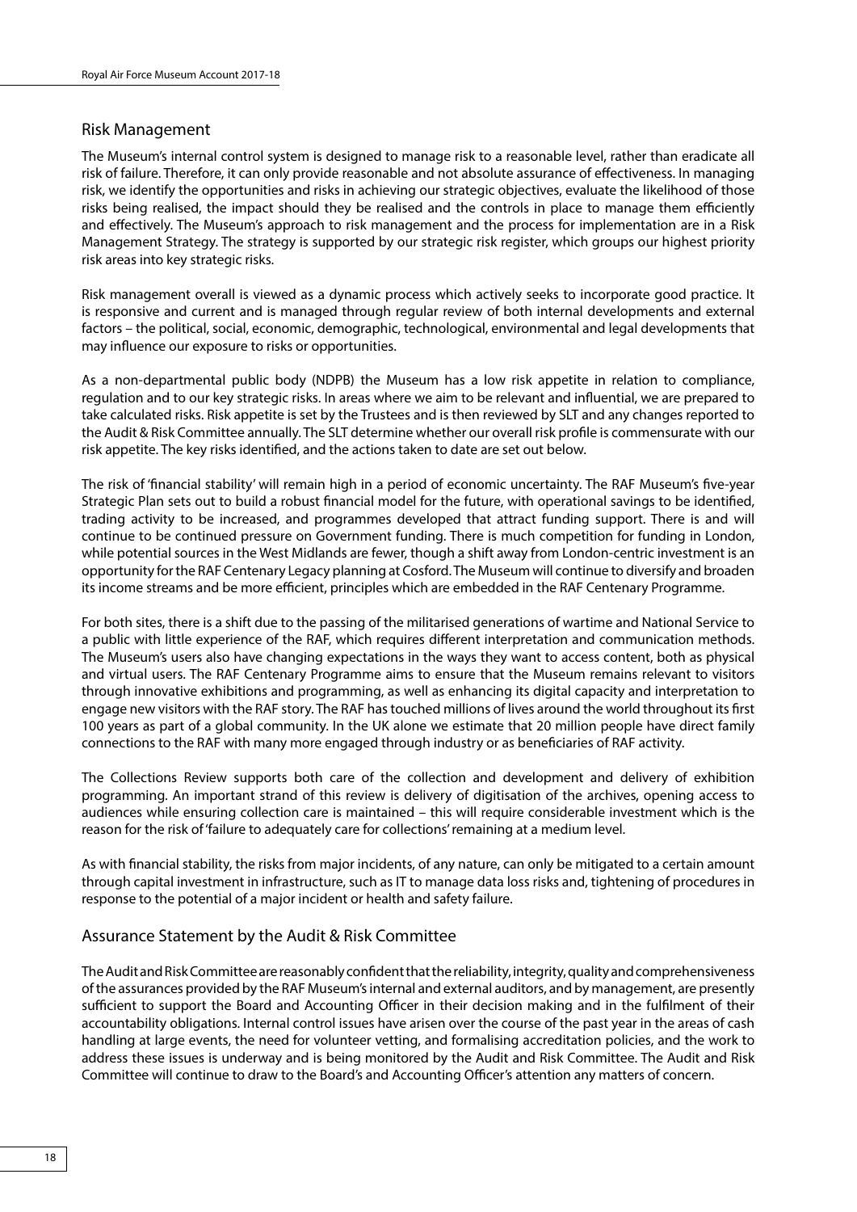## Risk Management

The Museum's internal control system is designed to manage risk to a reasonable level, rather than eradicate all risk of failure. Therefore, it can only provide reasonable and not absolute assurance of effectiveness. In managing risk, we identify the opportunities and risks in achieving our strategic objectives, evaluate the likelihood of those risks being realised, the impact should they be realised and the controls in place to manage them efficiently and effectively. The Museum's approach to risk management and the process for implementation are in a Risk Management Strategy. The strategy is supported by our strategic risk register, which groups our highest priority risk areas into key strategic risks.

Risk management overall is viewed as a dynamic process which actively seeks to incorporate good practice. It is responsive and current and is managed through regular review of both internal developments and external factors – the political, social, economic, demographic, technological, environmental and legal developments that may influence our exposure to risks or opportunities.

As a non-departmental public body (NDPB) the Museum has a low risk appetite in relation to compliance, regulation and to our key strategic risks. In areas where we aim to be relevant and influential, we are prepared to take calculated risks. Risk appetite is set by the Trustees and is then reviewed by SLT and any changes reported to the Audit & Risk Committee annually. The SLT determine whether our overall risk profile is commensurate with our risk appetite. The key risks identified, and the actions taken to date are set out below.

The risk of 'financial stability' will remain high in a period of economic uncertainty. The RAF Museum's five-year Strategic Plan sets out to build a robust financial model for the future, with operational savings to be identified, trading activity to be increased, and programmes developed that attract funding support. There is and will continue to be continued pressure on Government funding. There is much competition for funding in London, while potential sources in the West Midlands are fewer, though a shift away from London-centric investment is an opportunity for the RAF Centenary Legacy planning at Cosford. The Museum will continue to diversify and broaden its income streams and be more efficient, principles which are embedded in the RAF Centenary Programme.

For both sites, there is a shift due to the passing of the militarised generations of wartime and National Service to a public with little experience of the RAF, which requires different interpretation and communication methods. The Museum's users also have changing expectations in the ways they want to access content, both as physical and virtual users. The RAF Centenary Programme aims to ensure that the Museum remains relevant to visitors through innovative exhibitions and programming, as well as enhancing its digital capacity and interpretation to engage new visitors with the RAF story. The RAF has touched millions of lives around the world throughout its first 100 years as part of a global community. In the UK alone we estimate that 20 million people have direct family connections to the RAF with many more engaged through industry or as beneficiaries of RAF activity.

The Collections Review supports both care of the collection and development and delivery of exhibition programming. An important strand of this review is delivery of digitisation of the archives, opening access to audiences while ensuring collection care is maintained – this will require considerable investment which is the reason for the risk of 'failure to adequately care for collections' remaining at a medium level.

As with financial stability, the risks from major incidents, of any nature, can only be mitigated to a certain amount through capital investment in infrastructure, such as IT to manage data loss risks and, tightening of procedures in response to the potential of a major incident or health and safety failure.

## Assurance Statement by the Audit & Risk Committee

The Audit and Risk Committee are reasonably confident that the reliability, integrity, quality and comprehensiveness of the assurances provided by the RAF Museum's internal and external auditors, and by management, are presently sufficient to support the Board and Accounting Officer in their decision making and in the fulfilment of their accountability obligations. Internal control issues have arisen over the course of the past year in the areas of cash handling at large events, the need for volunteer vetting, and formalising accreditation policies, and the work to address these issues is underway and is being monitored by the Audit and Risk Committee. The Audit and Risk Committee will continue to draw to the Board's and Accounting Officer's attention any matters of concern.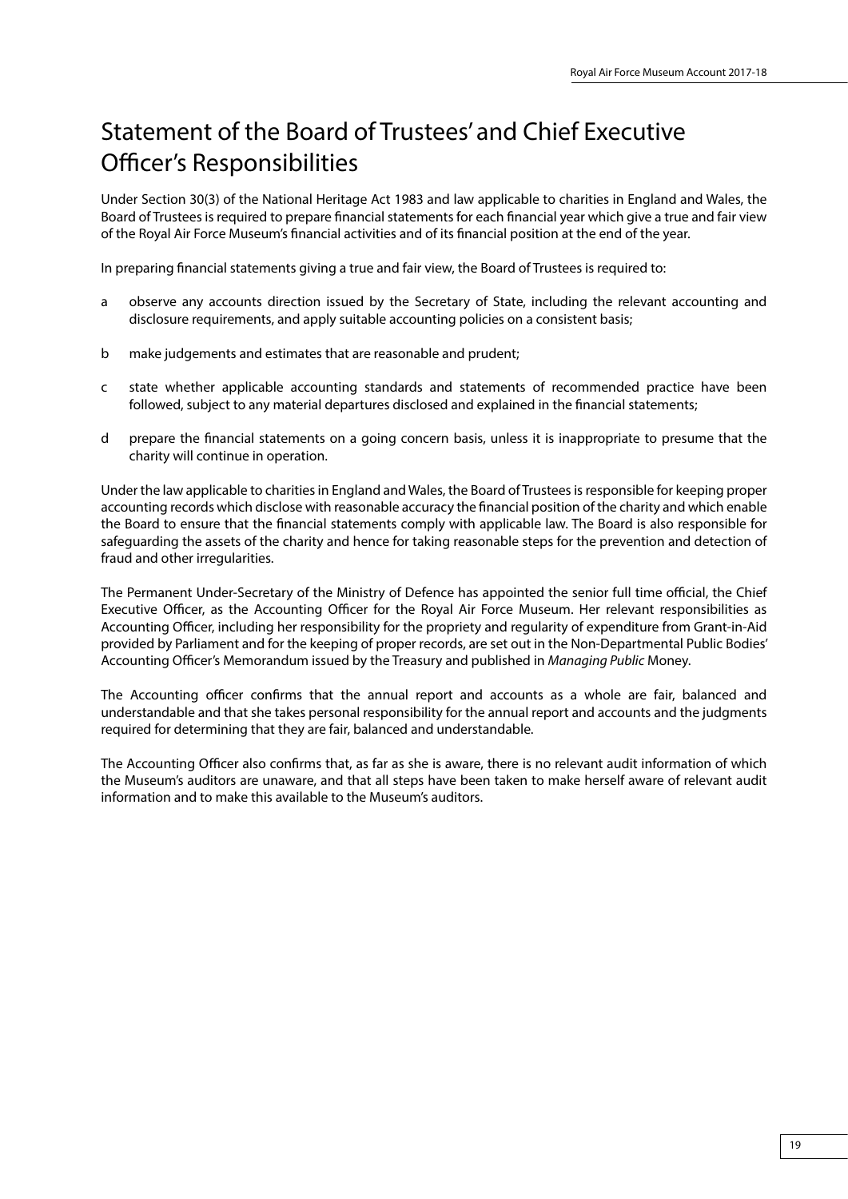# Statement of the Board of Trustees' and Chief Executive Officer's Responsibilities

Under Section 30(3) of the National Heritage Act 1983 and law applicable to charities in England and Wales, the Board of Trustees is required to prepare financial statements for each financial year which give a true and fair view of the Royal Air Force Museum's financial activities and of its financial position at the end of the year.

In preparing financial statements giving a true and fair view, the Board of Trustees is required to:

a observe any accounts direction issued by the Secretary of State, including the relevant accounting and disclosure requirements, and apply suitable accounting policies on a consistent basis;

b make judgements and estimates that are reasonable and prudent;

c state whether applicable accounting standards and statements of recommended practice have been followed, subject to any material departures disclosed and explained in the financial statements;

d prepare the financial statements on a going concern basis, unless it is inappropriate to presume that the charity will continue in operation.

Under the law applicable to charities in England and Wales, the Board of Trustees is responsible for keeping proper accounting records which disclose with reasonable accuracy the financial position of the charity and which enable the Board to ensure that the financial statements comply with applicable law. The Board is also responsible for safeguarding the assets of the charity and hence for taking reasonable steps for the prevention and detection of fraud and other irregularities.

The Permanent Under-Secretary of the Ministry of Defence has appointed the senior full time official, the Chief Executive Officer, as the Accounting Officer for the Royal Air Force Museum. Her relevant responsibilities as Accounting Officer, including her responsibility for the propriety and regularity of expenditure from Grant-in-Aid provided by Parliament and for the keeping of proper records, are set out in the Non-Departmental Public Bodies' Accounting Officer's Memorandum issued by the Treasury and published in *Managing Public* Money.

The Accounting officer confirms that the annual report and accounts as a whole are fair, balanced and understandable and that she takes personal responsibility for the annual report and accounts and the judgments required for determining that they are fair, balanced and understandable.

The Accounting Officer also confirms that, as far as she is aware, there is no relevant audit information of which the Museum's auditors are unaware, and that all steps have been taken to make herself aware of relevant audit information and to make this available to the Museum's auditors.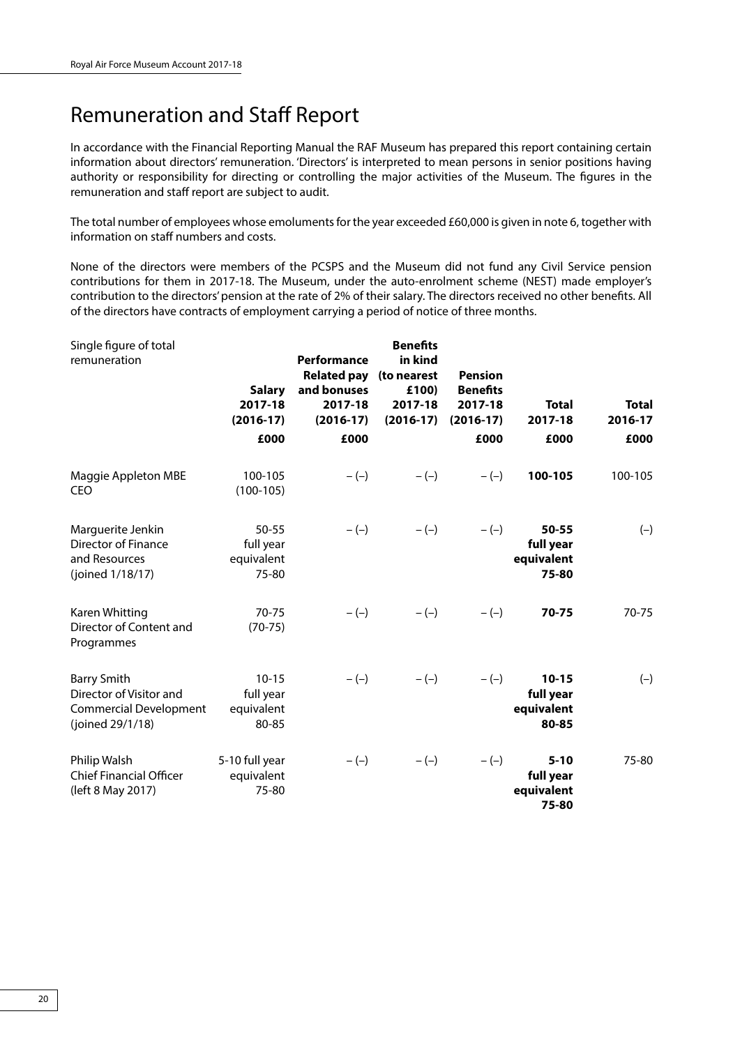# Remuneration and Staff Report

In accordance with the Financial Reporting Manual the RAF Museum has prepared this report containing certain information about directors' remuneration. 'Directors' is interpreted to mean persons in senior positions having authority or responsibility for directing or controlling the major activities of the Museum. The figures in the remuneration and staff report are subject to audit.

The total number of employees whose emoluments for the year exceeded £60,000 is given in note 6, together with information on staff numbers and costs.

None of the directors were members of the PCSPS and the Museum did not fund any Civil Service pension contributions for them in 2017-18. The Museum, under the auto-enrolment scheme (NEST) made employer's contribution to the directors' pension at the rate of 2% of their salary. The directors received no other benefits. All of the directors have contracts of employment carrying a period of notice of three months.

| Single figure of total remuneration | Salary 2017-18 (2016-17) £000 | Performance Related pay and bonuses 2017-18 (2016-17) £000 | Benefits in kind (to nearest £100) 2017-18 (2016-17) | Pension Benefits 2017-18 (2016-17) £000 | Total 2017-18 £000 | Total 2016-17 £000 |
|---|---|---|---|---|---|---|
| Maggie Appleton MBE CEO | 100-105 (100-105) | – (–) | – (–) | – (–) | **100-105** | 100-105 |
| Marguerite Jenkin Director of Finance and Resources (joined 1/18/17) | 50-55 full year equivalent 75-80 | – (–) | – (–) | – (–) | **50-55 full year equivalent 75-80** | (–) |
| Karen Whitting Director of Content and Programmes | 70-75 (70-75) | – (–) | – (–) | – (–) | **70-75** | 70-75 |
| Barry Smith Director of Visitor and Commercial Development (joined 29/1/18) | 10-15 full year equivalent 80-85 | – (–) | – (–) | – (–) | **10-15 full year equivalent 80-85** | (–) |
| Philip Walsh Chief Financial Officer (left 8 May 2017) | 5-10 full year equivalent 75-80 | – (–) | – (–) | – (–) | **5-10 full year equivalent 75-80** | 75-80 |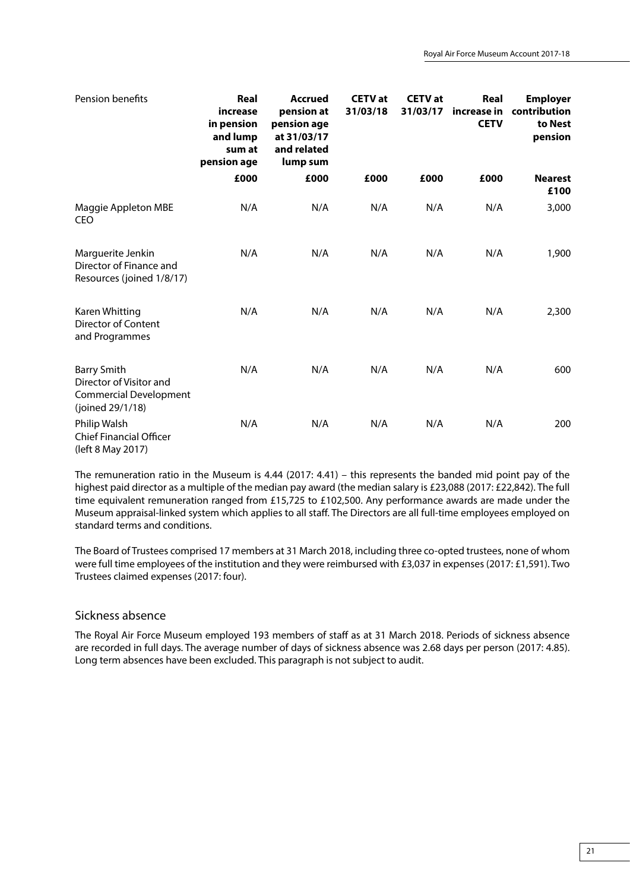| Pension benefits | Real increase in pension and lump sum at pension age | Accrued pension at pension age at 31/03/17 and related lump sum | CETV at 31/03/18 | CETV at 31/03/17 | Real increase in CETV | Employer contribution to Nest pension |
|---|---|---|---|---|---|---|
| | £000 | £000 | £000 | £000 | £000 | Nearest £100 |
| Maggie Appleton MBE<br>CEO | N/A | N/A | N/A | N/A | N/A | 3,000 |
| Marguerite Jenkin<br>Director of Finance and Resources (joined 1/8/17) | N/A | N/A | N/A | N/A | N/A | 1,900 |
| Karen Whitting<br>Director of Content and Programmes | N/A | N/A | N/A | N/A | N/A | 2,300 |
| Barry Smith<br>Director of Visitor and Commercial Development (joined 29/1/18) | N/A | N/A | N/A | N/A | N/A | 600 |
| Philip Walsh<br>Chief Financial Officer (left 8 May 2017) | N/A | N/A | N/A | N/A | N/A | 200 |

The remuneration ratio in the Museum is 4.44 (2017: 4.41) – this represents the banded mid point pay of the highest paid director as a multiple of the median pay award (the median salary is £23,088 (2017: £22,842). The full time equivalent remuneration ranged from £15,725 to £102,500. Any performance awards are made under the Museum appraisal-linked system which applies to all staff. The Directors are all full-time employees employed on standard terms and conditions.

The Board of Trustees comprised 17 members at 31 March 2018, including three co-opted trustees, none of whom were full time employees of the institution and they were reimbursed with £3,037 in expenses (2017: £1,591). Two Trustees claimed expenses (2017: four).

## Sickness absence

The Royal Air Force Museum employed 193 members of staff as at 31 March 2018. Periods of sickness absence are recorded in full days. The average number of days of sickness absence was 2.68 days per person (2017: 4.85). Long term absences have been excluded. This paragraph is not subject to audit.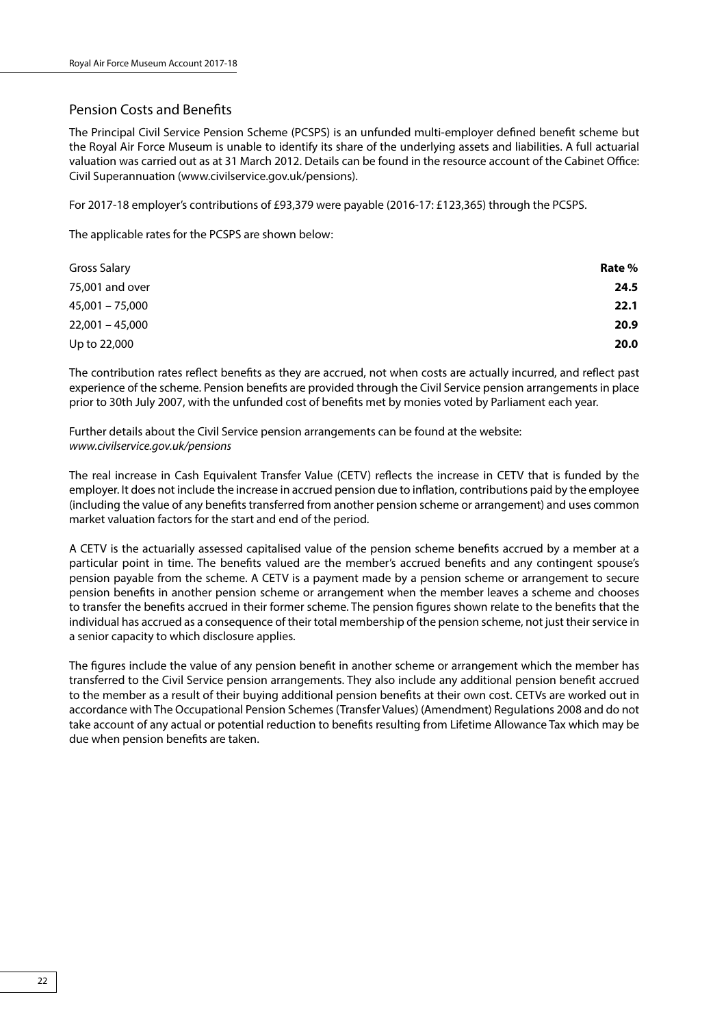## Pension Costs and Benefits

The Principal Civil Service Pension Scheme (PCSPS) is an unfunded multi-employer defined benefit scheme but the Royal Air Force Museum is unable to identify its share of the underlying assets and liabilities. A full actuarial valuation was carried out as at 31 March 2012. Details can be found in the resource account of the Cabinet Office: Civil Superannuation (www.civilservice.gov.uk/pensions).

For 2017-18 employer's contributions of £93,379 were payable (2016-17: £123,365) through the PCSPS.

The applicable rates for the PCSPS are shown below:

| Gross Salary | **Rate %** |
|---|---|
| 75,001 and over | **24.5** |
| 45,001 – 75,000 | **22.1** |
| 22,001 – 45,000 | **20.9** |
| Up to 22,000 | **20.0** |

The contribution rates reflect benefits as they are accrued, not when costs are actually incurred, and reflect past experience of the scheme. Pension benefits are provided through the Civil Service pension arrangements in place prior to 30th July 2007, with the unfunded cost of benefits met by monies voted by Parliament each year.

Further details about the Civil Service pension arrangements can be found at the website:
*www.civilservice.gov.uk/pensions*

The real increase in Cash Equivalent Transfer Value (CETV) reflects the increase in CETV that is funded by the employer. It does not include the increase in accrued pension due to inflation, contributions paid by the employee (including the value of any benefits transferred from another pension scheme or arrangement) and uses common market valuation factors for the start and end of the period.

A CETV is the actuarially assessed capitalised value of the pension scheme benefits accrued by a member at a particular point in time. The benefits valued are the member's accrued benefits and any contingent spouse's pension payable from the scheme. A CETV is a payment made by a pension scheme or arrangement to secure pension benefits in another pension scheme or arrangement when the member leaves a scheme and chooses to transfer the benefits accrued in their former scheme. The pension figures shown relate to the benefits that the individual has accrued as a consequence of their total membership of the pension scheme, not just their service in a senior capacity to which disclosure applies.

The figures include the value of any pension benefit in another scheme or arrangement which the member has transferred to the Civil Service pension arrangements. They also include any additional pension benefit accrued to the member as a result of their buying additional pension benefits at their own cost. CETVs are worked out in accordance with The Occupational Pension Schemes (Transfer Values) (Amendment) Regulations 2008 and do not take account of any actual or potential reduction to benefits resulting from Lifetime Allowance Tax which may be due when pension benefits are taken.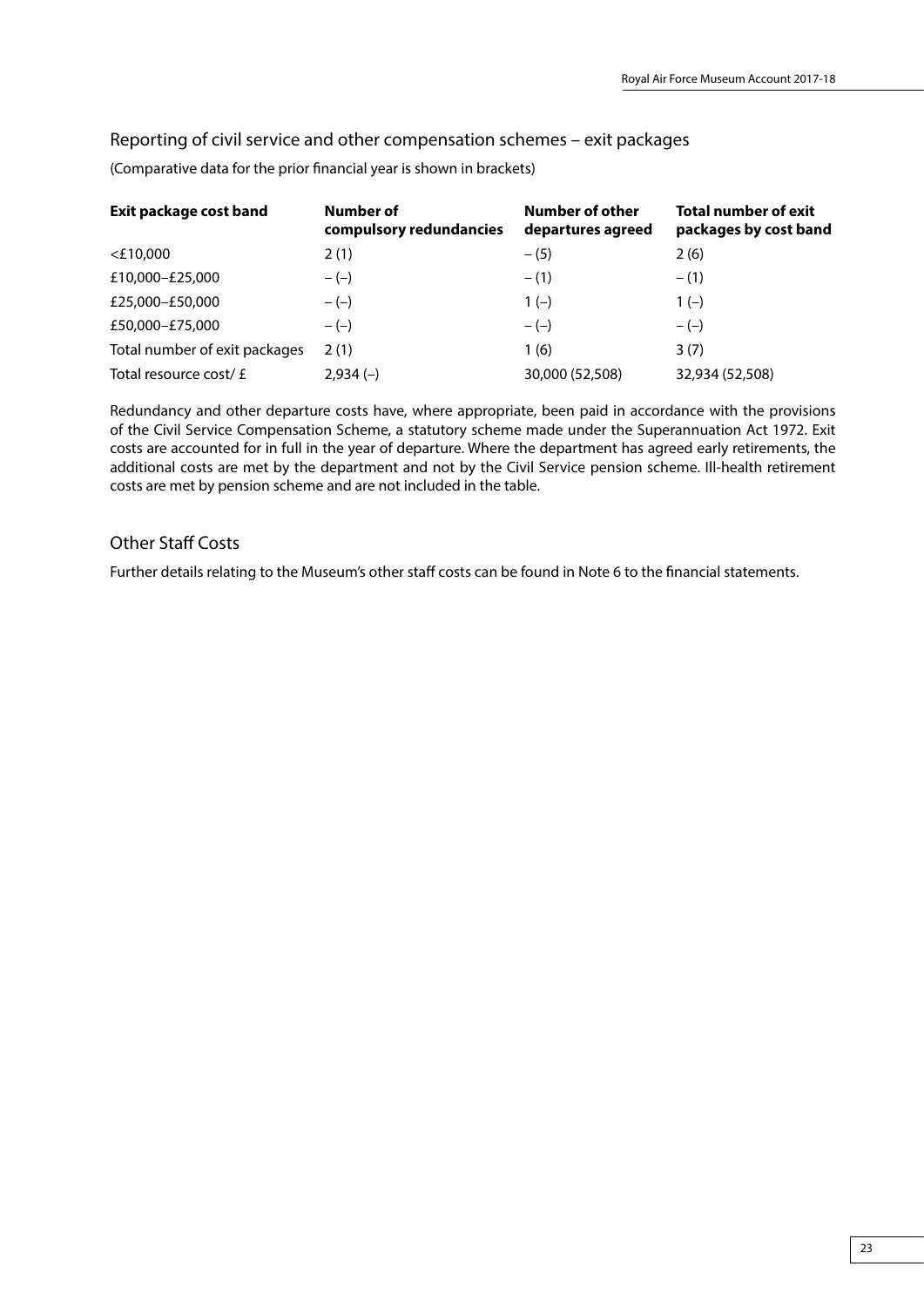## Reporting of civil service and other compensation schemes – exit packages

(Comparative data for the prior financial year is shown in brackets)

| Exit package cost band | Number of compulsory redundancies | Number of other departures agreed | Total number of exit packages by cost band |
|---|---|---|---|
| <£10,000 | 2 (1) | – (5) | 2 (6) |
| £10,000–£25,000 | – (–) | – (1) | – (1) |
| £25,000–£50,000 | – (–) | 1 (–) | 1 (–) |
| £50,000–£75,000 | – (–) | – (–) | – (–) |
| Total number of exit packages | 2 (1) | 1 (6) | 3 (7) |
| Total resource cost/ £ | 2,934 (–) | 30,000 (52,508) | 32,934 (52,508) |

Redundancy and other departure costs have, where appropriate, been paid in accordance with the provisions of the Civil Service Compensation Scheme, a statutory scheme made under the Superannuation Act 1972. Exit costs are accounted for in full in the year of departure. Where the department has agreed early retirements, the additional costs are met by the department and not by the Civil Service pension scheme. Ill-health retirement costs are met by pension scheme and are not included in the table.

## Other Staff Costs

Further details relating to the Museum's other staff costs can be found in Note 6 to the financial statements.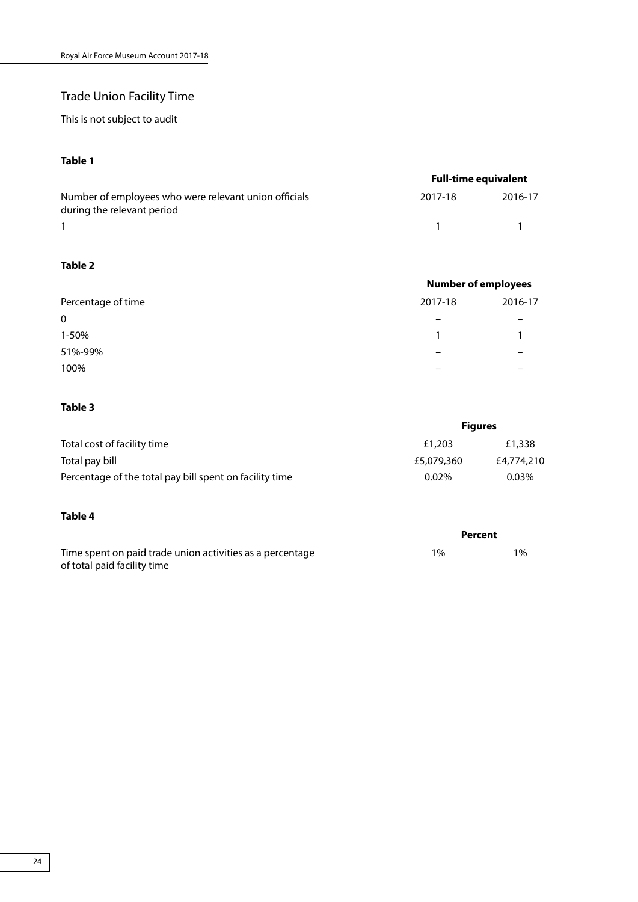## Trade Union Facility Time

This is not subject to audit

**Table 1**

| | Full-time equivalent | |
|---|---|---|
| Number of employees who were relevant union officials during the relevant period | 2017-18 | 2016-17 |
| 1 | 1 | 1 |

**Table 2**

| | Number of employees | |
|---|---|---|
| Percentage of time | 2017-18 | 2016-17 |
| 0 | – | – |
| 1-50% | 1 | 1 |
| 51%-99% | – | – |
| 100% | – | – |

**Table 3**

| | Figures | |
|---|---|---|
| Total cost of facility time | £1,203 | £1,338 |
| Total pay bill | £5,079,360 | £4,774,210 |
| Percentage of the total pay bill spent on facility time | 0.02% | 0.03% |

**Table 4**

| | Percent | |
|---|---|---|
| Time spent on paid trade union activities as a percentage of total paid facility time | 1% | 1% |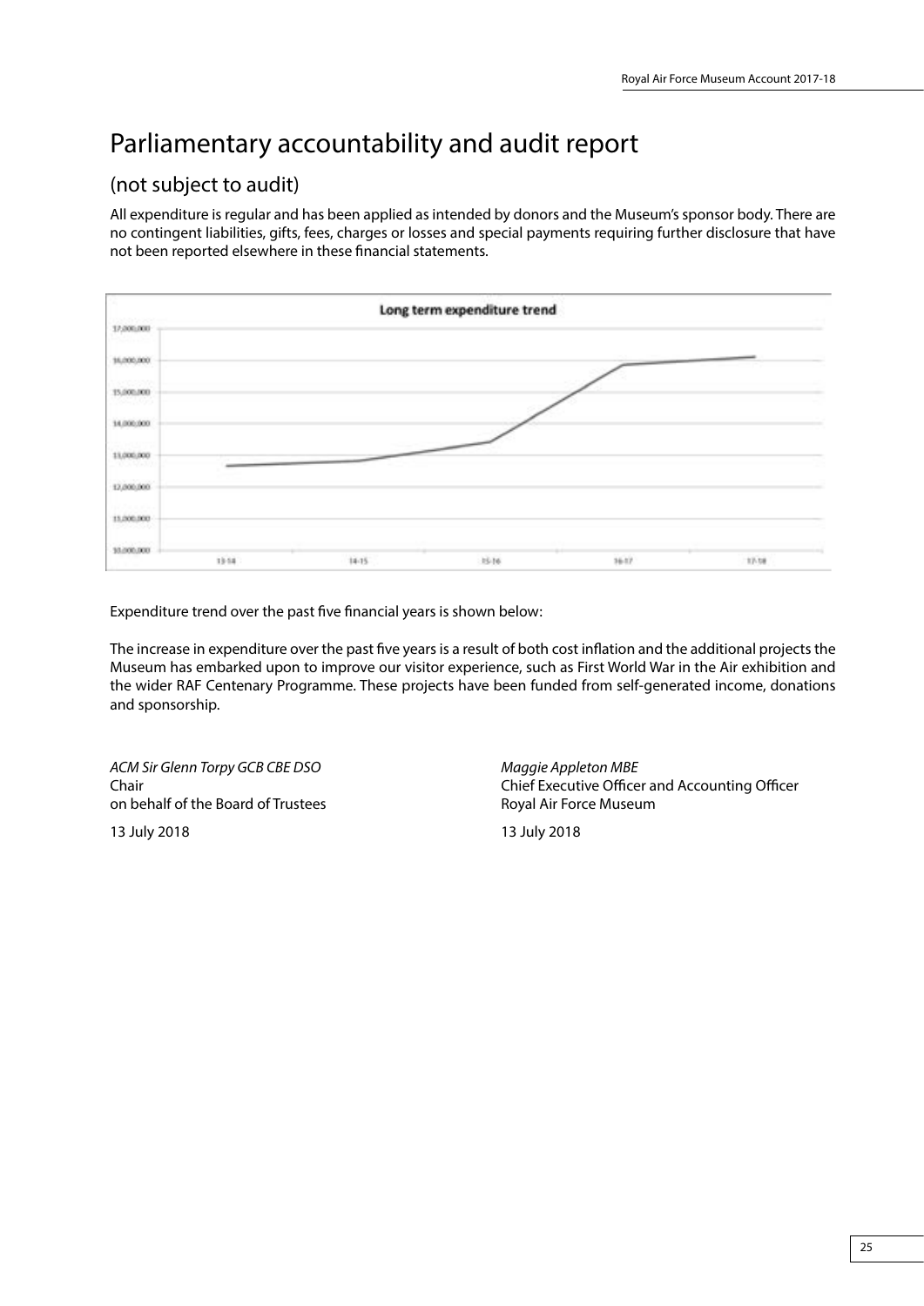# Parliamentary accountability and audit report

## (not subject to audit)

All expenditure is regular and has been applied as intended by donors and the Museum's sponsor body. There are no contingent liabilities, gifts, fees, charges or losses and special payments requiring further disclosure that have not been reported elsewhere in these financial statements.

Expenditure trend over the past five financial years is shown below:

The increase in expenditure over the past five years is a result of both cost inflation and the additional projects the Museum has embarked upon to improve our visitor experience, such as First World War in the Air exhibition and the wider RAF Centenary Programme. These projects have been funded from self-generated income, donations and sponsorship.

*ACM Sir Glenn Torpy GCB CBE DSO*
Chair
on behalf of the Board of Trustees

13 July 2018

*Maggie Appleton MBE*
Chief Executive Officer and Accounting Officer
Royal Air Force Museum

13 July 2018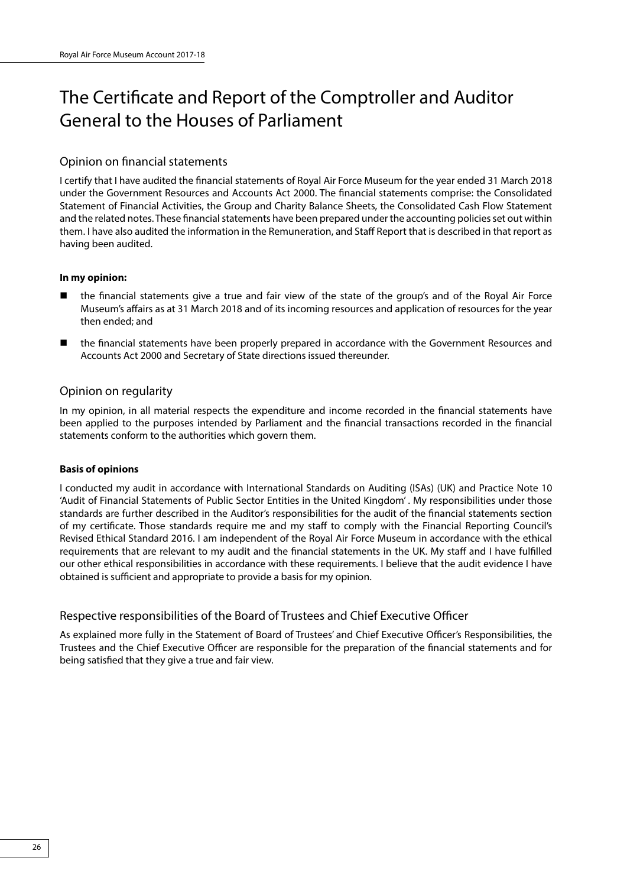# The Certificate and Report of the Comptroller and Auditor General to the Houses of Parliament

## Opinion on financial statements

I certify that I have audited the financial statements of Royal Air Force Museum for the year ended 31 March 2018 under the Government Resources and Accounts Act 2000. The financial statements comprise: the Consolidated Statement of Financial Activities, the Group and Charity Balance Sheets, the Consolidated Cash Flow Statement and the related notes. These financial statements have been prepared under the accounting policies set out within them. I have also audited the information in the Remuneration, and Staff Report that is described in that report as having been audited.

**In my opinion:**

- the financial statements give a true and fair view of the state of the group's and of the Royal Air Force Museum's affairs as at 31 March 2018 and of its incoming resources and application of resources for the year then ended; and
- the financial statements have been properly prepared in accordance with the Government Resources and Accounts Act 2000 and Secretary of State directions issued thereunder.

## Opinion on regularity

In my opinion, in all material respects the expenditure and income recorded in the financial statements have been applied to the purposes intended by Parliament and the financial transactions recorded in the financial statements conform to the authorities which govern them.

**Basis of opinions**

I conducted my audit in accordance with International Standards on Auditing (ISAs) (UK) and Practice Note 10 'Audit of Financial Statements of Public Sector Entities in the United Kingdom' . My responsibilities under those standards are further described in the Auditor's responsibilities for the audit of the financial statements section of my certificate. Those standards require me and my staff to comply with the Financial Reporting Council's Revised Ethical Standard 2016. I am independent of the Royal Air Force Museum in accordance with the ethical requirements that are relevant to my audit and the financial statements in the UK. My staff and I have fulfilled our other ethical responsibilities in accordance with these requirements. I believe that the audit evidence I have obtained is sufficient and appropriate to provide a basis for my opinion.

## Respective responsibilities of the Board of Trustees and Chief Executive Officer

As explained more fully in the Statement of Board of Trustees' and Chief Executive Officer's Responsibilities, the Trustees and the Chief Executive Officer are responsible for the preparation of the financial statements and for being satisfied that they give a true and fair view.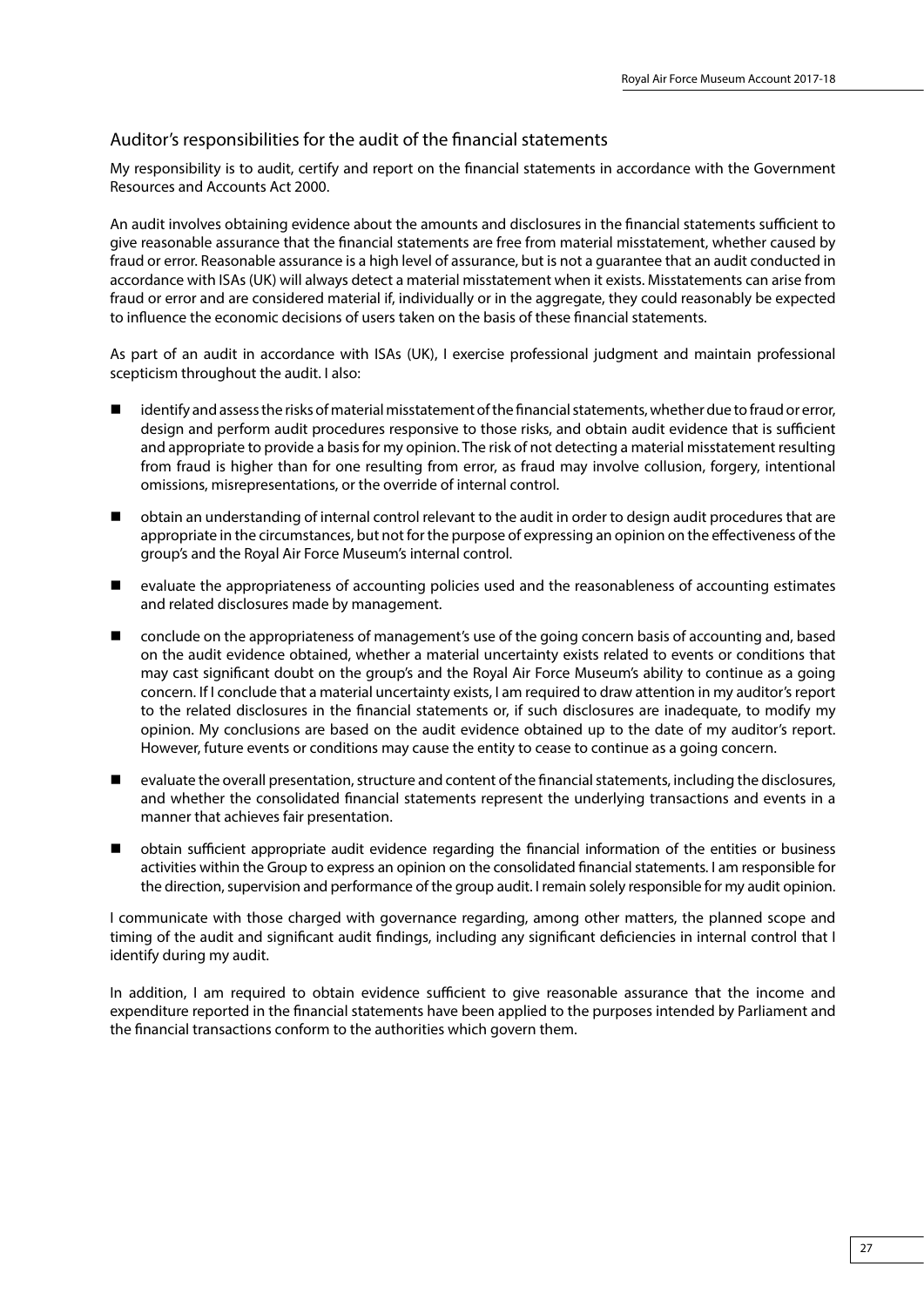## Auditor's responsibilities for the audit of the financial statements

My responsibility is to audit, certify and report on the financial statements in accordance with the Government Resources and Accounts Act 2000.

An audit involves obtaining evidence about the amounts and disclosures in the financial statements sufficient to give reasonable assurance that the financial statements are free from material misstatement, whether caused by fraud or error. Reasonable assurance is a high level of assurance, but is not a guarantee that an audit conducted in accordance with ISAs (UK) will always detect a material misstatement when it exists. Misstatements can arise from fraud or error and are considered material if, individually or in the aggregate, they could reasonably be expected to influence the economic decisions of users taken on the basis of these financial statements.

As part of an audit in accordance with ISAs (UK), I exercise professional judgment and maintain professional scepticism throughout the audit. I also:

- identify and assess the risks of material misstatement of the financial statements, whether due to fraud or error, design and perform audit procedures responsive to those risks, and obtain audit evidence that is sufficient and appropriate to provide a basis for my opinion. The risk of not detecting a material misstatement resulting from fraud is higher than for one resulting from error, as fraud may involve collusion, forgery, intentional omissions, misrepresentations, or the override of internal control.
- obtain an understanding of internal control relevant to the audit in order to design audit procedures that are appropriate in the circumstances, but not for the purpose of expressing an opinion on the effectiveness of the group's and the Royal Air Force Museum's internal control.
- evaluate the appropriateness of accounting policies used and the reasonableness of accounting estimates and related disclosures made by management.
- conclude on the appropriateness of management's use of the going concern basis of accounting and, based on the audit evidence obtained, whether a material uncertainty exists related to events or conditions that may cast significant doubt on the group's and the Royal Air Force Museum's ability to continue as a going concern. If I conclude that a material uncertainty exists, I am required to draw attention in my auditor's report to the related disclosures in the financial statements or, if such disclosures are inadequate, to modify my opinion. My conclusions are based on the audit evidence obtained up to the date of my auditor's report. However, future events or conditions may cause the entity to cease to continue as a going concern.
- evaluate the overall presentation, structure and content of the financial statements, including the disclosures, and whether the consolidated financial statements represent the underlying transactions and events in a manner that achieves fair presentation.
- obtain sufficient appropriate audit evidence regarding the financial information of the entities or business activities within the Group to express an opinion on the consolidated financial statements. I am responsible for the direction, supervision and performance of the group audit. I remain solely responsible for my audit opinion.

I communicate with those charged with governance regarding, among other matters, the planned scope and timing of the audit and significant audit findings, including any significant deficiencies in internal control that I identify during my audit.

In addition, I am required to obtain evidence sufficient to give reasonable assurance that the income and expenditure reported in the financial statements have been applied to the purposes intended by Parliament and the financial transactions conform to the authorities which govern them.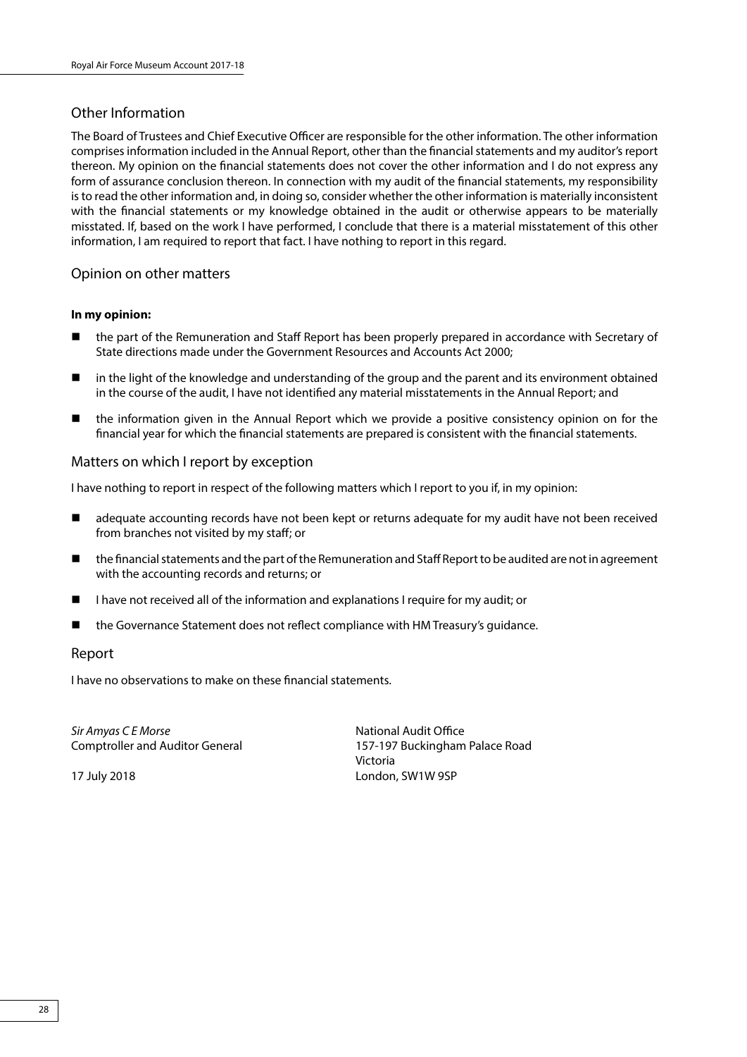## Other Information

The Board of Trustees and Chief Executive Officer are responsible for the other information. The other information comprises information included in the Annual Report, other than the financial statements and my auditor's report thereon. My opinion on the financial statements does not cover the other information and I do not express any form of assurance conclusion thereon. In connection with my audit of the financial statements, my responsibility is to read the other information and, in doing so, consider whether the other information is materially inconsistent with the financial statements or my knowledge obtained in the audit or otherwise appears to be materially misstated. If, based on the work I have performed, I conclude that there is a material misstatement of this other information, I am required to report that fact. I have nothing to report in this regard.

## Opinion on other matters

**In my opinion:**

- the part of the Remuneration and Staff Report has been properly prepared in accordance with Secretary of State directions made under the Government Resources and Accounts Act 2000;
- in the light of the knowledge and understanding of the group and the parent and its environment obtained in the course of the audit, I have not identified any material misstatements in the Annual Report; and
- the information given in the Annual Report which we provide a positive consistency opinion on for the financial year for which the financial statements are prepared is consistent with the financial statements.

## Matters on which I report by exception

I have nothing to report in respect of the following matters which I report to you if, in my opinion:

- adequate accounting records have not been kept or returns adequate for my audit have not been received from branches not visited by my staff; or
- the financial statements and the part of the Remuneration and Staff Report to be audited are not in agreement with the accounting records and returns; or
- I have not received all of the information and explanations I require for my audit; or
- the Governance Statement does not reflect compliance with HM Treasury's guidance.

## Report

I have no observations to make on these financial statements.

*Sir Amyas C E Morse*
Comptroller and Auditor General

17 July 2018

National Audit Office
157-197 Buckingham Palace Road
Victoria
London, SW1W 9SP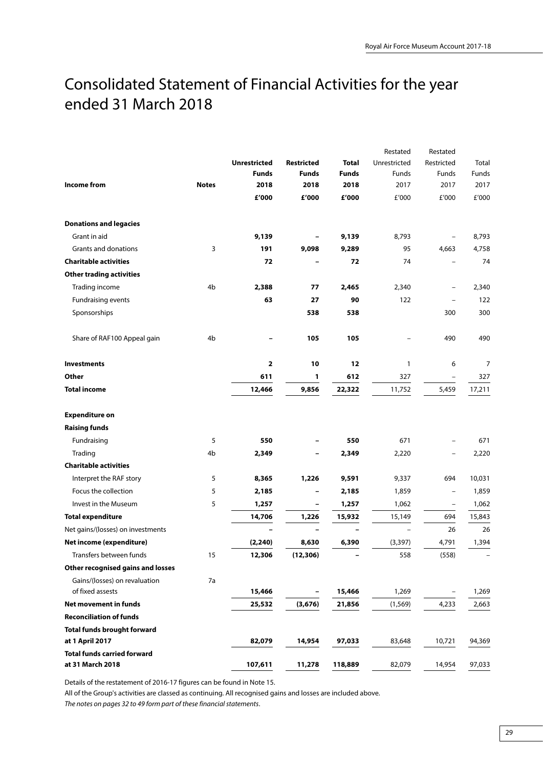# Consolidated Statement of Financial Activities for the year ended 31 March 2018

| Income from | Notes | Unrestricted Funds 2018 £'000 | Restricted Funds 2018 £'000 | Total Funds 2018 £'000 | Restated Unrestricted Funds 2017 £'000 | Restated Restricted Funds 2017 £'000 | Total Funds 2017 £'000 |
|---|---|---|---|---|---|---|---|
| **Donations and legacies** | | | | | | | |
| Grant in aid | | **9,139** | **–** | **9,139** | 8,793 | – | 8,793 |
| Grants and donations | 3 | **191** | **9,098** | **9,289** | 95 | 4,663 | 4,758 |
| **Charitable activities** | | **72** | **–** | **72** | 74 | – | 74 |
| **Other trading activities** | | | | | | | |
| Trading income | 4b | **2,388** | **77** | **2,465** | 2,340 | – | 2,340 |
| Fundraising events | | **63** | **27** | **90** | 122 | – | 122 |
| Sponsorships | | | **538** | **538** | | 300 | 300 |
| Share of RAF100 Appeal gain | 4b | **–** | **105** | **105** | – | 490 | 490 |
| **Investments** | | **2** | **10** | **12** | 1 | 6 | 7 |
| **Other** | | **611** | **1** | **612** | 327 | – | 327 |
| **Total income** | | **12,466** | **9,856** | **22,322** | 11,752 | 5,459 | 17,211 |
| **Expenditure on** | | | | | | | |
| **Raising funds** | | | | | | | |
| Fundraising | 5 | **550** | **–** | **550** | 671 | – | 671 |
| Trading | 4b | **2,349** | **–** | **2,349** | 2,220 | – | 2,220 |
| **Charitable activities** | | | | | | | |
| Interpret the RAF story | 5 | **8,365** | **1,226** | **9,591** | 9,337 | 694 | 10,031 |
| Focus the collection | 5 | **2,185** | **–** | **2,185** | 1,859 | – | 1,859 |
| Invest in the Museum | 5 | **1,257** | **–** | **1,257** | 1,062 | – | 1,062 |
| **Total expenditure** | | **14,706** | **1,226** | **15,932** | 15,149 | 694 | 15,843 |
| Net gains/(losses) on investments | | **–** | **–** | **–** | – | 26 | 26 |
| **Net income (expenditure)** | | **(2,240)** | **8,630** | **6,390** | (3,397) | 4,791 | 1,394 |
| Transfers between funds | 15 | **12,306** | **(12,306)** | **–** | 558 | (558) | – |
| **Other recognised gains and losses** | | | | | | | |
| Gains/(losses) on revaluation of fixed assests | 7a | **15,466** | **–** | **15,466** | 1,269 | – | 1,269 |
| **Net movement in funds** | | **25,532** | **(3,676)** | **21,856** | (1,569) | 4,233 | 2,663 |
| **Reconciliation of funds** | | | | | | | |
| **Total funds brought forward at 1 April 2017** | | **82,079** | **14,954** | **97,033** | 83,648 | 10,721 | 94,369 |
| **Total funds carried forward at 31 March 2018** | | **107,611** | **11,278** | **118,889** | 82,079 | 14,954 | 97,033 |

Details of the restatement of 2016-17 figures can be found in Note 15.

All of the Group's activities are classed as continuing. All recognised gains and losses are included above.

*The notes on pages 32 to 49 form part of these financial statements.*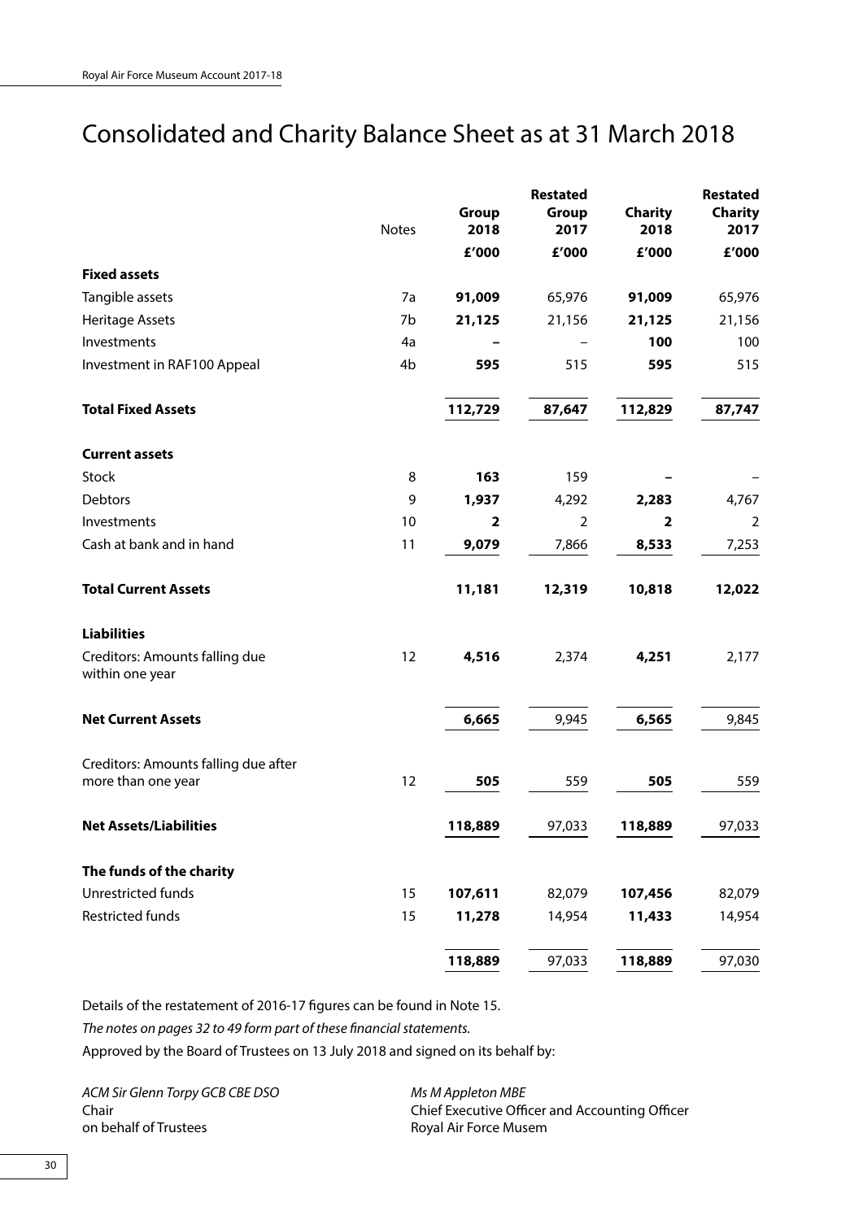# Consolidated and Charity Balance Sheet as at 31 March 2018

| | Notes | Group 2018 | Restated Group 2017 | Charity 2018 | Restated Charity 2017 |
|---|---|---|---|---|---|
| | | £'000 | £'000 | £'000 | £'000 |
| **Fixed assets** | | | | | |
| Tangible assets | 7a | **91,009** | 65,976 | **91,009** | 65,976 |
| Heritage Assets | 7b | **21,125** | 21,156 | **21,125** | 21,156 |
| Investments | 4a | **–** | – | **100** | 100 |
| Investment in RAF100 Appeal | 4b | **595** | 515 | **595** | 515 |
| **Total Fixed Assets** | | **112,729** | **87,647** | **112,829** | **87,747** |
| **Current assets** | | | | | |
| Stock | 8 | **163** | 159 | **–** | – |
| Debtors | 9 | **1,937** | 4,292 | **2,283** | 4,767 |
| Investments | 10 | **2** | 2 | **2** | 2 |
| Cash at bank and in hand | 11 | **9,079** | 7,866 | **8,533** | 7,253 |
| **Total Current Assets** | | **11,181** | **12,319** | **10,818** | **12,022** |
| **Liabilities** | | | | | |
| Creditors: Amounts falling due within one year | 12 | **4,516** | 2,374 | **4,251** | 2,177 |
| **Net Current Assets** | | **6,665** | 9,945 | **6,565** | 9,845 |
| Creditors: Amounts falling due after more than one year | 12 | **505** | 559 | **505** | 559 |
| **Net Assets/Liabilities** | | **118,889** | 97,033 | **118,889** | 97,033 |
| **The funds of the charity** | | | | | |
| Unrestricted funds | 15 | **107,611** | 82,079 | **107,456** | 82,079 |
| Restricted funds | 15 | **11,278** | 14,954 | **11,433** | 14,954 |
| | | **118,889** | 97,033 | **118,889** | 97,030 |

Details of the restatement of 2016-17 figures can be found in Note 15.

*The notes on pages 32 to 49 form part of these financial statements.*

Approved by the Board of Trustees on 13 July 2018 and signed on its behalf by:

*ACM Sir Glenn Torpy GCB CBE DSO*
Chair
on behalf of Trustees

*Ms M Appleton MBE*
Chief Executive Officer and Accounting Officer
Royal Air Force Musem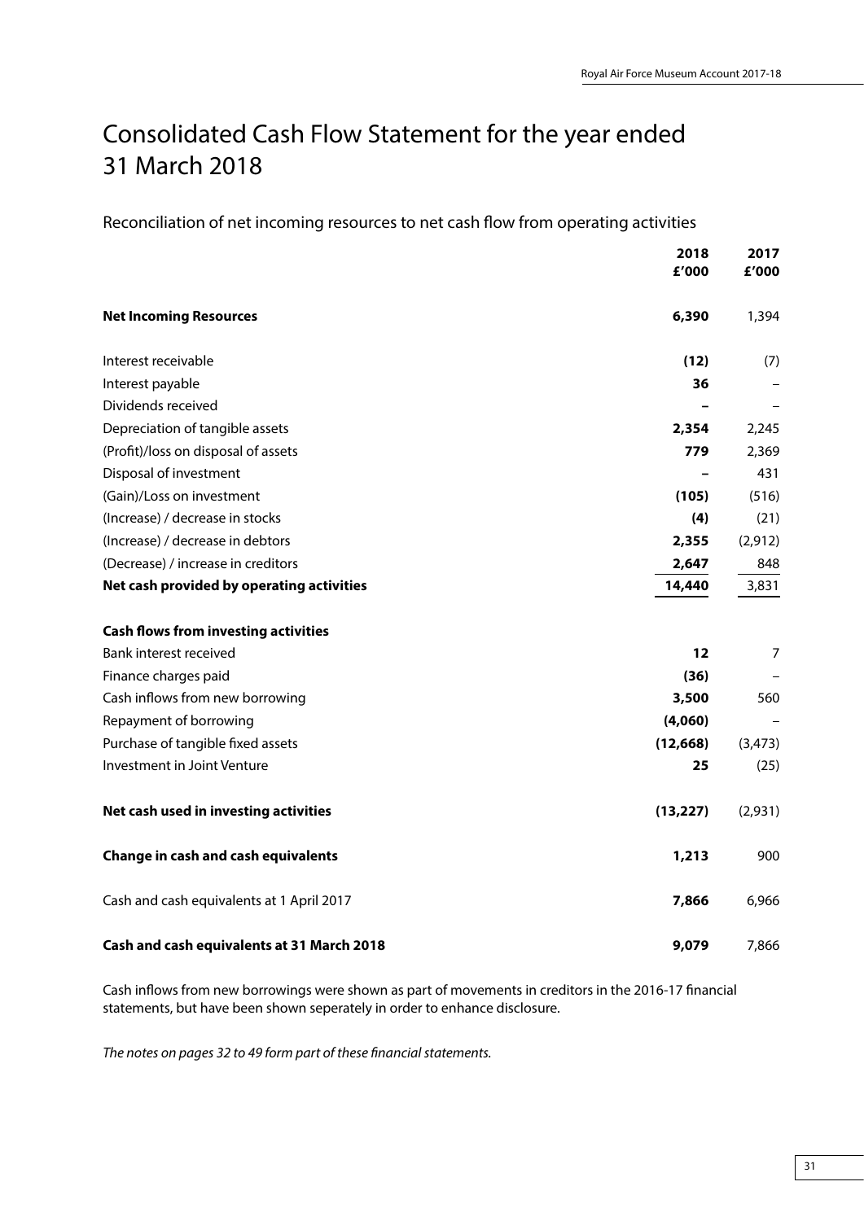# Consolidated Cash Flow Statement for the year ended 31 March 2018

## Reconciliation of net incoming resources to net cash flow from operating activities

| | 2018 £'000 | 2017 £'000 |
|---|---|---|
| **Net Incoming Resources** | **6,390** | 1,394 |
| Interest receivable | **(12)** | (7) |
| Interest payable | **36** | – |
| Dividends received | **–** | – |
| Depreciation of tangible assets | **2,354** | 2,245 |
| (Profit)/loss on disposal of assets | **779** | 2,369 |
| Disposal of investment | **–** | 431 |
| (Gain)/Loss on investment | **(105)** | (516) |
| (Increase) / decrease in stocks | **(4)** | (21) |
| (Increase) / decrease in debtors | **2,355** | (2,912) |
| (Decrease) / increase in creditors | **2,647** | 848 |
| **Net cash provided by operating activities** | **14,440** | 3,831 |
| **Cash flows from investing activities** | | |
| Bank interest received | **12** | 7 |
| Finance charges paid | **(36)** | – |
| Cash inflows from new borrowing | **3,500** | 560 |
| Repayment of borrowing | **(4,060)** | – |
| Purchase of tangible fixed assets | **(12,668)** | (3,473) |
| Investment in Joint Venture | **25** | (25) |
| **Net cash used in investing activities** | **(13,227)** | (2,931) |
| **Change in cash and cash equivalents** | **1,213** | 900 |
| Cash and cash equivalents at 1 April 2017 | **7,866** | 6,966 |
| **Cash and cash equivalents at 31 March 2018** | **9,079** | 7,866 |

Cash inflows from new borrowings were shown as part of movements in creditors in the 2016-17 financial statements, but have been shown seperately in order to enhance disclosure.

*The notes on pages 32 to 49 form part of these financial statements.*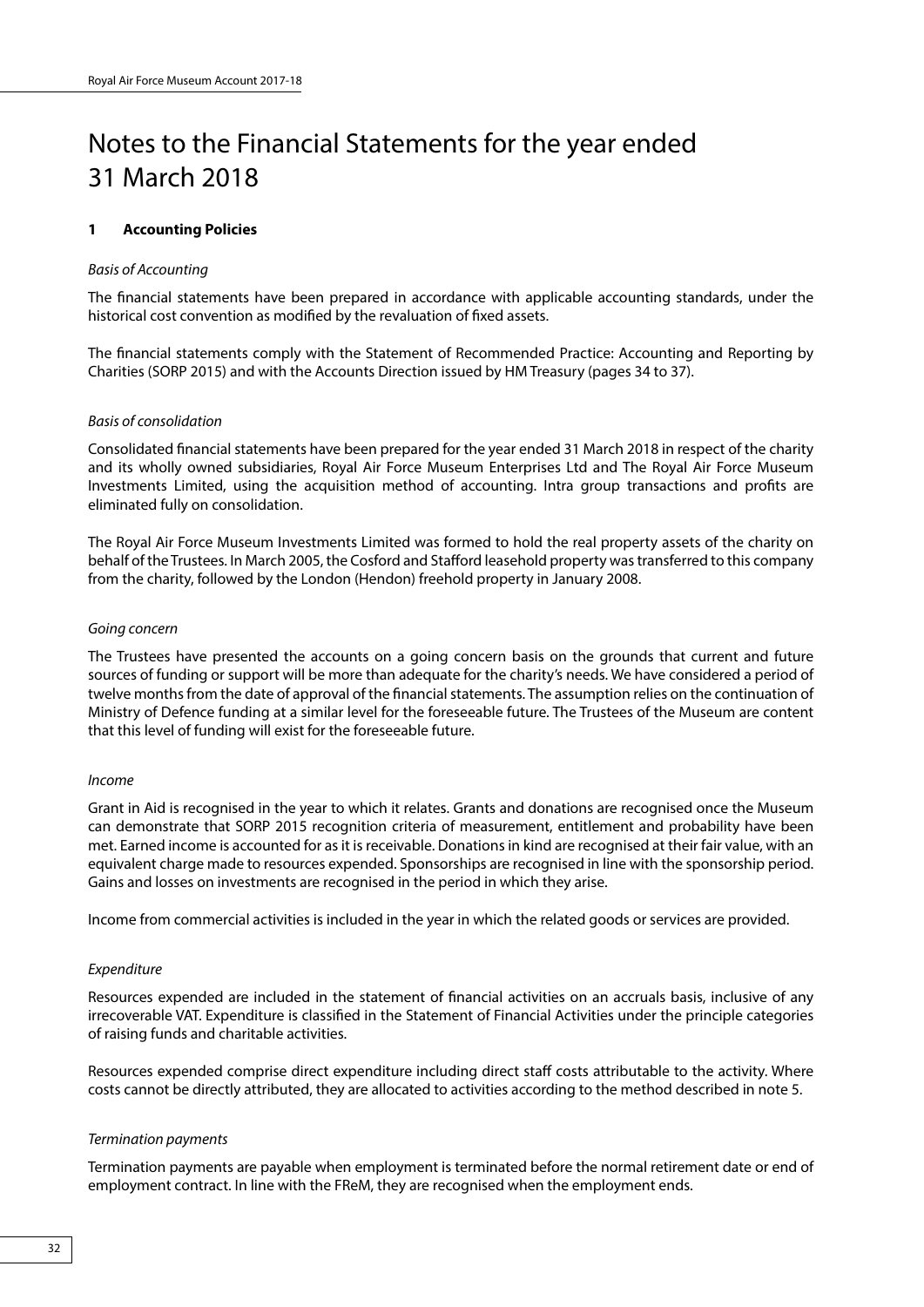# Notes to the Financial Statements for the year ended 31 March 2018

## 1 Accounting Policies

*Basis of Accounting*

The financial statements have been prepared in accordance with applicable accounting standards, under the historical cost convention as modified by the revaluation of fixed assets.

The financial statements comply with the Statement of Recommended Practice: Accounting and Reporting by Charities (SORP 2015) and with the Accounts Direction issued by HM Treasury (pages 34 to 37).

*Basis of consolidation*

Consolidated financial statements have been prepared for the year ended 31 March 2018 in respect of the charity and its wholly owned subsidiaries, Royal Air Force Museum Enterprises Ltd and The Royal Air Force Museum Investments Limited, using the acquisition method of accounting. Intra group transactions and profits are eliminated fully on consolidation.

The Royal Air Force Museum Investments Limited was formed to hold the real property assets of the charity on behalf of the Trustees. In March 2005, the Cosford and Stafford leasehold property was transferred to this company from the charity, followed by the London (Hendon) freehold property in January 2008.

*Going concern*

The Trustees have presented the accounts on a going concern basis on the grounds that current and future sources of funding or support will be more than adequate for the charity's needs. We have considered a period of twelve months from the date of approval of the financial statements. The assumption relies on the continuation of Ministry of Defence funding at a similar level for the foreseeable future. The Trustees of the Museum are content that this level of funding will exist for the foreseeable future.

*Income*

Grant in Aid is recognised in the year to which it relates. Grants and donations are recognised once the Museum can demonstrate that SORP 2015 recognition criteria of measurement, entitlement and probability have been met. Earned income is accounted for as it is receivable. Donations in kind are recognised at their fair value, with an equivalent charge made to resources expended. Sponsorships are recognised in line with the sponsorship period. Gains and losses on investments are recognised in the period in which they arise.

Income from commercial activities is included in the year in which the related goods or services are provided.

*Expenditure*

Resources expended are included in the statement of financial activities on an accruals basis, inclusive of any irrecoverable VAT. Expenditure is classified in the Statement of Financial Activities under the principle categories of raising funds and charitable activities.

Resources expended comprise direct expenditure including direct staff costs attributable to the activity. Where costs cannot be directly attributed, they are allocated to activities according to the method described in note 5.

*Termination payments*

Termination payments are payable when employment is terminated before the normal retirement date or end of employment contract. In line with the FReM, they are recognised when the employment ends.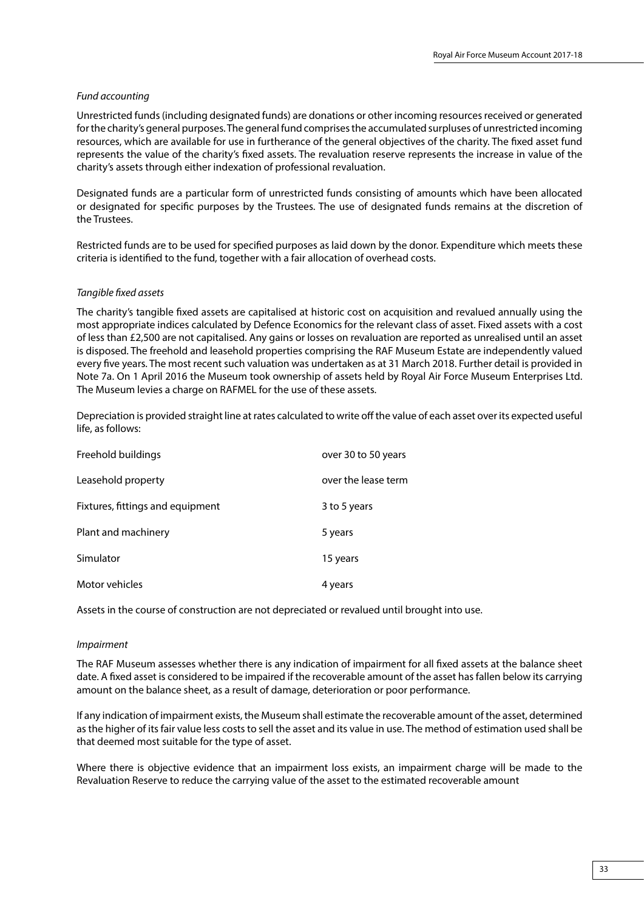*Fund accounting*

Unrestricted funds (including designated funds) are donations or other incoming resources received or generated for the charity's general purposes. The general fund comprises the accumulated surpluses of unrestricted incoming resources, which are available for use in furtherance of the general objectives of the charity. The fixed asset fund represents the value of the charity's fixed assets. The revaluation reserve represents the increase in value of the charity's assets through either indexation of professional revaluation.

Designated funds are a particular form of unrestricted funds consisting of amounts which have been allocated or designated for specific purposes by the Trustees. The use of designated funds remains at the discretion of the Trustees.

Restricted funds are to be used for specified purposes as laid down by the donor. Expenditure which meets these criteria is identified to the fund, together with a fair allocation of overhead costs.

*Tangible fixed assets*

The charity's tangible fixed assets are capitalised at historic cost on acquisition and revalued annually using the most appropriate indices calculated by Defence Economics for the relevant class of asset. Fixed assets with a cost of less than £2,500 are not capitalised. Any gains or losses on revaluation are reported as unrealised until an asset is disposed. The freehold and leasehold properties comprising the RAF Museum Estate are independently valued every five years. The most recent such valuation was undertaken as at 31 March 2018. Further detail is provided in Note 7a. On 1 April 2016 the Museum took ownership of assets held by Royal Air Force Museum Enterprises Ltd. The Museum levies a charge on RAFMEL for the use of these assets.

Depreciation is provided straight line at rates calculated to write off the value of each asset over its expected useful life, as follows:

| | |
|---|---|
| Freehold buildings | over 30 to 50 years |
| Leasehold property | over the lease term |
| Fixtures, fittings and equipment | 3 to 5 years |
| Plant and machinery | 5 years |
| Simulator | 15 years |
| Motor vehicles | 4 years |

Assets in the course of construction are not depreciated or revalued until brought into use.

*Impairment*

The RAF Museum assesses whether there is any indication of impairment for all fixed assets at the balance sheet date. A fixed asset is considered to be impaired if the recoverable amount of the asset has fallen below its carrying amount on the balance sheet, as a result of damage, deterioration or poor performance.

If any indication of impairment exists, the Museum shall estimate the recoverable amount of the asset, determined as the higher of its fair value less costs to sell the asset and its value in use. The method of estimation used shall be that deemed most suitable for the type of asset.

Where there is objective evidence that an impairment loss exists, an impairment charge will be made to the Revaluation Reserve to reduce the carrying value of the asset to the estimated recoverable amount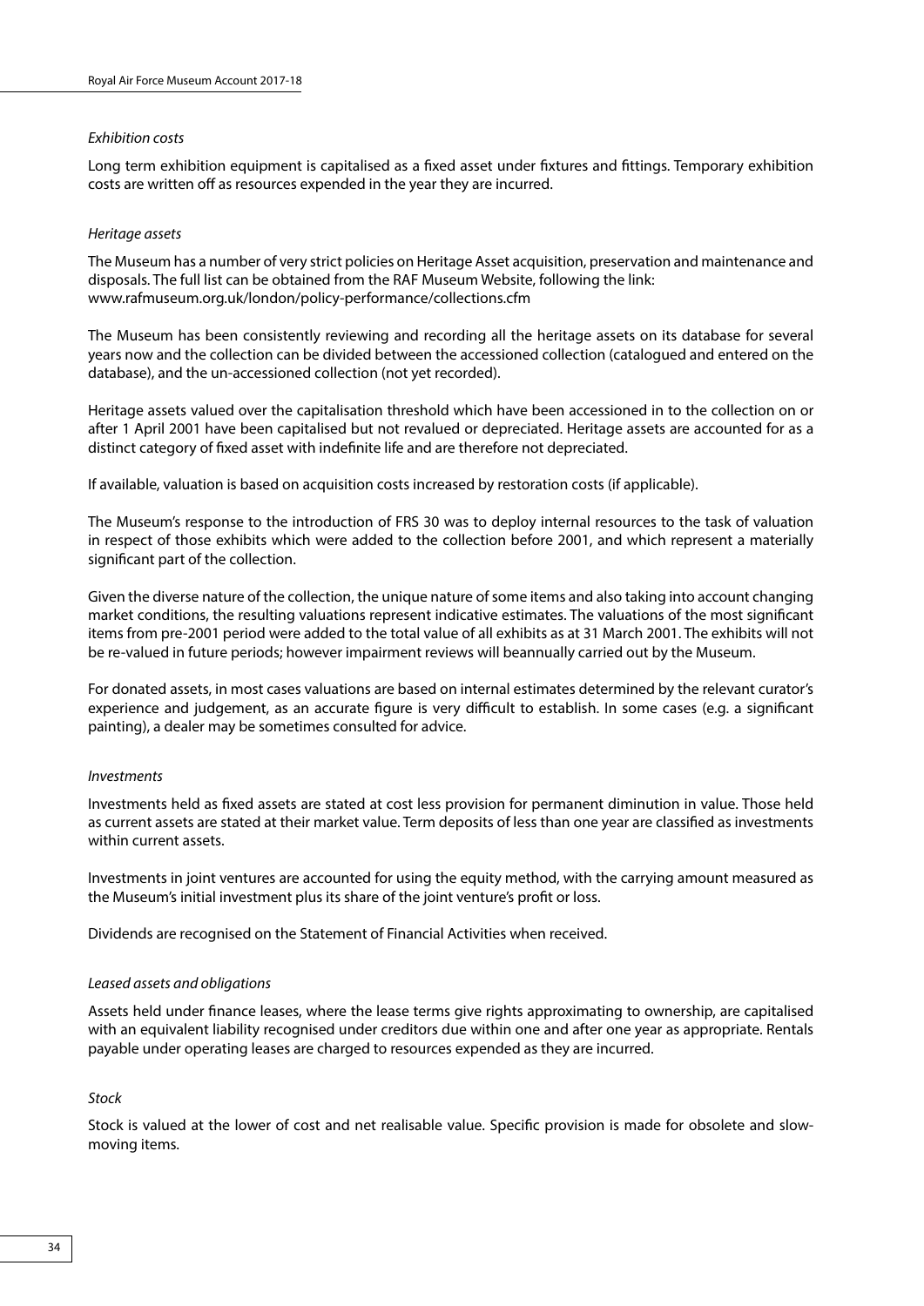*Exhibition costs*

Long term exhibition equipment is capitalised as a fixed asset under fixtures and fittings. Temporary exhibition costs are written off as resources expended in the year they are incurred.

*Heritage assets*

The Museum has a number of very strict policies on Heritage Asset acquisition, preservation and maintenance and disposals. The full list can be obtained from the RAF Museum Website, following the link: www.rafmuseum.org.uk/london/policy-performance/collections.cfm

The Museum has been consistently reviewing and recording all the heritage assets on its database for several years now and the collection can be divided between the accessioned collection (catalogued and entered on the database), and the un-accessioned collection (not yet recorded).

Heritage assets valued over the capitalisation threshold which have been accessioned in to the collection on or after 1 April 2001 have been capitalised but not revalued or depreciated. Heritage assets are accounted for as a distinct category of fixed asset with indefinite life and are therefore not depreciated.

If available, valuation is based on acquisition costs increased by restoration costs (if applicable).

The Museum's response to the introduction of FRS 30 was to deploy internal resources to the task of valuation in respect of those exhibits which were added to the collection before 2001, and which represent a materially significant part of the collection.

Given the diverse nature of the collection, the unique nature of some items and also taking into account changing market conditions, the resulting valuations represent indicative estimates. The valuations of the most significant items from pre-2001 period were added to the total value of all exhibits as at 31 March 2001. The exhibits will not be re-valued in future periods; however impairment reviews will beannually carried out by the Museum.

For donated assets, in most cases valuations are based on internal estimates determined by the relevant curator's experience and judgement, as an accurate figure is very difficult to establish. In some cases (e.g. a significant painting), a dealer may be sometimes consulted for advice.

*Investments*

Investments held as fixed assets are stated at cost less provision for permanent diminution in value. Those held as current assets are stated at their market value. Term deposits of less than one year are classified as investments within current assets.

Investments in joint ventures are accounted for using the equity method, with the carrying amount measured as the Museum's initial investment plus its share of the joint venture's profit or loss.

Dividends are recognised on the Statement of Financial Activities when received.

*Leased assets and obligations*

Assets held under finance leases, where the lease terms give rights approximating to ownership, are capitalised with an equivalent liability recognised under creditors due within one and after one year as appropriate. Rentals payable under operating leases are charged to resources expended as they are incurred.

*Stock*

Stock is valued at the lower of cost and net realisable value. Specific provision is made for obsolete and slow-moving items.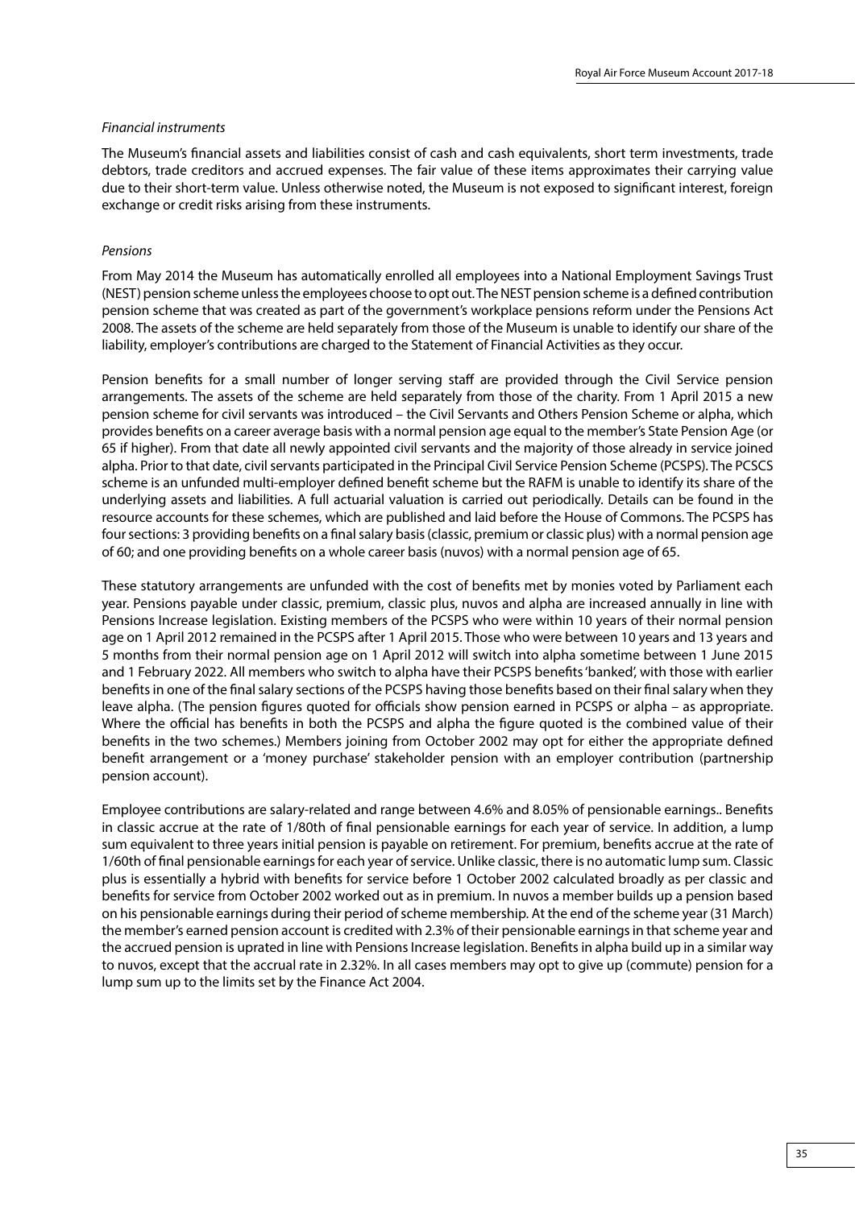*Financial instruments*

The Museum's financial assets and liabilities consist of cash and cash equivalents, short term investments, trade debtors, trade creditors and accrued expenses. The fair value of these items approximates their carrying value due to their short-term value. Unless otherwise noted, the Museum is not exposed to significant interest, foreign exchange or credit risks arising from these instruments.

*Pensions*

From May 2014 the Museum has automatically enrolled all employees into a National Employment Savings Trust (NEST) pension scheme unless the employees choose to opt out. The NEST pension scheme is a defined contribution pension scheme that was created as part of the government's workplace pensions reform under the Pensions Act 2008. The assets of the scheme are held separately from those of the Museum is unable to identify our share of the liability, employer's contributions are charged to the Statement of Financial Activities as they occur.

Pension benefits for a small number of longer serving staff are provided through the Civil Service pension arrangements. The assets of the scheme are held separately from those of the charity. From 1 April 2015 a new pension scheme for civil servants was introduced – the Civil Servants and Others Pension Scheme or alpha, which provides benefits on a career average basis with a normal pension age equal to the member's State Pension Age (or 65 if higher). From that date all newly appointed civil servants and the majority of those already in service joined alpha. Prior to that date, civil servants participated in the Principal Civil Service Pension Scheme (PCSPS). The PCSCS scheme is an unfunded multi-employer defined benefit scheme but the RAFM is unable to identify its share of the underlying assets and liabilities. A full actuarial valuation is carried out periodically. Details can be found in the resource accounts for these schemes, which are published and laid before the House of Commons. The PCSPS has four sections: 3 providing benefits on a final salary basis (classic, premium or classic plus) with a normal pension age of 60; and one providing benefits on a whole career basis (nuvos) with a normal pension age of 65.

These statutory arrangements are unfunded with the cost of benefits met by monies voted by Parliament each year. Pensions payable under classic, premium, classic plus, nuvos and alpha are increased annually in line with Pensions Increase legislation. Existing members of the PCSPS who were within 10 years of their normal pension age on 1 April 2012 remained in the PCSPS after 1 April 2015. Those who were between 10 years and 13 years and 5 months from their normal pension age on 1 April 2012 will switch into alpha sometime between 1 June 2015 and 1 February 2022. All members who switch to alpha have their PCSPS benefits 'banked', with those with earlier benefits in one of the final salary sections of the PCSPS having those benefits based on their final salary when they leave alpha. (The pension figures quoted for officials show pension earned in PCSPS or alpha – as appropriate. Where the official has benefits in both the PCSPS and alpha the figure quoted is the combined value of their benefits in the two schemes.) Members joining from October 2002 may opt for either the appropriate defined benefit arrangement or a 'money purchase' stakeholder pension with an employer contribution (partnership pension account).

Employee contributions are salary-related and range between 4.6% and 8.05% of pensionable earnings.. Benefits in classic accrue at the rate of 1/80th of final pensionable earnings for each year of service. In addition, a lump sum equivalent to three years initial pension is payable on retirement. For premium, benefits accrue at the rate of 1/60th of final pensionable earnings for each year of service. Unlike classic, there is no automatic lump sum. Classic plus is essentially a hybrid with benefits for service before 1 October 2002 calculated broadly as per classic and benefits for service from October 2002 worked out as in premium. In nuvos a member builds up a pension based on his pensionable earnings during their period of scheme membership. At the end of the scheme year (31 March) the member's earned pension account is credited with 2.3% of their pensionable earnings in that scheme year and the accrued pension is uprated in line with Pensions Increase legislation. Benefits in alpha build up in a similar way to nuvos, except that the accrual rate in 2.32%. In all cases members may opt to give up (commute) pension for a lump sum up to the limits set by the Finance Act 2004.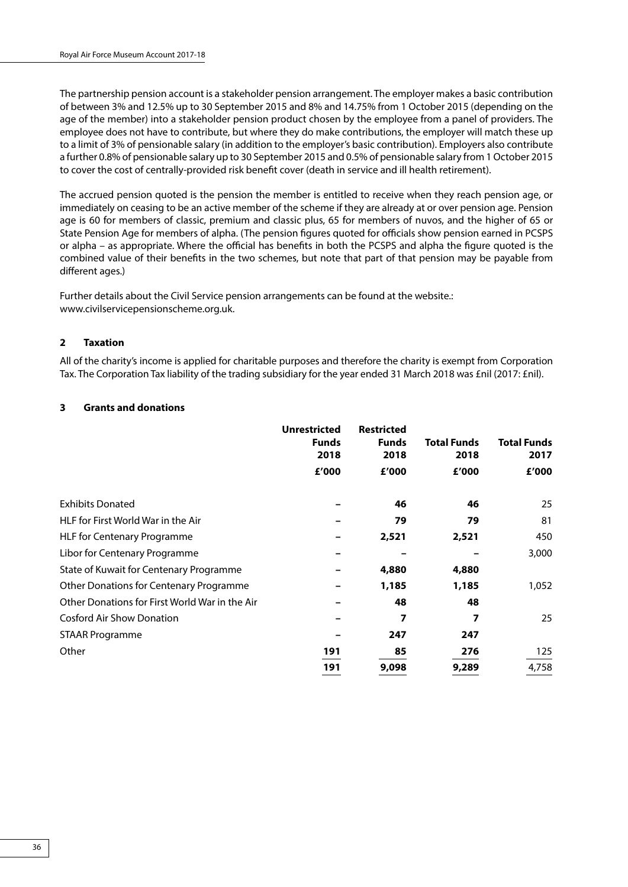The partnership pension account is a stakeholder pension arrangement. The employer makes a basic contribution of between 3% and 12.5% up to 30 September 2015 and 8% and 14.75% from 1 October 2015 (depending on the age of the member) into a stakeholder pension product chosen by the employee from a panel of providers. The employee does not have to contribute, but where they do make contributions, the employer will match these up to a limit of 3% of pensionable salary (in addition to the employer's basic contribution). Employers also contribute a further 0.8% of pensionable salary up to 30 September 2015 and 0.5% of pensionable salary from 1 October 2015 to cover the cost of centrally-provided risk benefit cover (death in service and ill health retirement).

The accrued pension quoted is the pension the member is entitled to receive when they reach pension age, or immediately on ceasing to be an active member of the scheme if they are already at or over pension age. Pension age is 60 for members of classic, premium and classic plus, 65 for members of nuvos, and the higher of 65 or State Pension Age for members of alpha. (The pension figures quoted for officials show pension earned in PCSPS or alpha – as appropriate. Where the official has benefits in both the PCSPS and alpha the figure quoted is the combined value of their benefits in the two schemes, but note that part of that pension may be payable from different ages.)

Further details about the Civil Service pension arrangements can be found at the website.: www.civilservicepensionscheme.org.uk.

## 2 Taxation

All of the charity's income is applied for charitable purposes and therefore the charity is exempt from Corporation Tax. The Corporation Tax liability of the trading subsidiary for the year ended 31 March 2018 was £nil (2017: £nil).

## 3 Grants and donations

| | **Unrestricted Funds 2018** | **Restricted Funds 2018** | **Total Funds 2018** | **Total Funds 2017** |
|---|---|---|---|---|
| | **£'000** | **£'000** | **£'000** | **£'000** |
| Exhibits Donated | – | **46** | **46** | 25 |
| HLF for First World War in the Air | – | **79** | **79** | 81 |
| HLF for Centenary Programme | – | **2,521** | **2,521** | 450 |
| Libor for Centenary Programme | – | – | – | 3,000 |
| State of Kuwait for Centenary Programme | – | **4,880** | **4,880** | |
| Other Donations for Centenary Programme | – | **1,185** | **1,185** | 1,052 |
| Other Donations for First World War in the Air | – | **48** | **48** | |
| Cosford Air Show Donation | – | **7** | **7** | 25 |
| STAAR Programme | – | **247** | **247** | |
| Other | **191** | **85** | **276** | 125 |
| | **191** | **9,098** | **9,289** | 4,758 |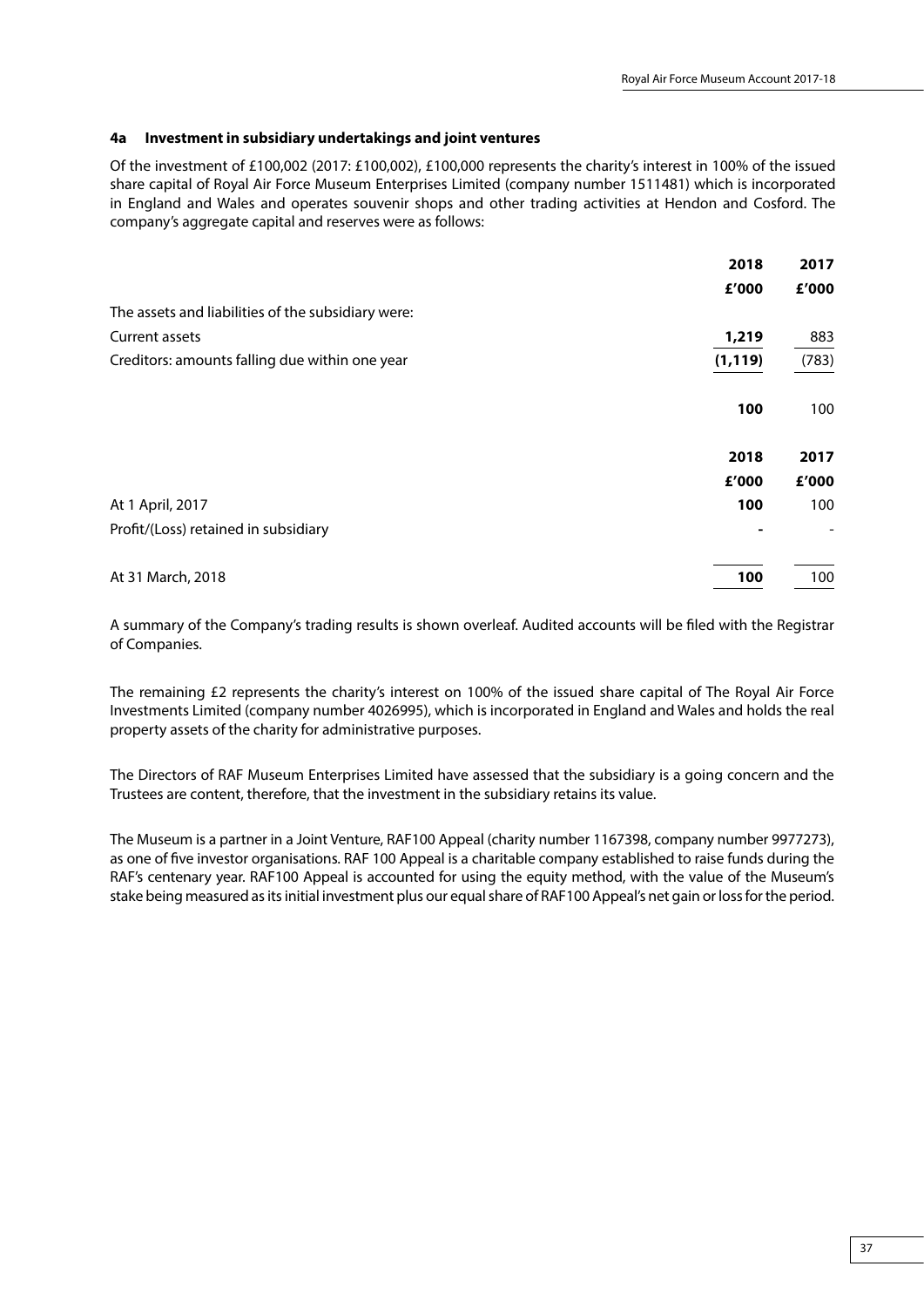### 4a Investment in subsidiary undertakings and joint ventures

Of the investment of £100,002 (2017: £100,002), £100,000 represents the charity's interest in 100% of the issued share capital of Royal Air Force Museum Enterprises Limited (company number 1511481) which is incorporated in England and Wales and operates souvenir shops and other trading activities at Hendon and Cosford. The company's aggregate capital and reserves were as follows:

| | 2018 | 2017 |
|---|---|---|
| | £'000 | £'000 |
| The assets and liabilities of the subsidiary were: | | |
| Current assets | **1,219** | 883 |
| Creditors: amounts falling due within one year | **(1,119)** | (783) |
| | **100** | 100 |

| | 2018 | 2017 |
|---|---|---|
| | £'000 | £'000 |
| At 1 April, 2017 | **100** | 100 |
| Profit/(Loss) retained in subsidiary | **-** | - |
| At 31 March, 2018 | **100** | 100 |

A summary of the Company's trading results is shown overleaf. Audited accounts will be filed with the Registrar of Companies.

The remaining £2 represents the charity's interest on 100% of the issued share capital of The Royal Air Force Investments Limited (company number 4026995), which is incorporated in England and Wales and holds the real property assets of the charity for administrative purposes.

The Directors of RAF Museum Enterprises Limited have assessed that the subsidiary is a going concern and the Trustees are content, therefore, that the investment in the subsidiary retains its value.

The Museum is a partner in a Joint Venture, RAF100 Appeal (charity number 1167398, company number 9977273), as one of five investor organisations. RAF 100 Appeal is a charitable company established to raise funds during the RAF's centenary year. RAF100 Appeal is accounted for using the equity method, with the value of the Museum's stake being measured as its initial investment plus our equal share of RAF100 Appeal's net gain or loss for the period.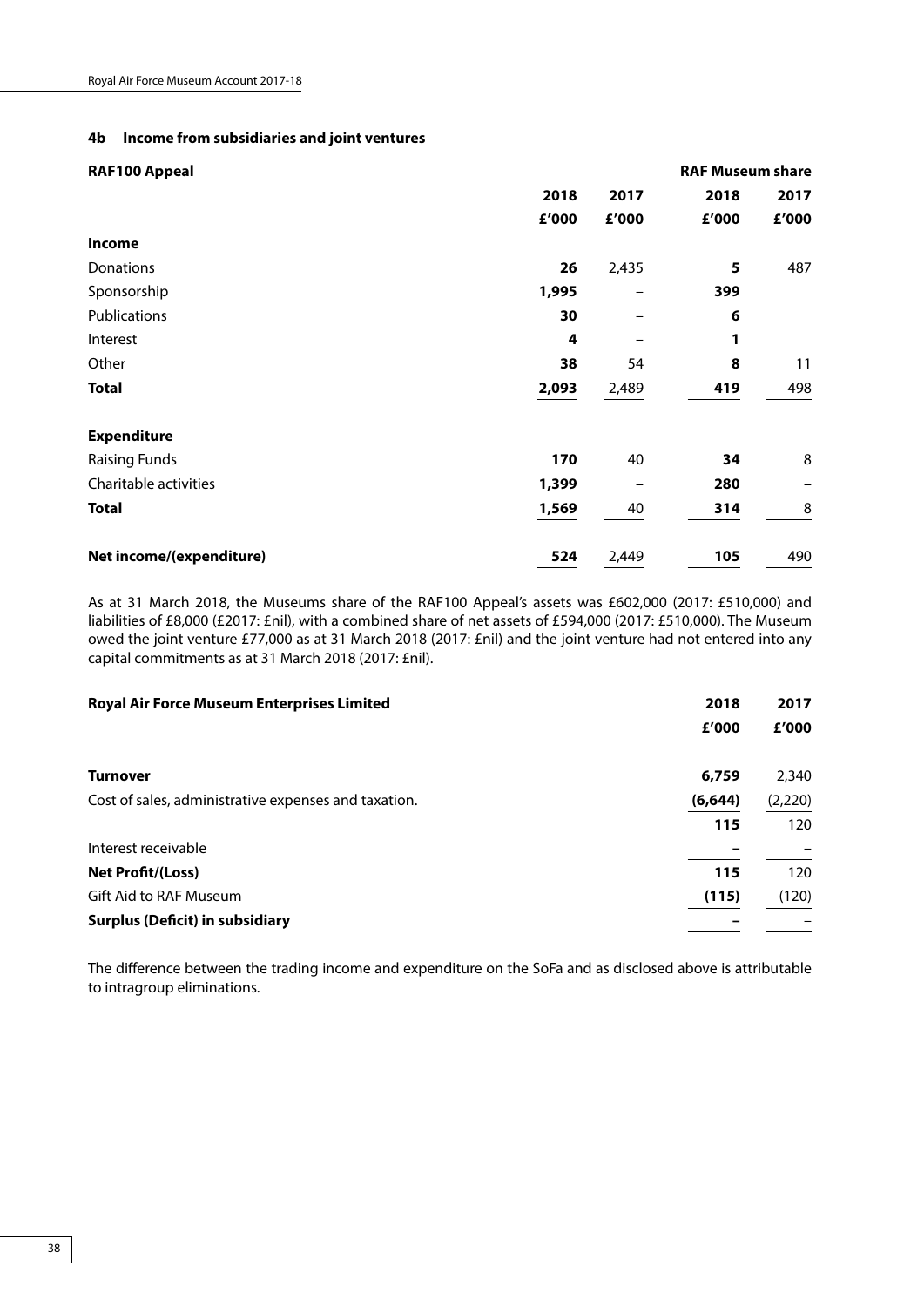#### 4b Income from subsidiaries and joint ventures

| **RAF100 Appeal** | | | **RAF Museum share** | |
|---|---|---|---|---|
| | **2018** | **2017** | **2018** | **2017** |
| | **£'000** | **£'000** | **£'000** | **£'000** |
| **Income** | | | | |
| Donations | **26** | 2,435 | **5** | 487 |
| Sponsorship | **1,995** | – | **399** | |
| Publications | **30** | – | **6** | |
| Interest | **4** | – | **1** | |
| Other | **38** | 54 | **8** | 11 |
| **Total** | **2,093** | 2,489 | **419** | 498 |
| | | | | |
| **Expenditure** | | | | |
| Raising Funds | **170** | 40 | **34** | 8 |
| Charitable activities | **1,399** | – | **280** | – |
| **Total** | **1,569** | 40 | **314** | 8 |
| | | | | |
| **Net income/(expenditure)** | **524** | 2,449 | **105** | 490 |

As at 31 March 2018, the Museums share of the RAF100 Appeal's assets was £602,000 (2017: £510,000) and liabilities of £8,000 (£2017: £nil), with a combined share of net assets of £594,000 (2017: £510,000). The Museum owed the joint venture £77,000 as at 31 March 2018 (2017: £nil) and the joint venture had not entered into any capital commitments as at 31 March 2018 (2017: £nil).

| **Royal Air Force Museum Enterprises Limited** | **2018** | **2017** |
|---|---|---|
| | **£'000** | **£'000** |
| **Turnover** | **6,759** | 2,340 |
| Cost of sales, administrative expenses and taxation. | **(6,644)** | (2,220) |
| | **115** | 120 |
| Interest receivable | **–** | – |
| **Net Profit/(Loss)** | **115** | 120 |
| Gift Aid to RAF Museum | **(115)** | (120) |
| **Surplus (Deficit) in subsidiary** | **–** | – |

The difference between the trading income and expenditure on the SoFa and as disclosed above is attributable to intragroup eliminations.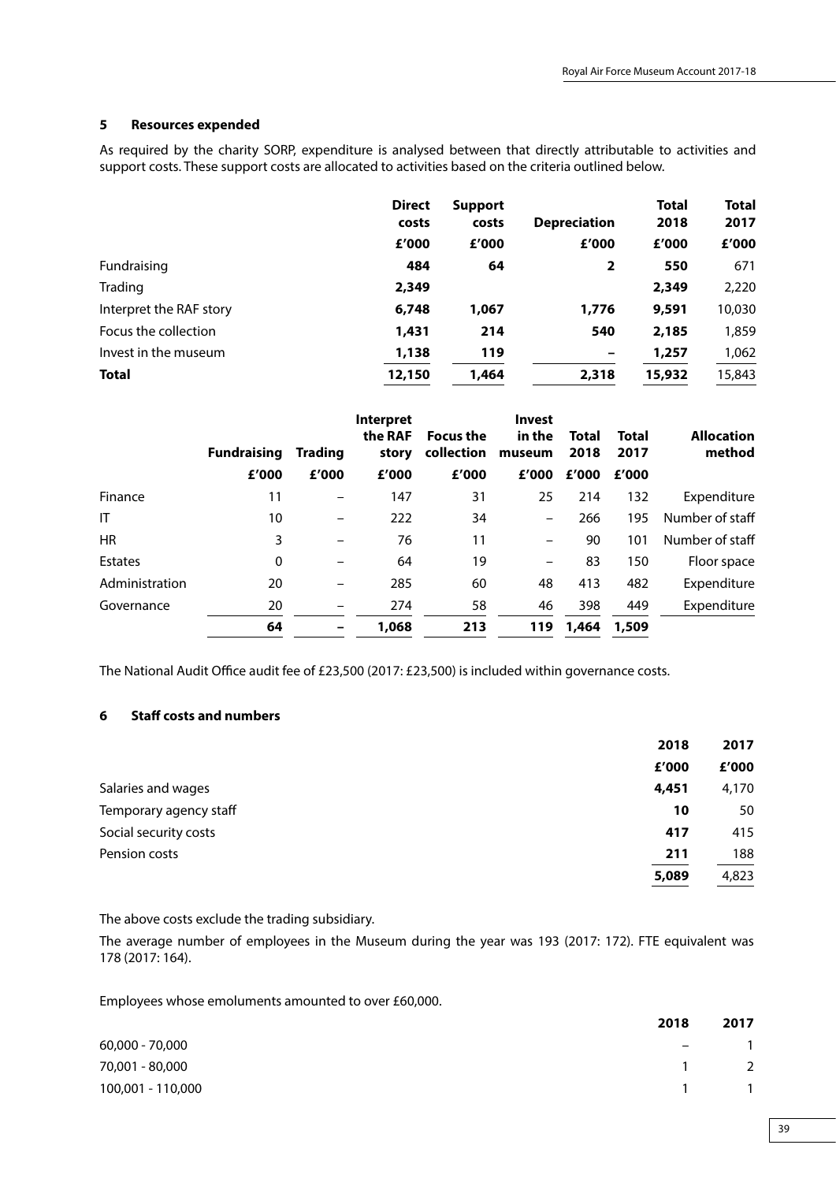## 5 Resources expended

As required by the charity SORP, expenditure is analysed between that directly attributable to activities and support costs. These support costs are allocated to activities based on the criteria outlined below.

| | Direct costs | Support costs | Depreciation | Total 2018 | Total 2017 |
|---|---|---|---|---|---|
| | £'000 | £'000 | £'000 | £'000 | £'000 |
| Fundraising | **484** | **64** | **2** | **550** | 671 |
| Trading | **2,349** | | | **2,349** | 2,220 |
| Interpret the RAF story | **6,748** | **1,067** | **1,776** | **9,591** | 10,030 |
| Focus the collection | **1,431** | **214** | **540** | **2,185** | 1,859 |
| Invest in the museum | **1,138** | **119** | **–** | **1,257** | 1,062 |
| **Total** | **12,150** | **1,464** | **2,318** | **15,932** | 15,843 |

| | Fundraising | Trading | Interpret the RAF story | Focus the collection | Invest in the museum | Total 2018 | Total 2017 | Allocation method |
|---|---|---|---|---|---|---|---|---|
| | £'000 | £'000 | £'000 | £'000 | £'000 | £'000 | £'000 | |
| Finance | 11 | – | 147 | 31 | 25 | 214 | 132 | Expenditure |
| IT | 10 | – | 222 | 34 | – | 266 | 195 | Number of staff |
| HR | 3 | – | 76 | 11 | – | 90 | 101 | Number of staff |
| Estates | 0 | – | 64 | 19 | – | 83 | 150 | Floor space |
| Administration | 20 | – | 285 | 60 | 48 | 413 | 482 | Expenditure |
| Governance | 20 | – | 274 | 58 | 46 | 398 | 449 | Expenditure |
| | **64** | **–** | **1,068** | **213** | **119** | **1,464** | **1,509** | |

The National Audit Office audit fee of £23,500 (2017: £23,500) is included within governance costs.

## 6 Staff costs and numbers

| | 2018 | 2017 |
|---|---|---|
| | £'000 | £'000 |
| Salaries and wages | **4,451** | 4,170 |
| Temporary agency staff | **10** | 50 |
| Social security costs | **417** | 415 |
| Pension costs | **211** | 188 |
| | **5,089** | 4,823 |

The above costs exclude the trading subsidiary.

The average number of employees in the Museum during the year was 193 (2017: 172). FTE equivalent was 178 (2017: 164).

Employees whose emoluments amounted to over £60,000.

| | 2018 | 2017 |
|---|---|---|
| 60,000 - 70,000 | – | 1 |
| 70,001 - 80,000 | 1 | 2 |
| 100,001 - 110,000 | 1 | 1 |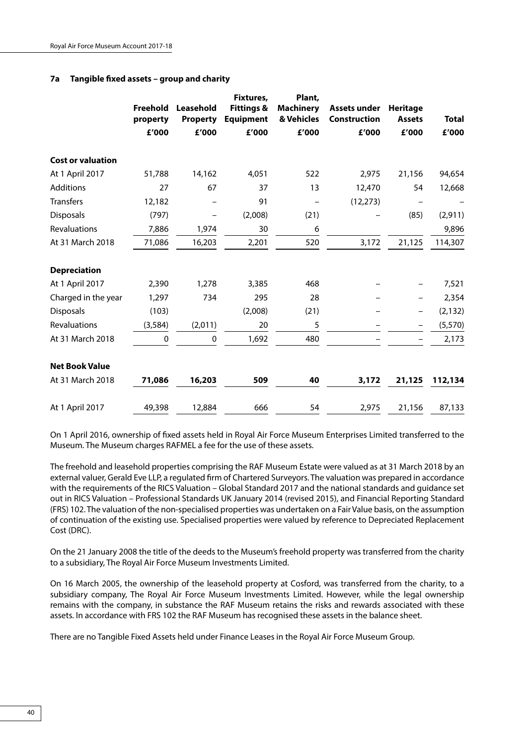### 7a Tangible fixed assets – group and charity

| | Freehold property | Leasehold Property | Fixtures, Fittings & Equipment | Plant, Machinery & Vehicles | Assets under Construction | Heritage Assets | Total |
|---|---|---|---|---|---|---|---|
| | £'000 | £'000 | £'000 | £'000 | £'000 | £'000 | £'000 |
| **Cost or valuation** | | | | | | | |
| At 1 April 2017 | 51,788 | 14,162 | 4,051 | 522 | 2,975 | 21,156 | 94,654 |
| Additions | 27 | 67 | 37 | 13 | 12,470 | 54 | 12,668 |
| Transfers | 12,182 | – | 91 | – | (12,273) | – | – |
| Disposals | (797) | – | (2,008) | (21) | – | (85) | (2,911) |
| Revaluations | 7,886 | 1,974 | 30 | 6 | | | 9,896 |
| At 31 March 2018 | 71,086 | 16,203 | 2,201 | 520 | 3,172 | 21,125 | 114,307 |
| **Depreciation** | | | | | | | |
| At 1 April 2017 | 2,390 | 1,278 | 3,385 | 468 | – | – | 7,521 |
| Charged in the year | 1,297 | 734 | 295 | 28 | – | – | 2,354 |
| Disposals | (103) | | (2,008) | (21) | – | – | (2,132) |
| Revaluations | (3,584) | (2,011) | 20 | 5 | – | – | (5,570) |
| At 31 March 2018 | 0 | 0 | 1,692 | 480 | – | – | 2,173 |
| **Net Book Value** | | | | | | | |
| At 31 March 2018 | **71,086** | **16,203** | **509** | **40** | **3,172** | **21,125** | **112,134** |
| At 1 April 2017 | 49,398 | 12,884 | 666 | 54 | 2,975 | 21,156 | 87,133 |

On 1 April 2016, ownership of fixed assets held in Royal Air Force Museum Enterprises Limited transferred to the Museum. The Museum charges RAFMEL a fee for the use of these assets.

The freehold and leasehold properties comprising the RAF Museum Estate were valued as at 31 March 2018 by an external valuer, Gerald Eve LLP, a regulated firm of Chartered Surveyors. The valuation was prepared in accordance with the requirements of the RICS Valuation – Global Standard 2017 and the national standards and guidance set out in RICS Valuation – Professional Standards UK January 2014 (revised 2015), and Financial Reporting Standard (FRS) 102. The valuation of the non-specialised properties was undertaken on a Fair Value basis, on the assumption of continuation of the existing use. Specialised properties were valued by reference to Depreciated Replacement Cost (DRC).

On the 21 January 2008 the title of the deeds to the Museum's freehold property was transferred from the charity to a subsidiary, The Royal Air Force Museum Investments Limited.

On 16 March 2005, the ownership of the leasehold property at Cosford, was transferred from the charity, to a subsidiary company, The Royal Air Force Museum Investments Limited. However, while the legal ownership remains with the company, in substance the RAF Museum retains the risks and rewards associated with these assets. In accordance with FRS 102 the RAF Museum has recognised these assets in the balance sheet.

There are no Tangible Fixed Assets held under Finance Leases in the Royal Air Force Museum Group.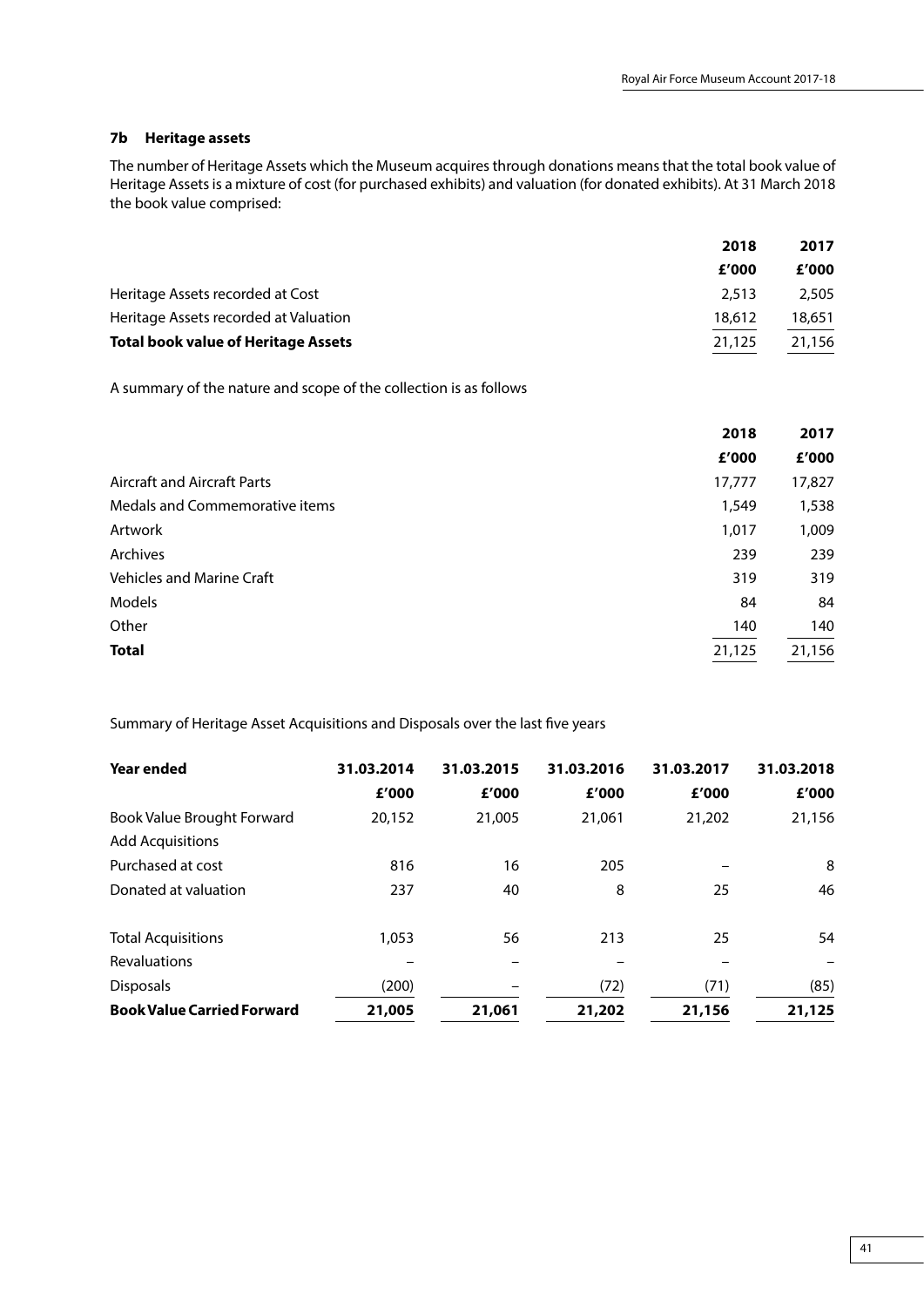### 7b Heritage assets

The number of Heritage Assets which the Museum acquires through donations means that the total book value of Heritage Assets is a mixture of cost (for purchased exhibits) and valuation (for donated exhibits). At 31 March 2018 the book value comprised:

| | 2018 | 2017 |
|---|---|---|
| | £'000 | £'000 |
| Heritage Assets recorded at Cost | 2,513 | 2,505 |
| Heritage Assets recorded at Valuation | 18,612 | 18,651 |
| **Total book value of Heritage Assets** | 21,125 | 21,156 |

A summary of the nature and scope of the collection is as follows

| | 2018 | 2017 |
|---|---|---|
| | £'000 | £'000 |
| Aircraft and Aircraft Parts | 17,777 | 17,827 |
| Medals and Commemorative items | 1,549 | 1,538 |
| Artwork | 1,017 | 1,009 |
| Archives | 239 | 239 |
| Vehicles and Marine Craft | 319 | 319 |
| Models | 84 | 84 |
| Other | 140 | 140 |
| **Total** | 21,125 | 21,156 |

Summary of Heritage Asset Acquisitions and Disposals over the last five years

| **Year ended** | 31.03.2014 | 31.03.2015 | 31.03.2016 | 31.03.2017 | 31.03.2018 |
|---|---|---|---|---|---|
| | £'000 | £'000 | £'000 | £'000 | £'000 |
| Book Value Brought Forward | 20,152 | 21,005 | 21,061 | 21,202 | 21,156 |
| Add Acquisitions | | | | | |
| Purchased at cost | 816 | 16 | 205 | – | 8 |
| Donated at valuation | 237 | 40 | 8 | 25 | 46 |
| Total Acquisitions | 1,053 | 56 | 213 | 25 | 54 |
| Revaluations | – | – | – | – | – |
| Disposals | (200) | – | (72) | (71) | (85) |
| **Book Value Carried Forward** | **21,005** | **21,061** | **21,202** | **21,156** | **21,125** |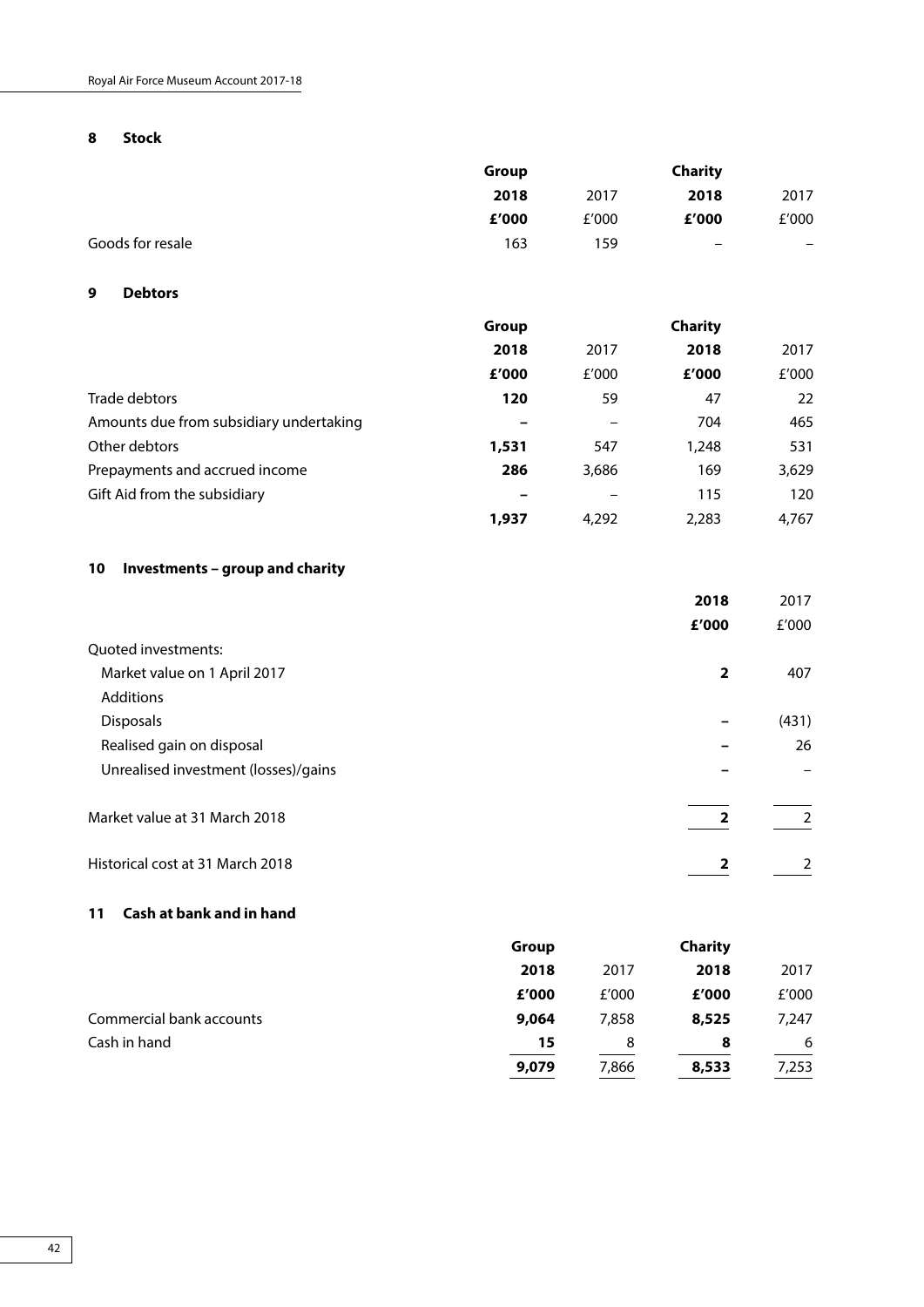## 8 Stock

| | Group | | Charity | |
|---|---|---|---|---|
| | **2018** | 2017 | **2018** | 2017 |
| | **£'000** | £'000 | **£'000** | £'000 |
| Goods for resale | 163 | 159 | – | – |

## 9 Debtors

| | Group | | Charity | |
|---|---|---|---|---|
| | **2018** | 2017 | **2018** | 2017 |
| | **£'000** | £'000 | **£'000** | £'000 |
| Trade debtors | **120** | 59 | 47 | 22 |
| Amounts due from subsidiary undertaking | **–** | – | 704 | 465 |
| Other debtors | **1,531** | 547 | 1,248 | 531 |
| Prepayments and accrued income | **286** | 3,686 | 169 | 3,629 |
| Gift Aid from the subsidiary | **–** | – | 115 | 120 |
| | **1,937** | 4,292 | 2,283 | 4,767 |

## 10 Investments – group and charity

| | **2018** | 2017 |
|---|---|---|
| | **£'000** | £'000 |
| Quoted investments: | | |
| Market value on 1 April 2017 | **2** | 407 |
| Additions | | |
| Disposals | **–** | (431) |
| Realised gain on disposal | **–** | 26 |
| Unrealised investment (losses)/gains | **–** | – |
| Market value at 31 March 2018 | **2** | 2 |
| Historical cost at 31 March 2018 | **2** | 2 |

## 11 Cash at bank and in hand

| | Group | | Charity | |
|---|---|---|---|---|
| | **2018** | 2017 | **2018** | 2017 |
| | **£'000** | £'000 | **£'000** | £'000 |
| Commercial bank accounts | **9,064** | 7,858 | **8,525** | 7,247 |
| Cash in hand | **15** | 8 | **8** | 6 |
| | **9,079** | 7,866 | **8,533** | 7,253 |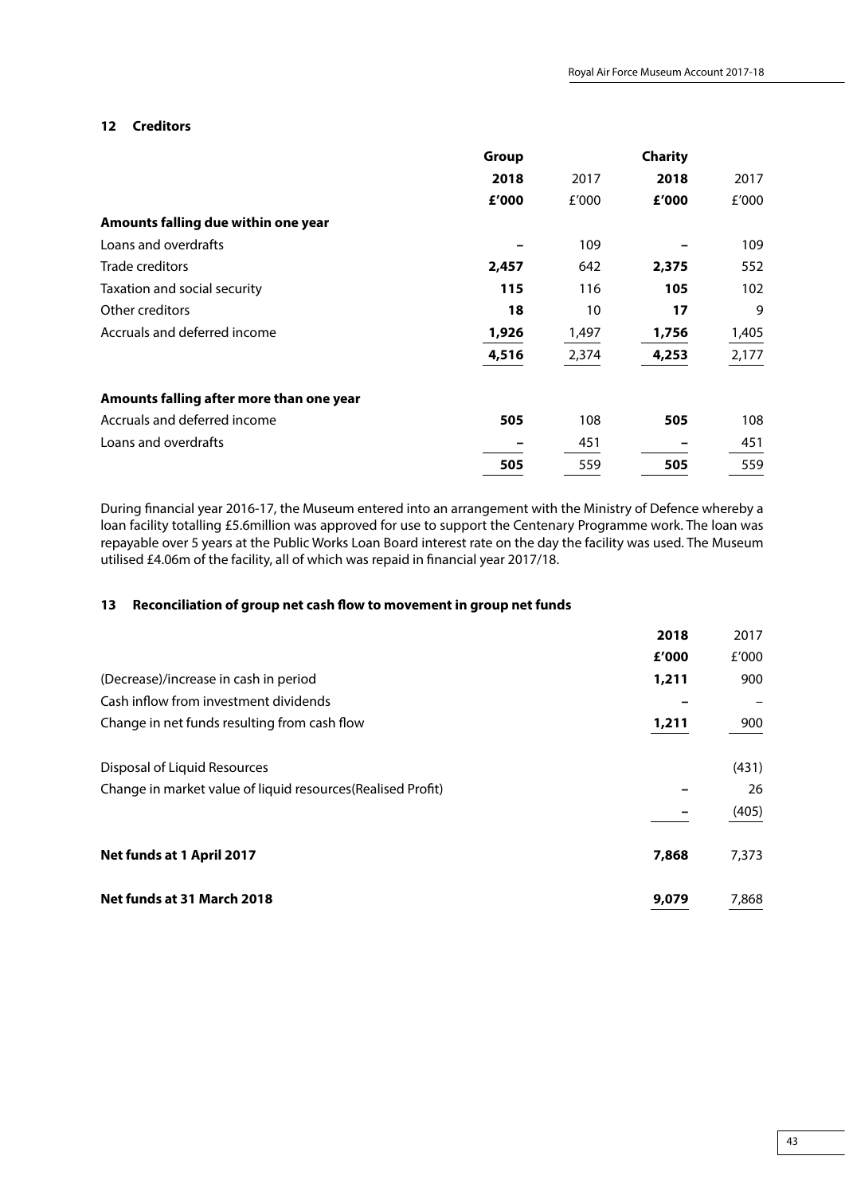## 12 Creditors

| | Group | | Charity | |
|---|---|---|---|---|
| | **2018** | 2017 | **2018** | 2017 |
| | **£'000** | £'000 | **£'000** | £'000 |
| **Amounts falling due within one year** | | | | |
| Loans and overdrafts | **–** | 109 | **–** | 109 |
| Trade creditors | **2,457** | 642 | **2,375** | 552 |
| Taxation and social security | **115** | 116 | **105** | 102 |
| Other creditors | **18** | 10 | **17** | 9 |
| Accruals and deferred income | **1,926** | 1,497 | **1,756** | 1,405 |
| | **4,516** | 2,374 | **4,253** | 2,177 |
| **Amounts falling after more than one year** | | | | |
| Accruals and deferred income | **505** | 108 | **505** | 108 |
| Loans and overdrafts | **–** | 451 | **–** | 451 |
| | **505** | 559 | **505** | 559 |

During financial year 2016-17, the Museum entered into an arrangement with the Ministry of Defence whereby a loan facility totalling £5.6million was approved for use to support the Centenary Programme work. The loan was repayable over 5 years at the Public Works Loan Board interest rate on the day the facility was used. The Museum utilised £4.06m of the facility, all of which was repaid in financial year 2017/18.

## 13 Reconciliation of group net cash flow to movement in group net funds

| | **2018** | 2017 |
|---|---|---|
| | **£'000** | £'000 |
| (Decrease)/increase in cash in period | **1,211** | 900 |
| Cash inflow from investment dividends | **–** | – |
| Change in net funds resulting from cash flow | **1,211** | 900 |
| Disposal of Liquid Resources | | (431) |
| Change in market value of liquid resources(Realised Profit) | **–** | 26 |
| | **–** | (405) |
| **Net funds at 1 April 2017** | **7,868** | 7,373 |
| **Net funds at 31 March 2018** | **9,079** | 7,868 |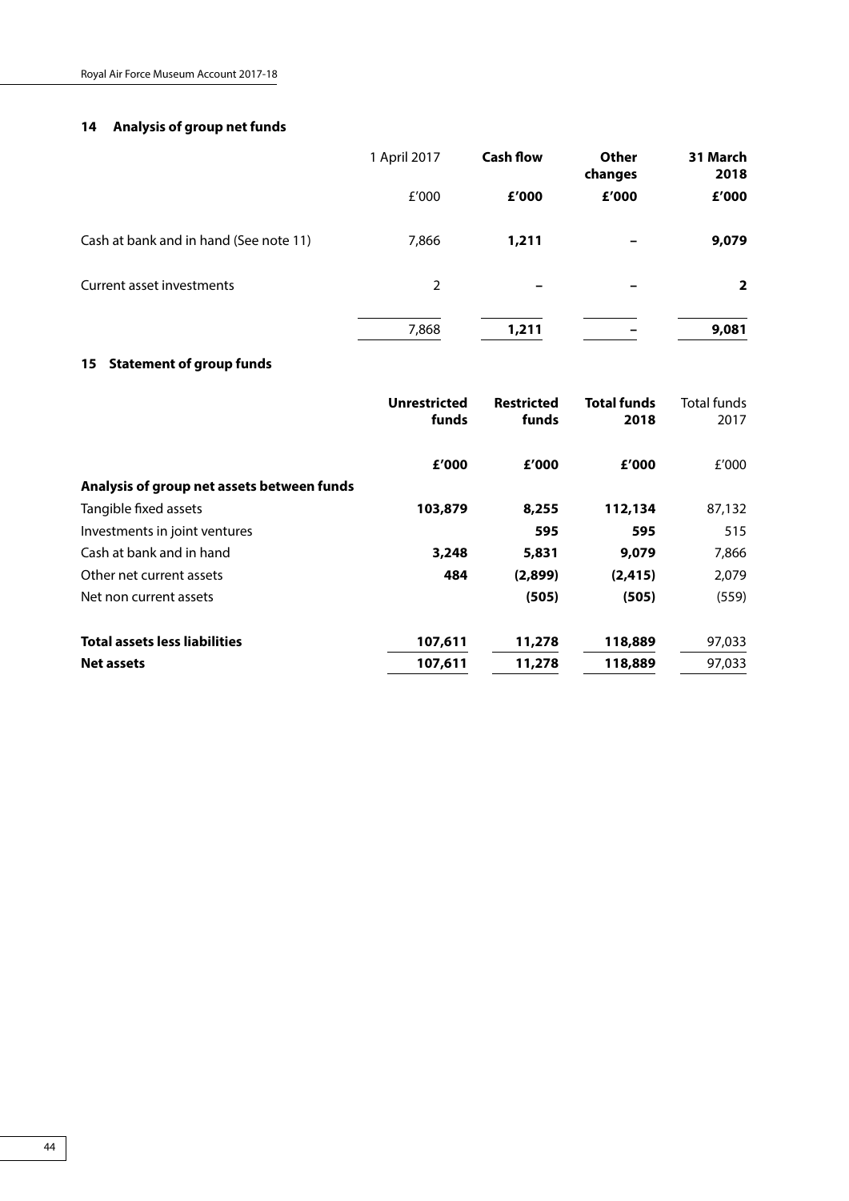## 14 Analysis of group net funds

| | 1 April 2017 | **Cash flow** | **Other changes** | **31 March 2018** |
|---|---|---|---|---|
| | £'000 | **£'000** | **£'000** | **£'000** |
| Cash at bank and in hand (See note 11) | 7,866 | **1,211** | **–** | **9,079** |
| Current asset investments | 2 | **–** | **–** | **2** |
| | 7,868 | **1,211** | **–** | **9,081** |

## 15 Statement of group funds

| | **Unrestricted funds** | **Restricted funds** | **Total funds 2018** | Total funds 2017 |
|---|---|---|---|---|
| | **£'000** | **£'000** | **£'000** | £'000 |
| **Analysis of group net assets between funds** | | | | |
| Tangible fixed assets | **103,879** | **8,255** | **112,134** | 87,132 |
| Investments in joint ventures | | **595** | **595** | 515 |
| Cash at bank and in hand | **3,248** | **5,831** | **9,079** | 7,866 |
| Other net current assets | **484** | **(2,899)** | **(2,415)** | 2,079 |
| Net non current assets | | **(505)** | **(505)** | (559) |
| **Total assets less liabilities** | **107,611** | **11,278** | **118,889** | 97,033 |
| **Net assets** | **107,611** | **11,278** | **118,889** | 97,033 |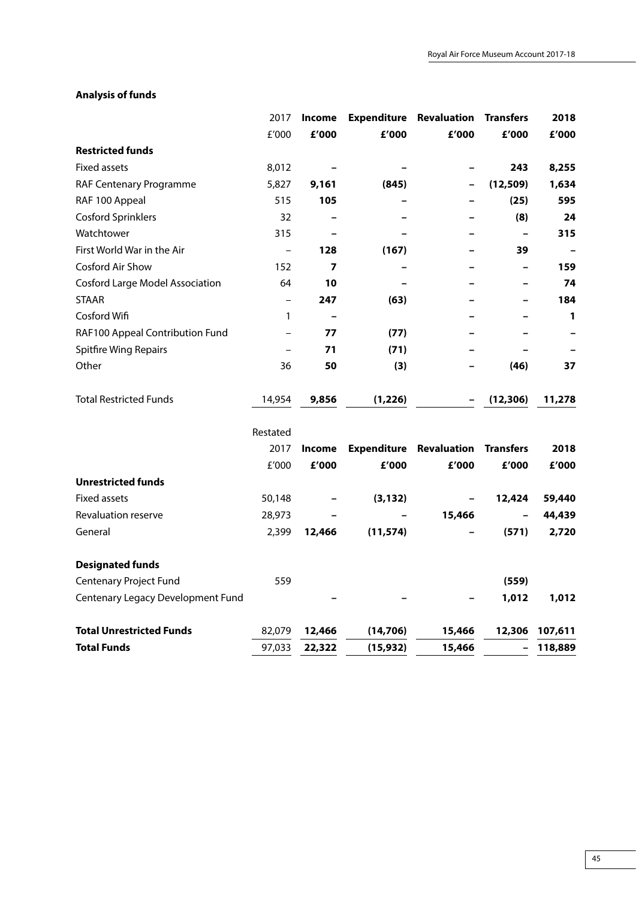## Analysis of funds

| | 2017 | Income | Expenditure | Revaluation | Transfers | 2018 |
|---|---|---|---|---|---|---|
| | £'000 | **£'000** | **£'000** | **£'000** | **£'000** | **£'000** |
| **Restricted funds** | | | | | | |
| Fixed assets | 8,012 | **–** | **–** | **–** | **243** | **8,255** |
| RAF Centenary Programme | 5,827 | **9,161** | **(845)** | **–** | **(12,509)** | **1,634** |
| RAF 100 Appeal | 515 | **105** | **–** | **–** | **(25)** | **595** |
| Cosford Sprinklers | 32 | **–** | **–** | **–** | **(8)** | **24** |
| Watchtower | 315 | **–** | **–** | **–** | **–** | **315** |
| First World War in the Air | – | **128** | **(167)** | **–** | **39** | **–** |
| Cosford Air Show | 152 | **7** | **–** | **–** | **–** | **159** |
| Cosford Large Model Association | 64 | **10** | **–** | **–** | **–** | **74** |
| STAAR | – | **247** | **(63)** | **–** | **–** | **184** |
| Cosford Wifi | 1 | **–** | | **–** | **–** | **1** |
| RAF100 Appeal Contribution Fund | – | **77** | **(77)** | **–** | **–** | **–** |
| Spitfire Wing Repairs | – | **71** | **(71)** | **–** | **–** | **–** |
| Other | 36 | **50** | **(3)** | **–** | **(46)** | **37** |
| Total Restricted Funds | 14,954 | **9,856** | **(1,226)** | **–** | **(12,306)** | **11,278** |

| | Restated 2017 | Income | Expenditure | Revaluation | Transfers | 2018 |
|---|---|---|---|---|---|---|
| | £'000 | **£'000** | **£'000** | **£'000** | **£'000** | **£'000** |
| **Unrestricted funds** | | | | | | |
| Fixed assets | 50,148 | **–** | **(3,132)** | **–** | **12,424** | **59,440** |
| Revaluation reserve | 28,973 | **–** | **–** | **15,466** | **–** | **44,439** |
| General | 2,399 | **12,466** | **(11,574)** | **–** | **(571)** | **2,720** |
| **Designated funds** | | | | | | |
| Centenary Project Fund | 559 | | | | **(559)** | |
| Centenary Legacy Development Fund | | **–** | **–** | **–** | **1,012** | **1,012** |
| **Total Unrestricted Funds** | 82,079 | **12,466** | **(14,706)** | **15,466** | **12,306** | **107,611** |
| **Total Funds** | 97,033 | **22,322** | **(15,932)** | **15,466** | **–** | **118,889** |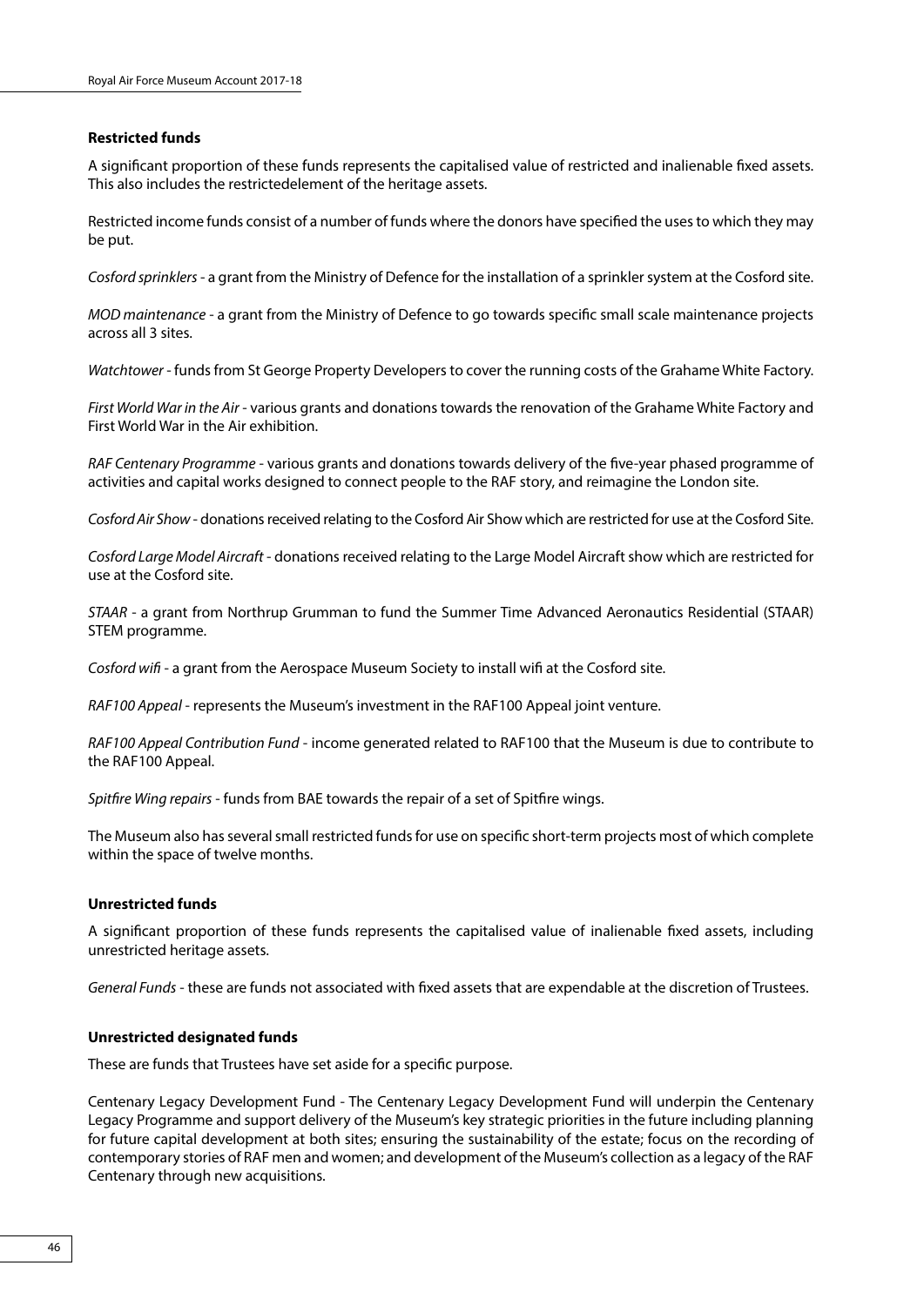**Restricted funds**

A significant proportion of these funds represents the capitalised value of restricted and inalienable fixed assets. This also includes the restrictedelement of the heritage assets.

Restricted income funds consist of a number of funds where the donors have specified the uses to which they may be put.

*Cosford sprinklers* - a grant from the Ministry of Defence for the installation of a sprinkler system at the Cosford site.

*MOD maintenance* - a grant from the Ministry of Defence to go towards specific small scale maintenance projects across all 3 sites.

*Watchtower* - funds from St George Property Developers to cover the running costs of the Grahame White Factory.

*First World War in the Air* - various grants and donations towards the renovation of the Grahame White Factory and First World War in the Air exhibition.

*RAF Centenary Programme* - various grants and donations towards delivery of the five-year phased programme of activities and capital works designed to connect people to the RAF story, and reimagine the London site.

*Cosford Air Show* - donations received relating to the Cosford Air Show which are restricted for use at the Cosford Site.

*Cosford Large Model Aircraft* - donations received relating to the Large Model Aircraft show which are restricted for use at the Cosford site.

*STAAR* - a grant from Northrup Grumman to fund the Summer Time Advanced Aeronautics Residential (STAAR) STEM programme.

*Cosford wifi* - a grant from the Aerospace Museum Society to install wifi at the Cosford site.

*RAF100 Appeal* - represents the Museum's investment in the RAF100 Appeal joint venture.

*RAF100 Appeal Contribution Fund* - income generated related to RAF100 that the Museum is due to contribute to the RAF100 Appeal.

*Spitfire Wing repairs* - funds from BAE towards the repair of a set of Spitfire wings.

The Museum also has several small restricted funds for use on specific short-term projects most of which complete within the space of twelve months.

**Unrestricted funds**

A significant proportion of these funds represents the capitalised value of inalienable fixed assets, including unrestricted heritage assets.

*General Funds* - these are funds not associated with fixed assets that are expendable at the discretion of Trustees.

**Unrestricted designated funds**

These are funds that Trustees have set aside for a specific purpose.

Centenary Legacy Development Fund - The Centenary Legacy Development Fund will underpin the Centenary Legacy Programme and support delivery of the Museum's key strategic priorities in the future including planning for future capital development at both sites; ensuring the sustainability of the estate; focus on the recording of contemporary stories of RAF men and women; and development of the Museum's collection as a legacy of the RAF Centenary through new acquisitions.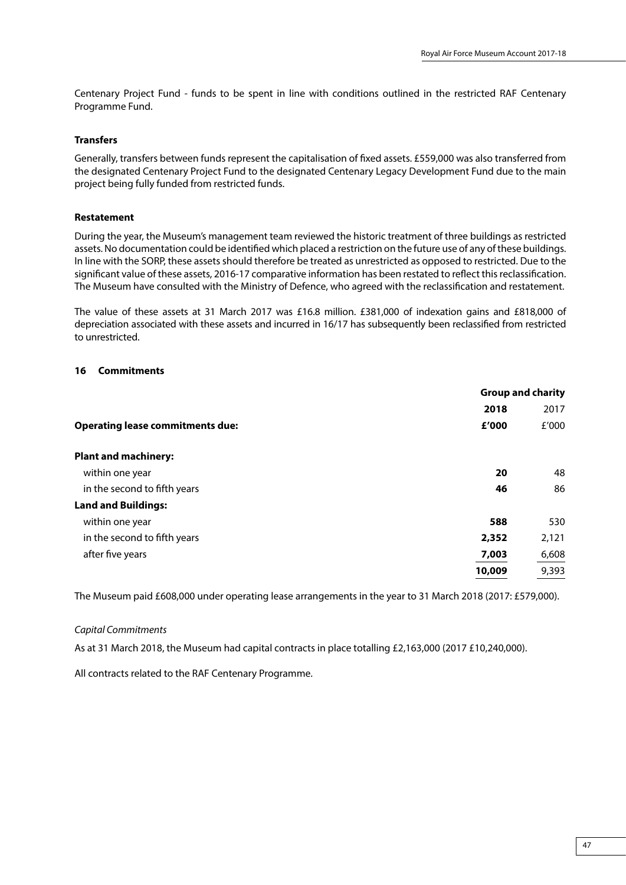Centenary Project Fund - funds to be spent in line with conditions outlined in the restricted RAF Centenary Programme Fund.

**Transfers**

Generally, transfers between funds represent the capitalisation of fixed assets. £559,000 was also transferred from the designated Centenary Project Fund to the designated Centenary Legacy Development Fund due to the main project being fully funded from restricted funds.

**Restatement**

During the year, the Museum's management team reviewed the historic treatment of three buildings as restricted assets. No documentation could be identified which placed a restriction on the future use of any of these buildings. In line with the SORP, these assets should therefore be treated as unrestricted as opposed to restricted. Due to the significant value of these assets, 2016-17 comparative information has been restated to reflect this reclassification. The Museum have consulted with the Ministry of Defence, who agreed with the reclassification and restatement.

The value of these assets at 31 March 2017 was £16.8 million. £381,000 of indexation gains and £818,000 of depreciation associated with these assets and incurred in 16/17 has subsequently been reclassified from restricted to unrestricted.

## 16 Commitments

| | **Group and charity** | |
|---|---|---|
| | **2018** | 2017 |
| **Operating lease commitments due:** | **£'000** | £'000 |
| **Plant and machinery:** | | |
| within one year | **20** | 48 |
| in the second to fifth years | **46** | 86 |
| **Land and Buildings:** | | |
| within one year | **588** | 530 |
| in the second to fifth years | **2,352** | 2,121 |
| after five years | **7,003** | 6,608 |
| | **10,009** | 9,393 |

The Museum paid £608,000 under operating lease arrangements in the year to 31 March 2018 (2017: £579,000).

*Capital Commitments*

As at 31 March 2018, the Museum had capital contracts in place totalling £2,163,000 (2017 £10,240,000).

All contracts related to the RAF Centenary Programme.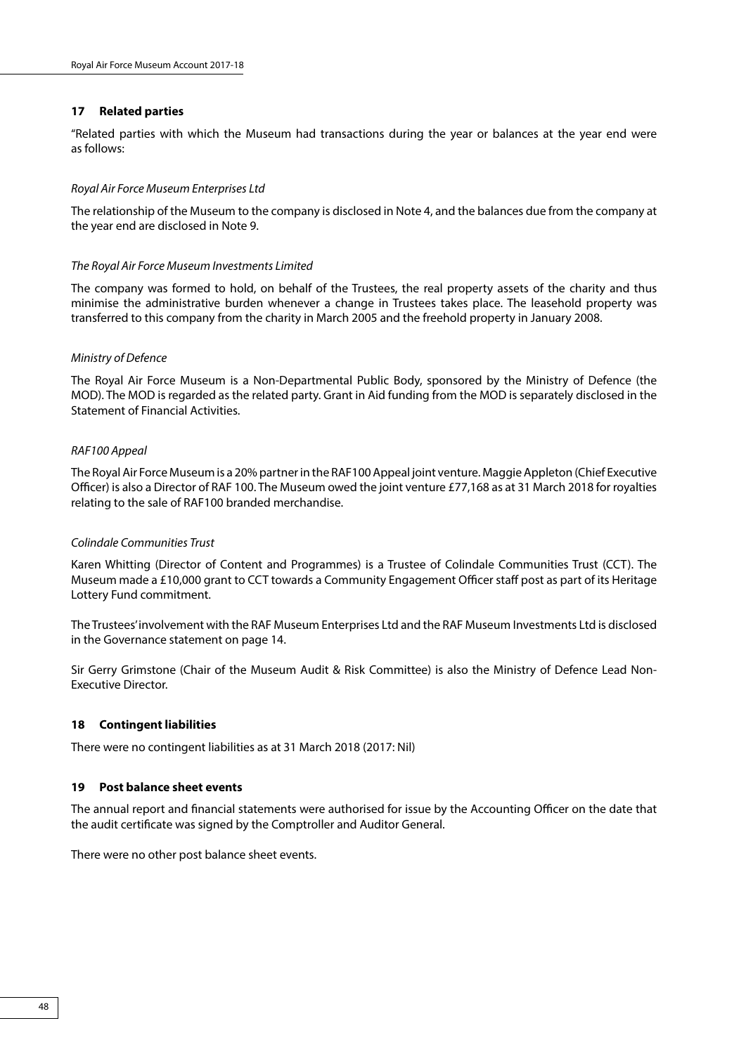## 17 Related parties

"Related parties with which the Museum had transactions during the year or balances at the year end were as follows:

*Royal Air Force Museum Enterprises Ltd*

The relationship of the Museum to the company is disclosed in Note 4, and the balances due from the company at the year end are disclosed in Note 9.

*The Royal Air Force Museum Investments Limited*

The company was formed to hold, on behalf of the Trustees, the real property assets of the charity and thus minimise the administrative burden whenever a change in Trustees takes place. The leasehold property was transferred to this company from the charity in March 2005 and the freehold property in January 2008.

*Ministry of Defence*

The Royal Air Force Museum is a Non-Departmental Public Body, sponsored by the Ministry of Defence (the MOD). The MOD is regarded as the related party. Grant in Aid funding from the MOD is separately disclosed in the Statement of Financial Activities.

*RAF100 Appeal*

The Royal Air Force Museum is a 20% partner in the RAF100 Appeal joint venture. Maggie Appleton (Chief Executive Officer) is also a Director of RAF 100. The Museum owed the joint venture £77,168 as at 31 March 2018 for royalties relating to the sale of RAF100 branded merchandise.

*Colindale Communities Trust*

Karen Whitting (Director of Content and Programmes) is a Trustee of Colindale Communities Trust (CCT). The Museum made a £10,000 grant to CCT towards a Community Engagement Officer staff post as part of its Heritage Lottery Fund commitment.

The Trustees' involvement with the RAF Museum Enterprises Ltd and the RAF Museum Investments Ltd is disclosed in the Governance statement on page 14.

Sir Gerry Grimstone (Chair of the Museum Audit & Risk Committee) is also the Ministry of Defence Lead Non-Executive Director.

## 18 Contingent liabilities

There were no contingent liabilities as at 31 March 2018 (2017: Nil)

## 19 Post balance sheet events

The annual report and financial statements were authorised for issue by the Accounting Officer on the date that the audit certificate was signed by the Comptroller and Auditor General.

There were no other post balance sheet events.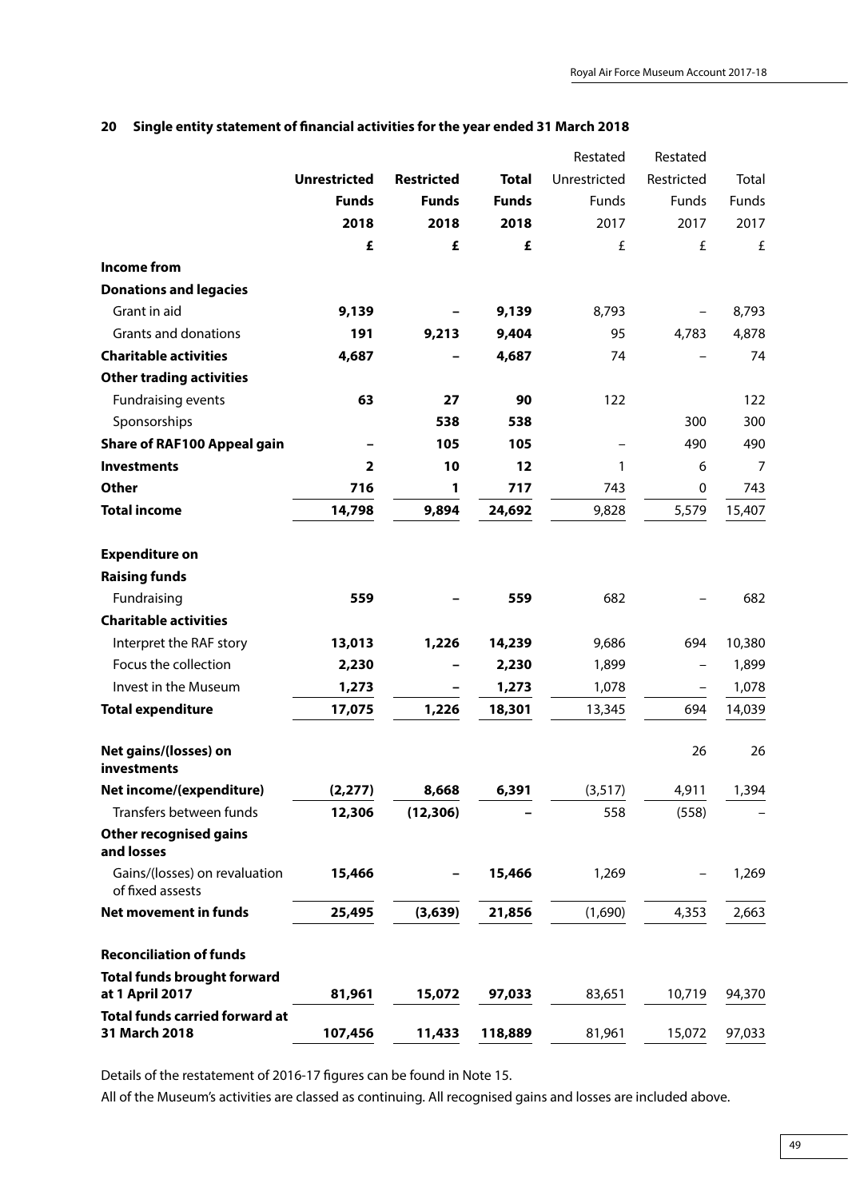## 20 Single entity statement of financial activities for the year ended 31 March 2018

| | Unrestricted Funds 2018 £ | Restricted Funds 2018 £ | Total Funds 2018 £ | Restated Unrestricted Funds 2017 £ | Restated Restricted Funds 2017 £ | Total Funds 2017 £ |
|---|---|---|---|---|---|---|
| **Income from** | | | | | | |
| **Donations and legacies** | | | | | | |
| Grant in aid | **9,139** | **–** | **9,139** | 8,793 | – | 8,793 |
| Grants and donations | **191** | **9,213** | **9,404** | 95 | 4,783 | 4,878 |
| **Charitable activities** | **4,687** | **–** | **4,687** | 74 | – | 74 |
| **Other trading activities** | | | | | | |
| Fundraising events | **63** | **27** | **90** | 122 | | 122 |
| Sponsorships | | **538** | **538** | | 300 | 300 |
| **Share of RAF100 Appeal gain** | **–** | **105** | **105** | – | 490 | 490 |
| **Investments** | **2** | **10** | **12** | 1 | 6 | 7 |
| **Other** | **716** | **1** | **717** | 743 | 0 | 743 |
| **Total income** | **14,798** | **9,894** | **24,692** | 9,828 | 5,579 | 15,407 |
| | | | | | | |
| **Expenditure on** | | | | | | |
| **Raising funds** | | | | | | |
| Fundraising | **559** | **–** | **559** | 682 | – | 682 |
| **Charitable activities** | | | | | | |
| Interpret the RAF story | **13,013** | **1,226** | **14,239** | 9,686 | 694 | 10,380 |
| Focus the collection | **2,230** | **–** | **2,230** | 1,899 | – | 1,899 |
| Invest in the Museum | **1,273** | **–** | **1,273** | 1,078 | – | 1,078 |
| **Total expenditure** | **17,075** | **1,226** | **18,301** | 13,345 | 694 | 14,039 |
| | | | | | | |
| **Net gains/(losses) on investments** | | | | | 26 | 26 |
| **Net income/(expenditure)** | **(2,277)** | **8,668** | **6,391** | (3,517) | 4,911 | 1,394 |
| Transfers between funds | **12,306** | **(12,306)** | **–** | 558 | (558) | – |
| **Other recognised gains and losses** | | | | | | |
| Gains/(losses) on revaluation of fixed assests | **15,466** | **–** | **15,466** | 1,269 | – | 1,269 |
| **Net movement in funds** | **25,495** | **(3,639)** | **21,856** | (1,690) | 4,353 | 2,663 |
| | | | | | | |
| **Reconciliation of funds** | | | | | | |
| **Total funds brought forward at 1 April 2017** | **81,961** | **15,072** | **97,033** | 83,651 | 10,719 | 94,370 |
| **Total funds carried forward at 31 March 2018** | **107,456** | **11,433** | **118,889** | 81,961 | 15,072 | 97,033 |

Details of the restatement of 2016-17 figures can be found in Note 15.

All of the Museum's activities are classed as continuing. All recognised gains and losses are included above.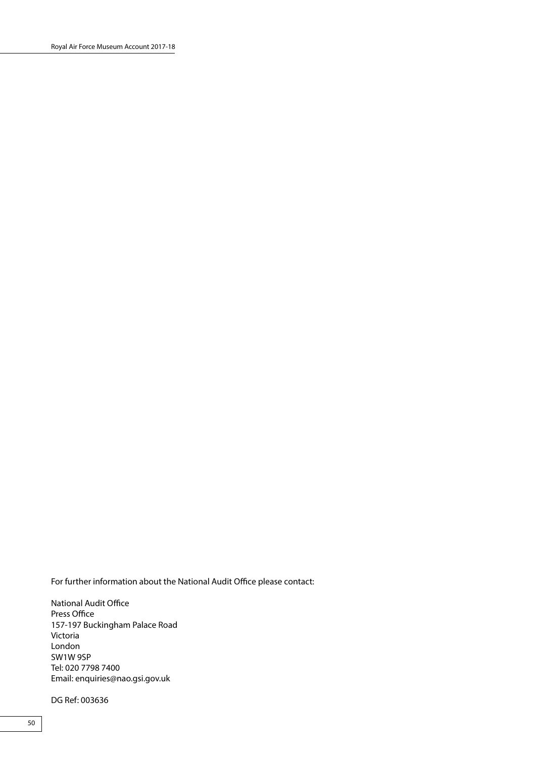For further information about the National Audit Office please contact:

National Audit Office
Press Office
157-197 Buckingham Palace Road
Victoria
London
SW1W 9SP
Tel: 020 7798 7400
Email: enquiries@nao.gsi.gov.uk

DG Ref: 003636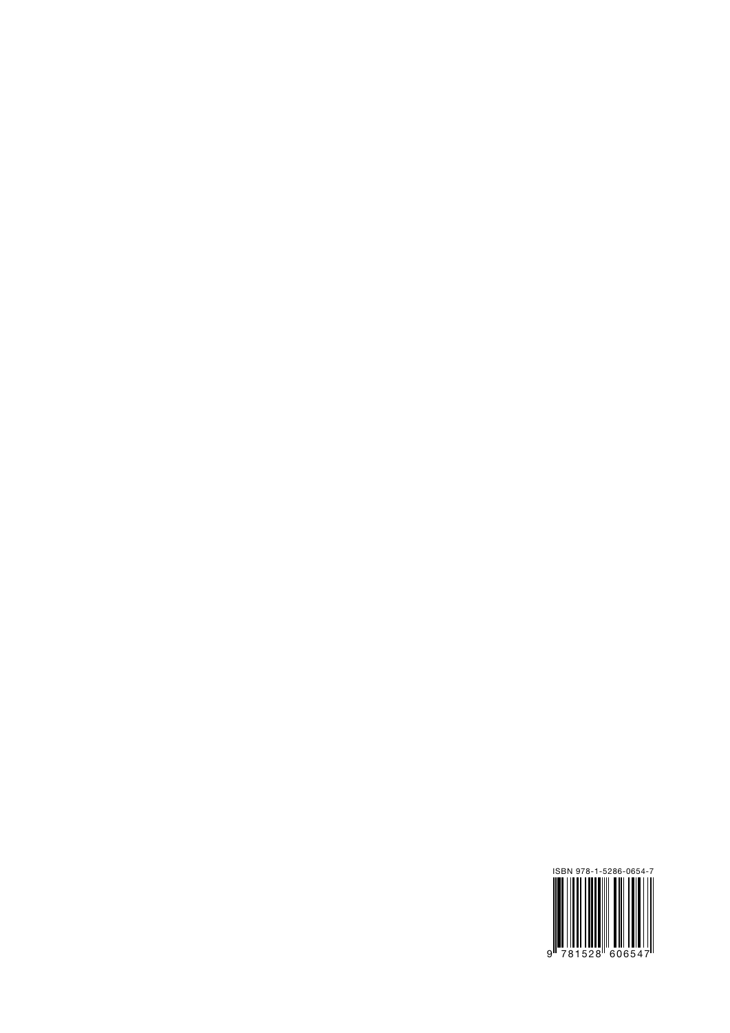ISBN 978-1-5286-0654-7

9 781528 606547